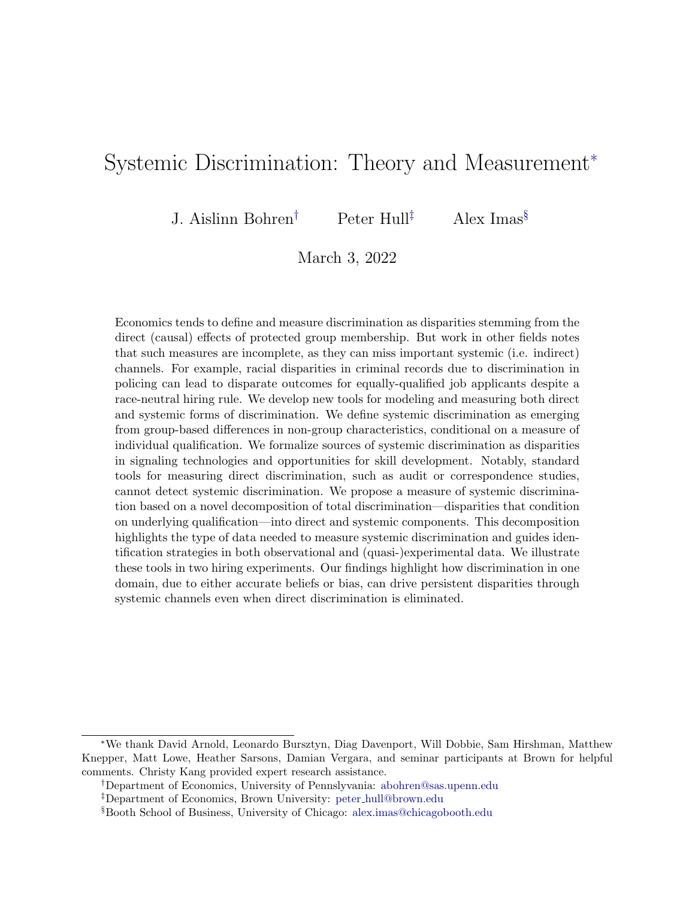# Systemic Discrimination: Theory and Measurement[*]

J. Aislinn Bohren[†] Peter Hull[‡] Alex Imas[§]

March 3, 2022

Economics tends to define and measure discrimination as disparities stemming from the direct (causal) effects of protected group membership. But work in other fields notes that such measures are incomplete, as they can miss important systemic (i.e. indirect) channels. For example, racial disparities in criminal records due to discrimination in policing can lead to disparate outcomes for equally-qualified job applicants despite a race-neutral hiring rule. We develop new tools for modeling and measuring both direct and systemic forms of discrimination. We define systemic discrimination as emerging from group-based differences in non-group characteristics, conditional on a measure of individual qualification. We formalize sources of systemic discrimination as disparities in signaling technologies and opportunities for skill development. Notably, standard tools for measuring direct discrimination, such as audit or correspondence studies, cannot detect systemic discrimination. We propose a measure of systemic discrimination based on a novel decomposition of total discrimination—disparities that condition on underlying qualification—into direct and systemic components. This decomposition highlights the type of data needed to measure systemic discrimination and guides identification strategies in both observational and (quasi-)experimental data. We illustrate these tools in two hiring experiments. Our findings highlight how discrimination in one domain, due to either accurate beliefs or bias, can drive persistent disparities through systemic channels even when direct discrimination is eliminated.

---

[*] We thank David Arnold, Leonardo Bursztyn, Diag Davenport, Will Dobbie, Sam Hirshman, Matthew Knepper, Matt Lowe, Heather Sarsons, Damian Vergara, and seminar participants at Brown for helpful comments. Christy Kang provided expert research assistance.

[†] Department of Economics, University of Pennslyvania: abohren@sas.upenn.edu

[‡] Department of Economics, Brown University: peter_hull@brown.edu

[§] Booth School of Business, University of Chicago: alex.imas@chicagobooth.edu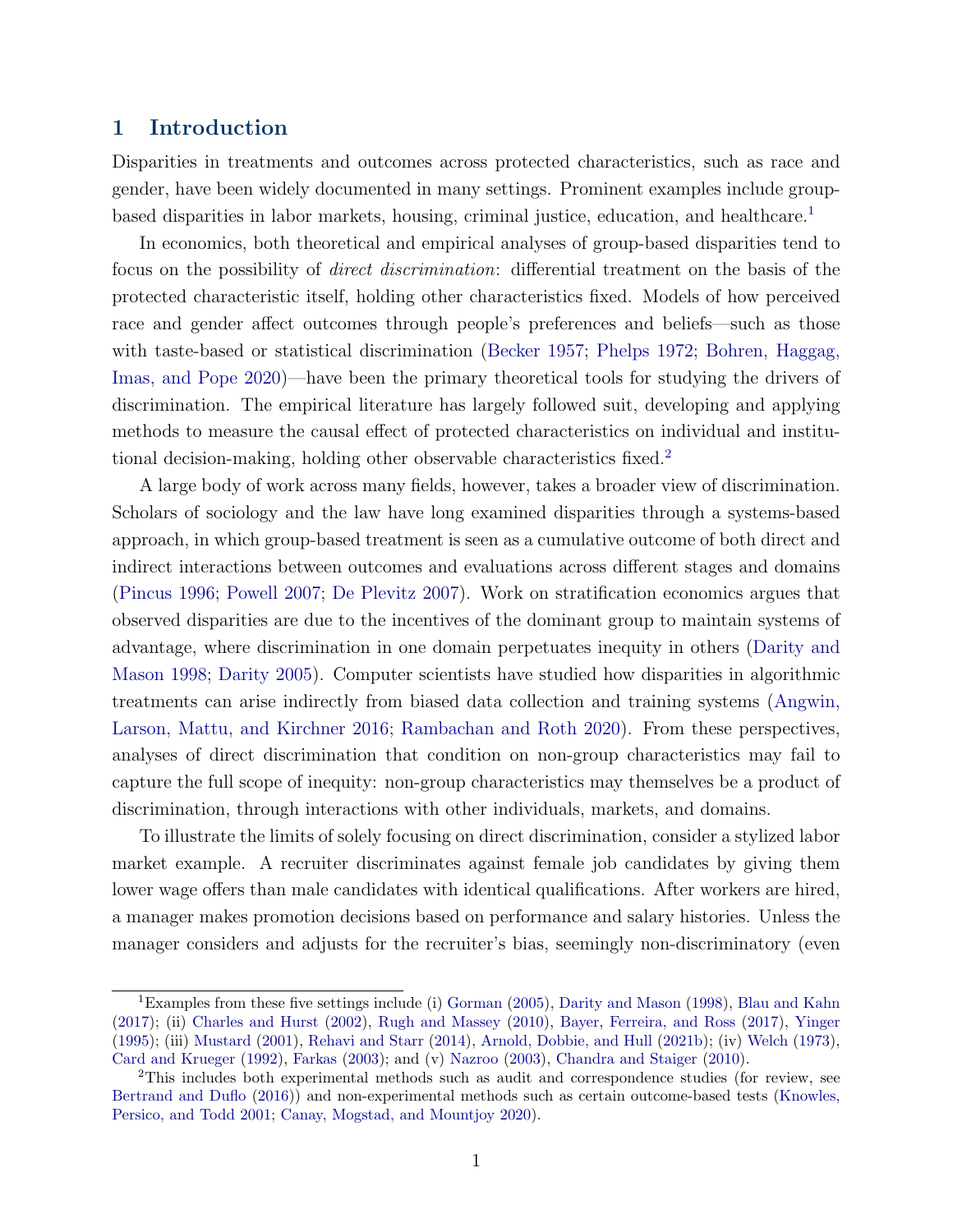## 1 Introduction

Disparities in treatments and outcomes across protected characteristics, such as race and gender, have been widely documented in many settings. Prominent examples include group-based disparities in labor markets, housing, criminal justice, education, and healthcare.[1]

In economics, both theoretical and empirical analyses of group-based disparities tend to focus on the possibility of *direct discrimination*: differential treatment on the basis of the protected characteristic itself, holding other characteristics fixed. Models of how perceived race and gender affect outcomes through people's preferences and beliefs—such as those with taste-based or statistical discrimination (Becker 1957; Phelps 1972; Bohren, Haggag, Imas, and Pope 2020)—have been the primary theoretical tools for studying the drivers of discrimination. The empirical literature has largely followed suit, developing and applying methods to measure the causal effect of protected characteristics on individual and institutional decision-making, holding other observable characteristics fixed.[2]

A large body of work across many fields, however, takes a broader view of discrimination. Scholars of sociology and the law have long examined disparities through a systems-based approach, in which group-based treatment is seen as a cumulative outcome of both direct and indirect interactions between outcomes and evaluations across different stages and domains (Pincus 1996; Powell 2007; De Plevitz 2007). Work on stratification economics argues that observed disparities are due to the incentives of the dominant group to maintain systems of advantage, where discrimination in one domain perpetuates inequity in others (Darity and Mason 1998; Darity 2005). Computer scientists have studied how disparities in algorithmic treatments can arise indirectly from biased data collection and training systems (Angwin, Larson, Mattu, and Kirchner 2016; Rambachan and Roth 2020). From these perspectives, analyses of direct discrimination that condition on non-group characteristics may fail to capture the full scope of inequity: non-group characteristics may themselves be a product of discrimination, through interactions with other individuals, markets, and domains.

To illustrate the limits of solely focusing on direct discrimination, consider a stylized labor market example. A recruiter discriminates against female job candidates by giving them lower wage offers than male candidates with identical qualifications. After workers are hired, a manager makes promotion decisions based on performance and salary histories. Unless the manager considers and adjusts for the recruiter's bias, seemingly non-discriminatory (even

[1] Examples from these five settings include (i) Gorman (2005), Darity and Mason (1998), Blau and Kahn (2017); (ii) Charles and Hurst (2002), Rugh and Massey (2010), Bayer, Ferreira, and Ross (2017), Yinger (1995); (iii) Mustard (2001), Rehavi and Starr (2014), Arnold, Dobbie, and Hull (2021b); (iv) Welch (1973), Card and Krueger (1992), Farkas (2003); and (v) Nazroo (2003), Chandra and Staiger (2010).

[2] This includes both experimental methods such as audit and correspondence studies (for review, see Bertrand and Duflo (2016)) and non-experimental methods such as certain outcome-based tests (Knowles, Persico, and Todd 2001; Canay, Mogstad, and Mountjoy 2020).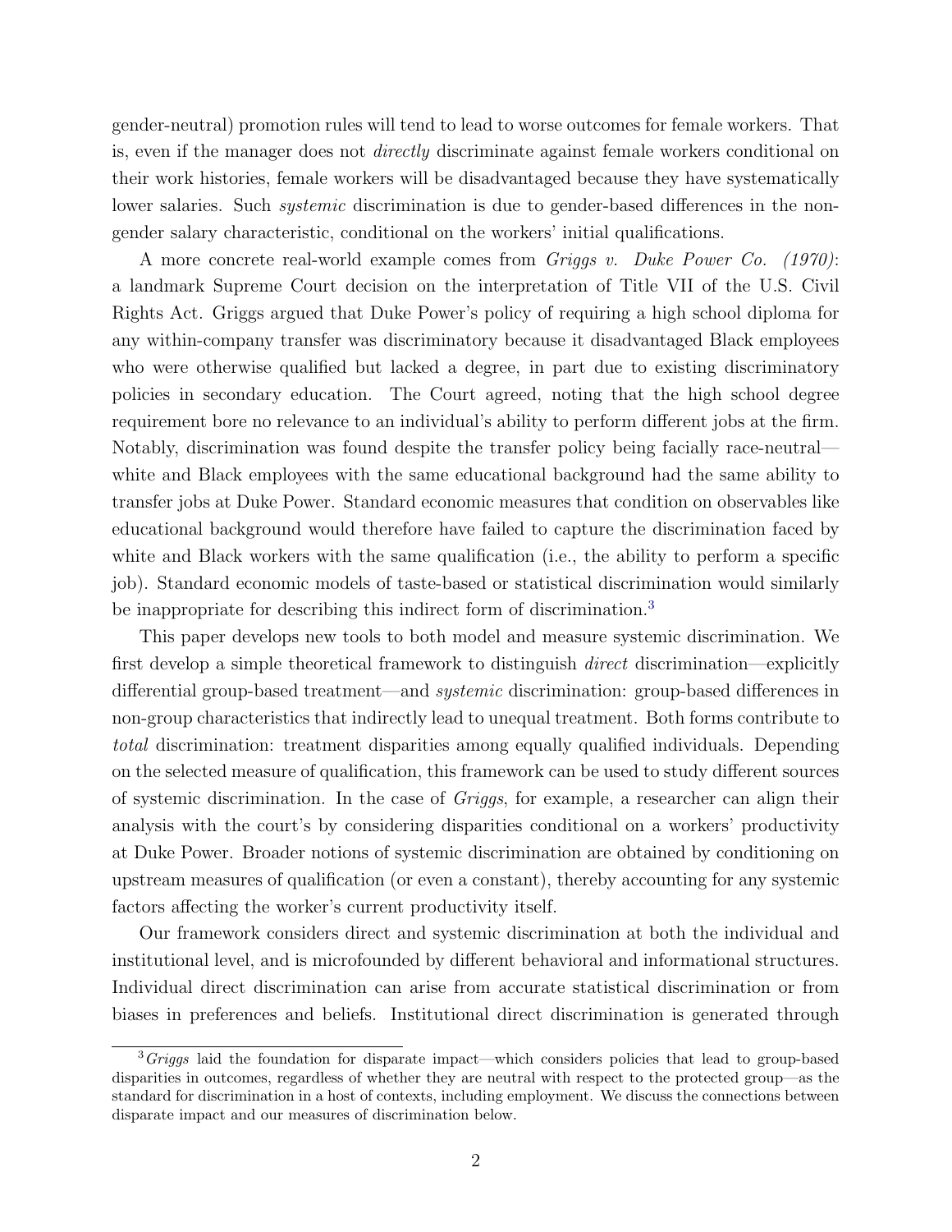gender-neutral) promotion rules will tend to lead to worse outcomes for female workers. That is, even if the manager does not *directly* discriminate against female workers conditional on their work histories, female workers will be disadvantaged because they have systematically lower salaries. Such *systemic* discrimination is due to gender-based differences in the non-gender salary characteristic, conditional on the workers' initial qualifications.

A more concrete real-world example comes from *Griggs v. Duke Power Co. (1970)*: a landmark Supreme Court decision on the interpretation of Title VII of the U.S. Civil Rights Act. Griggs argued that Duke Power's policy of requiring a high school diploma for any within-company transfer was discriminatory because it disadvantaged Black employees who were otherwise qualified but lacked a degree, in part due to existing discriminatory policies in secondary education. The Court agreed, noting that the high school degree requirement bore no relevance to an individual's ability to perform different jobs at the firm. Notably, discrimination was found despite the transfer policy being facially race-neutral—white and Black employees with the same educational background had the same ability to transfer jobs at Duke Power. Standard economic measures that condition on observables like educational background would therefore have failed to capture the discrimination faced by white and Black workers with the same qualification (i.e., the ability to perform a specific job). Standard economic models of taste-based or statistical discrimination would similarly be inappropriate for describing this indirect form of discrimination.[3]

This paper develops new tools to both model and measure systemic discrimination. We first develop a simple theoretical framework to distinguish *direct* discrimination—explicitly differential group-based treatment—and *systemic* discrimination: group-based differences in non-group characteristics that indirectly lead to unequal treatment. Both forms contribute to *total* discrimination: treatment disparities among equally qualified individuals. Depending on the selected measure of qualification, this framework can be used to study different sources of systemic discrimination. In the case of *Griggs*, for example, a researcher can align their analysis with the court's by considering disparities conditional on a workers' productivity at Duke Power. Broader notions of systemic discrimination are obtained by conditioning on upstream measures of qualification (or even a constant), thereby accounting for any systemic factors affecting the worker's current productivity itself.

Our framework considers direct and systemic discrimination at both the individual and institutional level, and is microfounded by different behavioral and informational structures. Individual direct discrimination can arise from accurate statistical discrimination or from biases in preferences and beliefs. Institutional direct discrimination is generated through

[3] *Griggs* laid the foundation for disparate impact—which considers policies that lead to group-based disparities in outcomes, regardless of whether they are neutral with respect to the protected group—as the standard for discrimination in a host of contexts, including employment. We discuss the connections between disparate impact and our measures of discrimination below.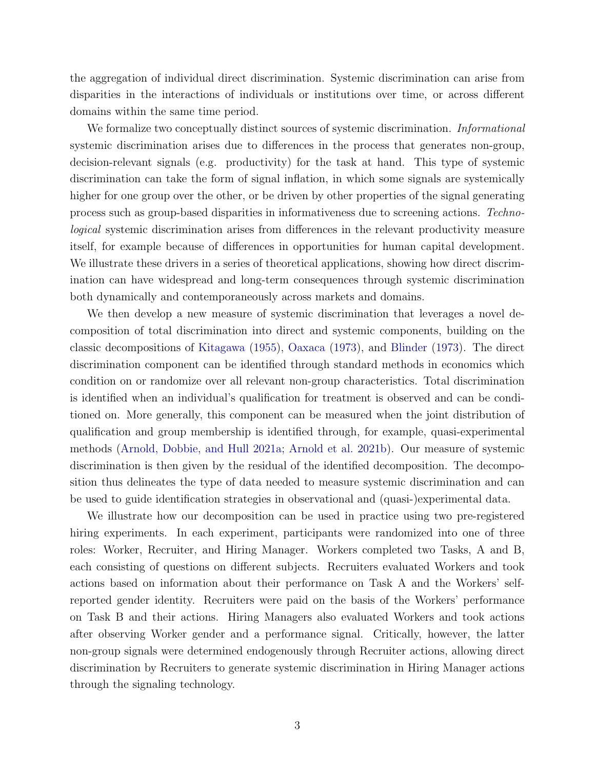the aggregation of individual direct discrimination. Systemic discrimination can arise from disparities in the interactions of individuals or institutions over time, or across different domains within the same time period.

We formalize two conceptually distinct sources of systemic discrimination. *Informational* systemic discrimination arises due to differences in the process that generates non-group, decision-relevant signals (e.g. productivity) for the task at hand. This type of systemic discrimination can take the form of signal inflation, in which some signals are systemically higher for one group over the other, or be driven by other properties of the signal generating process such as group-based disparities in informativeness due to screening actions. *Technological* systemic discrimination arises from differences in the relevant productivity measure itself, for example because of differences in opportunities for human capital development. We illustrate these drivers in a series of theoretical applications, showing how direct discrimination can have widespread and long-term consequences through systemic discrimination both dynamically and contemporaneously across markets and domains.

We then develop a new measure of systemic discrimination that leverages a novel decomposition of total discrimination into direct and systemic components, building on the classic decompositions of Kitagawa (1955), Oaxaca (1973), and Blinder (1973). The direct discrimination component can be identified through standard methods in economics which condition on or randomize over all relevant non-group characteristics. Total discrimination is identified when an individual's qualification for treatment is observed and can be conditioned on. More generally, this component can be measured when the joint distribution of qualification and group membership is identified through, for example, quasi-experimental methods (Arnold, Dobbie, and Hull 2021a; Arnold et al. 2021b). Our measure of systemic discrimination is then given by the residual of the identified decomposition. The decomposition thus delineates the type of data needed to measure systemic discrimination and can be used to guide identification strategies in observational and (quasi-)experimental data.

We illustrate how our decomposition can be used in practice using two pre-registered hiring experiments. In each experiment, participants were randomized into one of three roles: Worker, Recruiter, and Hiring Manager. Workers completed two Tasks, A and B, each consisting of questions on different subjects. Recruiters evaluated Workers and took actions based on information about their performance on Task A and the Workers' self-reported gender identity. Recruiters were paid on the basis of the Workers' performance on Task B and their actions. Hiring Managers also evaluated Workers and took actions after observing Worker gender and a performance signal. Critically, however, the latter non-group signals were determined endogenously through Recruiter actions, allowing direct discrimination by Recruiters to generate systemic discrimination in Hiring Manager actions through the signaling technology.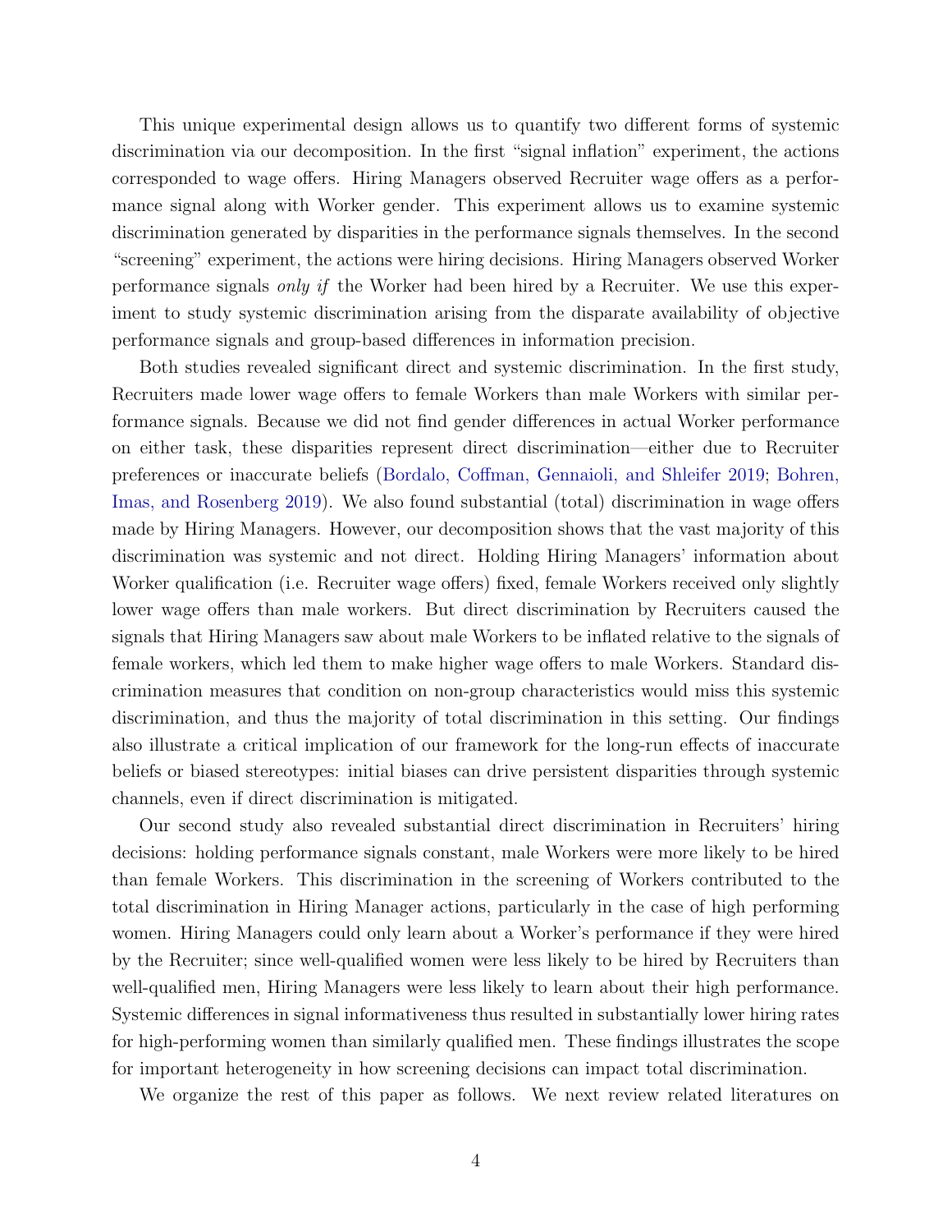This unique experimental design allows us to quantify two different forms of systemic discrimination via our decomposition. In the first "signal inflation" experiment, the actions corresponded to wage offers. Hiring Managers observed Recruiter wage offers as a performance signal along with Worker gender. This experiment allows us to examine systemic discrimination generated by disparities in the performance signals themselves. In the second "screening" experiment, the actions were hiring decisions. Hiring Managers observed Worker performance signals *only if* the Worker had been hired by a Recruiter. We use this experiment to study systemic discrimination arising from the disparate availability of objective performance signals and group-based differences in information precision.

Both studies revealed significant direct and systemic discrimination. In the first study, Recruiters made lower wage offers to female Workers than male Workers with similar performance signals. Because we did not find gender differences in actual Worker performance on either task, these disparities represent direct discrimination—either due to Recruiter preferences or inaccurate beliefs (Bordalo, Coffman, Gennaioli, and Shleifer 2019; Bohren, Imas, and Rosenberg 2019). We also found substantial (total) discrimination in wage offers made by Hiring Managers. However, our decomposition shows that the vast majority of this discrimination was systemic and not direct. Holding Hiring Managers' information about Worker qualification (i.e. Recruiter wage offers) fixed, female Workers received only slightly lower wage offers than male workers. But direct discrimination by Recruiters caused the signals that Hiring Managers saw about male Workers to be inflated relative to the signals of female workers, which led them to make higher wage offers to male Workers. Standard discrimination measures that condition on non-group characteristics would miss this systemic discrimination, and thus the majority of total discrimination in this setting. Our findings also illustrate a critical implication of our framework for the long-run effects of inaccurate beliefs or biased stereotypes: initial biases can drive persistent disparities through systemic channels, even if direct discrimination is mitigated.

Our second study also revealed substantial direct discrimination in Recruiters' hiring decisions: holding performance signals constant, male Workers were more likely to be hired than female Workers. This discrimination in the screening of Workers contributed to the total discrimination in Hiring Manager actions, particularly in the case of high performing women. Hiring Managers could only learn about a Worker's performance if they were hired by the Recruiter; since well-qualified women were less likely to be hired by Recruiters than well-qualified men, Hiring Managers were less likely to learn about their high performance. Systemic differences in signal informativeness thus resulted in substantially lower hiring rates for high-performing women than similarly qualified men. These findings illustrates the scope for important heterogeneity in how screening decisions can impact total discrimination.

We organize the rest of this paper as follows. We next review related literatures on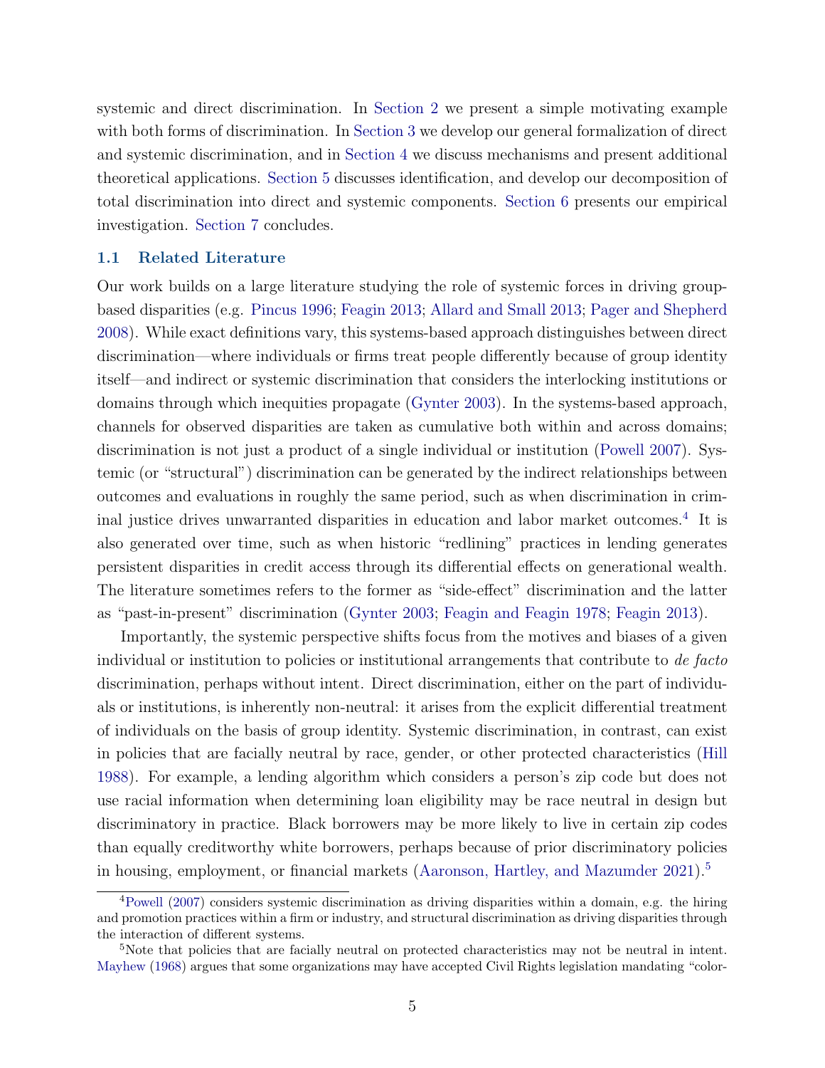systemic and direct discrimination. In Section 2 we present a simple motivating example with both forms of discrimination. In Section 3 we develop our general formalization of direct and systemic discrimination, and in Section 4 we discuss mechanisms and present additional theoretical applications. Section 5 discusses identification, and develop our decomposition of total discrimination into direct and systemic components. Section 6 presents our empirical investigation. Section 7 concludes.

### 1.1 Related Literature

Our work builds on a large literature studying the role of systemic forces in driving group-based disparities (e.g. Pincus 1996; Feagin 2013; Allard and Small 2013; Pager and Shepherd 2008). While exact definitions vary, this systems-based approach distinguishes between direct discrimination—where individuals or firms treat people differently because of group identity itself—and indirect or systemic discrimination that considers the interlocking institutions or domains through which inequities propagate (Gynter 2003). In the systems-based approach, channels for observed disparities are taken as cumulative both within and across domains; discrimination is not just a product of a single individual or institution (Powell 2007). Systemic (or "structural") discrimination can be generated by the indirect relationships between outcomes and evaluations in roughly the same period, such as when discrimination in criminal justice drives unwarranted disparities in education and labor market outcomes.[4] It is also generated over time, such as when historic "redlining" practices in lending generates persistent disparities in credit access through its differential effects on generational wealth. The literature sometimes refers to the former as "side-effect" discrimination and the latter as "past-in-present" discrimination (Gynter 2003; Feagin and Feagin 1978; Feagin 2013).

Importantly, the systemic perspective shifts focus from the motives and biases of a given individual or institution to policies or institutional arrangements that contribute to *de facto* discrimination, perhaps without intent. Direct discrimination, either on the part of individuals or institutions, is inherently non-neutral: it arises from the explicit differential treatment of individuals on the basis of group identity. Systemic discrimination, in contrast, can exist in policies that are facially neutral by race, gender, or other protected characteristics (Hill 1988). For example, a lending algorithm which considers a person's zip code but does not use racial information when determining loan eligibility may be race neutral in design but discriminatory in practice. Black borrowers may be more likely to live in certain zip codes than equally creditworthy white borrowers, perhaps because of prior discriminatory policies in housing, employment, or financial markets (Aaronson, Hartley, and Mazumder 2021).[5]

[4] Powell (2007) considers systemic discrimination as driving disparities within a domain, e.g. the hiring and promotion practices within a firm or industry, and structural discrimination as driving disparities through the interaction of different systems.

[5] Note that policies that are facially neutral on protected characteristics may not be neutral in intent. Mayhew (1968) argues that some organizations may have accepted Civil Rights legislation mandating "color-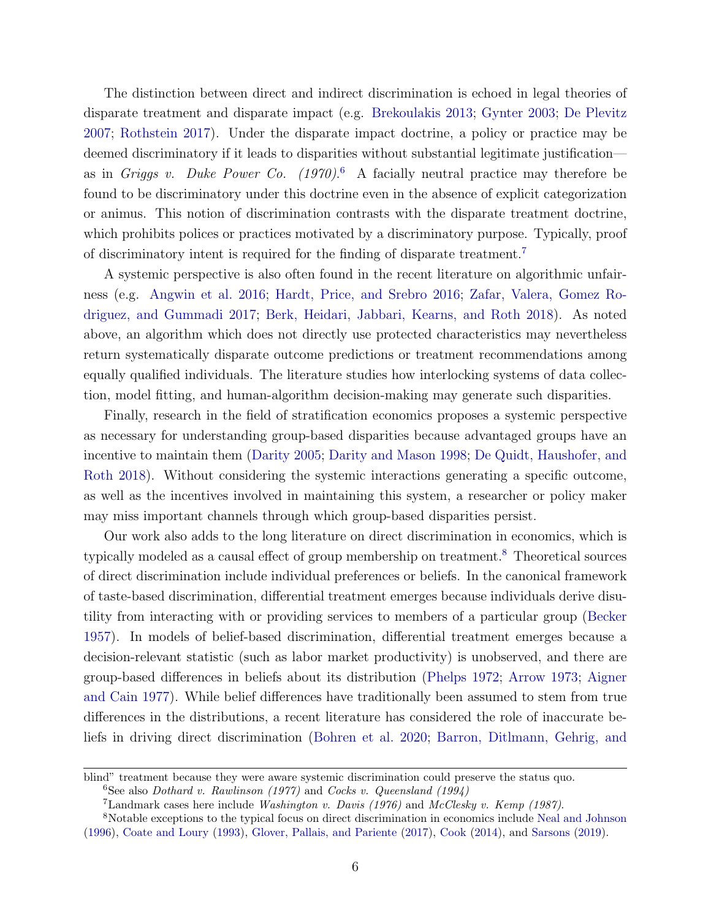The distinction between direct and indirect discrimination is echoed in legal theories of disparate treatment and disparate impact (e.g. Brekoulakis 2013; Gynter 2003; De Plevitz 2007; Rothstein 2017). Under the disparate impact doctrine, a policy or practice may be deemed discriminatory if it leads to disparities without substantial legitimate justification—as in *Griggs v. Duke Power Co. (1970)*.[6] A facially neutral practice may therefore be found to be discriminatory under this doctrine even in the absence of explicit categorization or animus. This notion of discrimination contrasts with the disparate treatment doctrine, which prohibits polices or practices motivated by a discriminatory purpose. Typically, proof of discriminatory intent is required for the finding of disparate treatment.[7]

A systemic perspective is also often found in the recent literature on algorithmic unfairness (e.g. Angwin et al. 2016; Hardt, Price, and Srebro 2016; Zafar, Valera, Gomez Rodriguez, and Gummadi 2017; Berk, Heidari, Jabbari, Kearns, and Roth 2018). As noted above, an algorithm which does not directly use protected characteristics may nevertheless return systematically disparate outcome predictions or treatment recommendations among equally qualified individuals. The literature studies how interlocking systems of data collection, model fitting, and human-algorithm decision-making may generate such disparities.

Finally, research in the field of stratification economics proposes a systemic perspective as necessary for understanding group-based disparities because advantaged groups have an incentive to maintain them (Darity 2005; Darity and Mason 1998; De Quidt, Haushofer, and Roth 2018). Without considering the systemic interactions generating a specific outcome, as well as the incentives involved in maintaining this system, a researcher or policy maker may miss important channels through which group-based disparities persist.

Our work also adds to the long literature on direct discrimination in economics, which is typically modeled as a causal effect of group membership on treatment.[8] Theoretical sources of direct discrimination include individual preferences or beliefs. In the canonical framework of taste-based discrimination, differential treatment emerges because individuals derive disutility from interacting with or providing services to members of a particular group (Becker 1957). In models of belief-based discrimination, differential treatment emerges because a decision-relevant statistic (such as labor market productivity) is unobserved, and there are group-based differences in beliefs about its distribution (Phelps 1972; Arrow 1973; Aigner and Cain 1977). While belief differences have traditionally been assumed to stem from true differences in the distributions, a recent literature has considered the role of inaccurate beliefs in driving direct discrimination (Bohren et al. 2020; Barron, Ditlmann, Gehrig, and

blind" treatment because they were aware systemic discrimination could preserve the status quo.

[6] See also *Dothard v. Rawlinson (1977)* and *Cocks v. Queensland (1994)*

[7] Landmark cases here include *Washington v. Davis (1976)* and *McClesky v. Kemp (1987)*.

[8] Notable exceptions to the typical focus on direct discrimination in economics include Neal and Johnson (1996), Coate and Loury (1993), Glover, Pallais, and Pariente (2017), Cook (2014), and Sarsons (2019).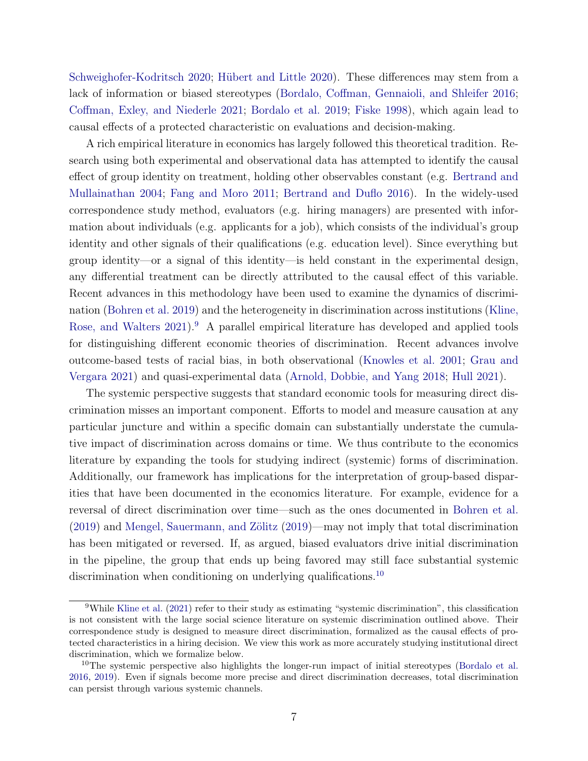Schweighofer-Kodritsch 2020; Hübert and Little 2020). These differences may stem from a lack of information or biased stereotypes (Bordalo, Coffman, Gennaioli, and Shleifer 2016; Coffman, Exley, and Niederle 2021; Bordalo et al. 2019; Fiske 1998), which again lead to causal effects of a protected characteristic on evaluations and decision-making.

A rich empirical literature in economics has largely followed this theoretical tradition. Research using both experimental and observational data has attempted to identify the causal effect of group identity on treatment, holding other observables constant (e.g. Bertrand and Mullainathan 2004; Fang and Moro 2011; Bertrand and Duflo 2016). In the widely-used correspondence study method, evaluators (e.g. hiring managers) are presented with information about individuals (e.g. applicants for a job), which consists of the individual's group identity and other signals of their qualifications (e.g. education level). Since everything but group identity—or a signal of this identity—is held constant in the experimental design, any differential treatment can be directly attributed to the causal effect of this variable. Recent advances in this methodology have been used to examine the dynamics of discrimination (Bohren et al. 2019) and the heterogeneity in discrimination across institutions (Kline, Rose, and Walters 2021).[9] A parallel empirical literature has developed and applied tools for distinguishing different economic theories of discrimination. Recent advances involve outcome-based tests of racial bias, in both observational (Knowles et al. 2001; Grau and Vergara 2021) and quasi-experimental data (Arnold, Dobbie, and Yang 2018; Hull 2021).

The systemic perspective suggests that standard economic tools for measuring direct discrimination misses an important component. Efforts to model and measure causation at any particular juncture and within a specific domain can substantially understate the cumulative impact of discrimination across domains or time. We thus contribute to the economics literature by expanding the tools for studying indirect (systemic) forms of discrimination. Additionally, our framework has implications for the interpretation of group-based disparities that have been documented in the economics literature. For example, evidence for a reversal of direct discrimination over time—such as the ones documented in Bohren et al. (2019) and Mengel, Sauermann, and Zölitz (2019)—may not imply that total discrimination has been mitigated or reversed. If, as argued, biased evaluators drive initial discrimination in the pipeline, the group that ends up being favored may still face substantial systemic discrimination when conditioning on underlying qualifications.[10]

[9]While Kline et al. (2021) refer to their study as estimating "systemic discrimination", this classification is not consistent with the large social science literature on systemic discrimination outlined above. Their correspondence study is designed to measure direct discrimination, formalized as the causal effects of protected characteristics in a hiring decision. We view this work as more accurately studying institutional direct discrimination, which we formalize below.

[10]The systemic perspective also highlights the longer-run impact of initial stereotypes (Bordalo et al. 2016, 2019). Even if signals become more precise and direct discrimination decreases, total discrimination can persist through various systemic channels.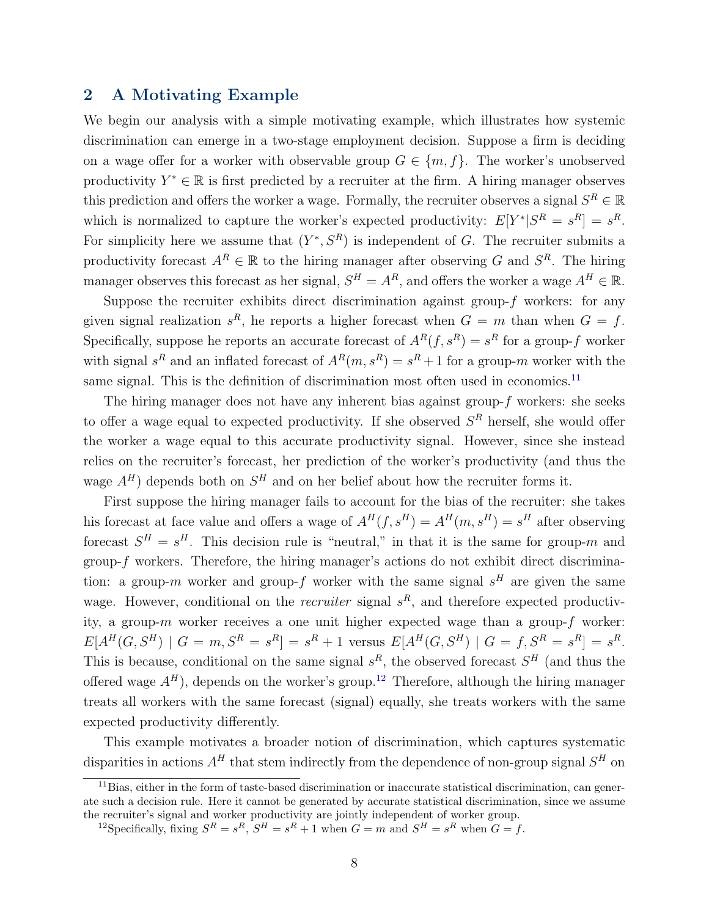## 2 A Motivating Example

We begin our analysis with a simple motivating example, which illustrates how systemic discrimination can emerge in a two-stage employment decision. Suppose a firm is deciding on a wage offer for a worker with observable group $G \in \{m, f\}$. The worker's unobserved productivity $Y^* \in \mathbb{R}$ is first predicted by a recruiter at the firm. A hiring manager observes this prediction and offers the worker a wage. Formally, the recruiter observes a signal $S^R \in \mathbb{R}$ which is normalized to capture the worker's expected productivity: $E[Y^*|S^R = s^R] = s^R$. For simplicity here we assume that $(Y^*, S^R)$ is independent of $G$. The recruiter submits a productivity forecast $A^R \in \mathbb{R}$ to the hiring manager after observing $G$ and $S^R$. The hiring manager observes this forecast as her signal, $S^H = A^R$, and offers the worker a wage $A^H \in \mathbb{R}$.

Suppose the recruiter exhibits direct discrimination against group-$f$ workers: for any given signal realization $s^R$, he reports a higher forecast when $G = m$ than when $G = f$. Specifically, suppose he reports an accurate forecast of $A^R(f, s^R) = s^R$ for a group-$f$ worker with signal $s^R$ and an inflated forecast of $A^R(m, s^R) = s^R + 1$ for a group-$m$ worker with the same signal. This is the definition of discrimination most often used in economics.[11]

The hiring manager does not have any inherent bias against group-$f$ workers: she seeks to offer a wage equal to expected productivity. If she observed $S^R$ herself, she would offer the worker a wage equal to this accurate productivity signal. However, since she instead relies on the recruiter's forecast, her prediction of the worker's productivity (and thus the wage $A^H$) depends both on $S^H$ and on her belief about how the recruiter forms it.

First suppose the hiring manager fails to account for the bias of the recruiter: she takes his forecast at face value and offers a wage of $A^H(f, s^H) = A^H(m, s^H) = s^H$ after observing forecast $S^H = s^H$. This decision rule is "neutral," in that it is the same for group-$m$ and group-$f$ workers. Therefore, the hiring manager's actions do not exhibit direct discrimination: a group-$m$ worker and group-$f$ worker with the same signal $s^H$ are given the same wage. However, conditional on the *recruiter* signal $s^R$, and therefore expected productivity, a group-$m$ worker receives a one unit higher expected wage than a group-$f$ worker: $E[A^H(G, S^H) \mid G = m, S^R = s^R] = s^R + 1$ versus $E[A^H(G, S^H) \mid G = f, S^R = s^R] = s^R$. This is because, conditional on the same signal $s^R$, the observed forecast $S^H$ (and thus the offered wage $A^H$), depends on the worker's group.[12] Therefore, although the hiring manager treats all workers with the same forecast (signal) equally, she treats workers with the same expected productivity differently.

This example motivates a broader notion of discrimination, which captures systematic disparities in actions $A^H$ that stem indirectly from the dependence of non-group signal $S^H$ on

[11] Bias, either in the form of taste-based discrimination or inaccurate statistical discrimination, can generate such a decision rule. Here it cannot be generated by accurate statistical discrimination, since we assume the recruiter's signal and worker productivity are jointly independent of worker group.

[12] Specifically, fixing $S^R = s^R$, $S^H = s^R + 1$ when $G = m$ and $S^H = s^R$ when $G = f$.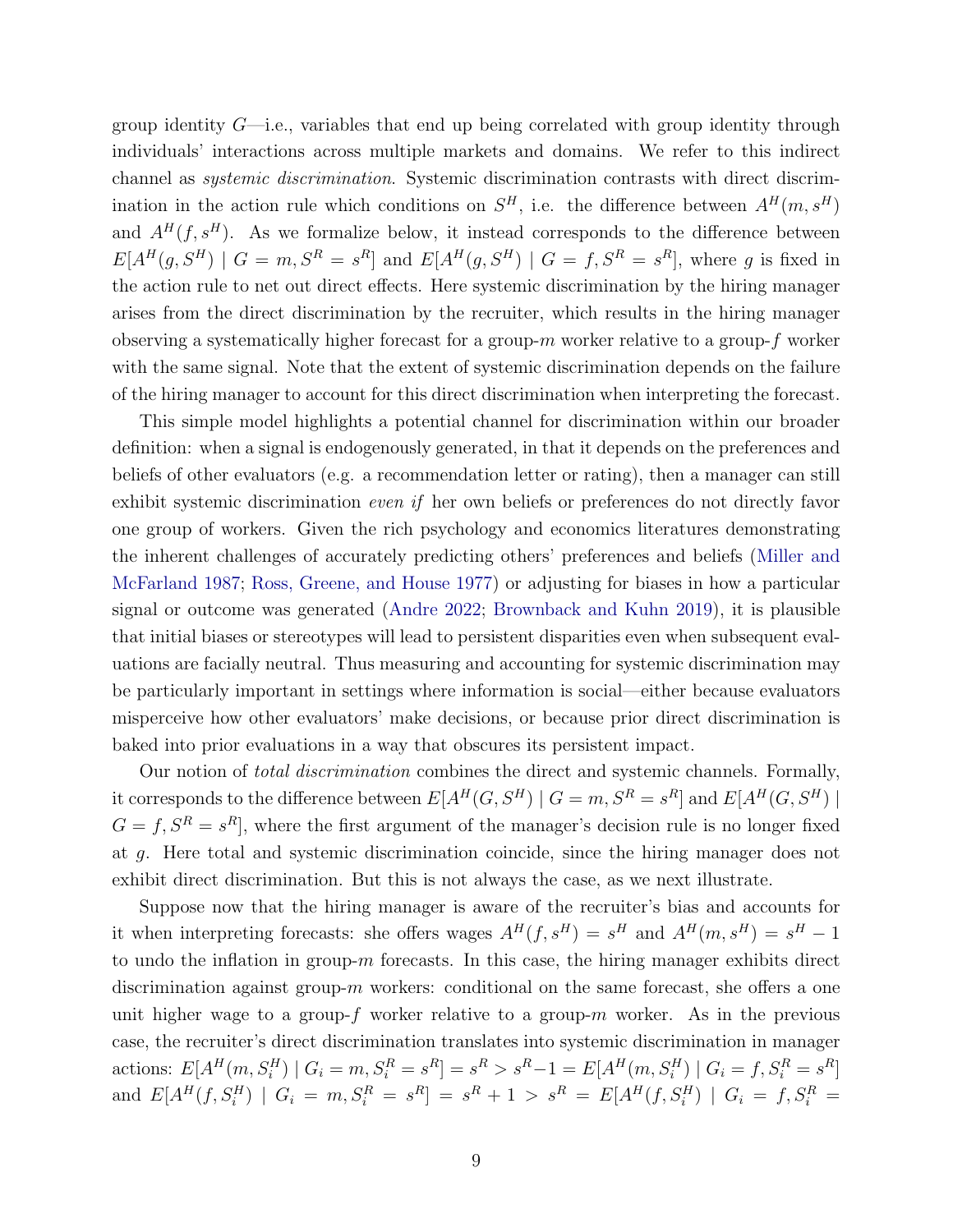group identity $G$—i.e., variables that end up being correlated with group identity through individuals' interactions across multiple markets and domains. We refer to this indirect channel as *systemic discrimination*. Systemic discrimination contrasts with direct discrimination in the action rule which conditions on $S^H$, i.e. the difference between $A^H(m, s^H)$ and $A^H(f, s^H)$. As we formalize below, it instead corresponds to the difference between $E[A^H(g, S^H) \mid G = m, S^R = s^R]$ and $E[A^H(g, S^H) \mid G = f, S^R = s^R]$, where $g$ is fixed in the action rule to net out direct effects. Here systemic discrimination by the hiring manager arises from the direct discrimination by the recruiter, which results in the hiring manager observing a systematically higher forecast for a group-$m$ worker relative to a group-$f$ worker with the same signal. Note that the extent of systemic discrimination depends on the failure of the hiring manager to account for this direct discrimination when interpreting the forecast.

This simple model highlights a potential channel for discrimination within our broader definition: when a signal is endogenously generated, in that it depends on the preferences and beliefs of other evaluators (e.g. a recommendation letter or rating), then a manager can still exhibit systemic discrimination *even if* her own beliefs or preferences do not directly favor one group of workers. Given the rich psychology and economics literatures demonstrating the inherent challenges of accurately predicting others' preferences and beliefs (Miller and McFarland 1987; Ross, Greene, and House 1977) or adjusting for biases in how a particular signal or outcome was generated (Andre 2022; Brownback and Kuhn 2019), it is plausible that initial biases or stereotypes will lead to persistent disparities even when subsequent evaluations are facially neutral. Thus measuring and accounting for systemic discrimination may be particularly important in settings where information is social—either because evaluators misperceive how other evaluators' make decisions, or because prior direct discrimination is baked into prior evaluations in a way that obscures its persistent impact.

Our notion of *total discrimination* combines the direct and systemic channels. Formally, it corresponds to the difference between $E[A^H(G, S^H) \mid G = m, S^R = s^R]$ and $E[A^H(G, S^H) \mid G = f, S^R = s^R]$, where the first argument of the manager's decision rule is no longer fixed at $g$. Here total and systemic discrimination coincide, since the hiring manager does not exhibit direct discrimination. But this is not always the case, as we next illustrate.

Suppose now that the hiring manager is aware of the recruiter's bias and accounts for it when interpreting forecasts: she offers wages $A^H(f, s^H) = s^H$ and $A^H(m, s^H) = s^H - 1$ to undo the inflation in group-$m$ forecasts. In this case, the hiring manager exhibits direct discrimination against group-$m$ workers: conditional on the same forecast, she offers a one unit higher wage to a group-$f$ worker relative to a group-$m$ worker. As in the previous case, the recruiter's direct discrimination translates into systemic discrimination in manager actions: $E[A^H(m, S_i^H) \mid G_i = m, S_i^R = s^R] = s^R > s^R - 1 = E[A^H(m, S_i^H) \mid G_i = f, S_i^R = s^R]$ and $E[A^H(f, S_i^H) \mid G_i = m, S_i^R = s^R] = s^R + 1 > s^R = E[A^H(f, S_i^H) \mid G_i = f, S_i^R =$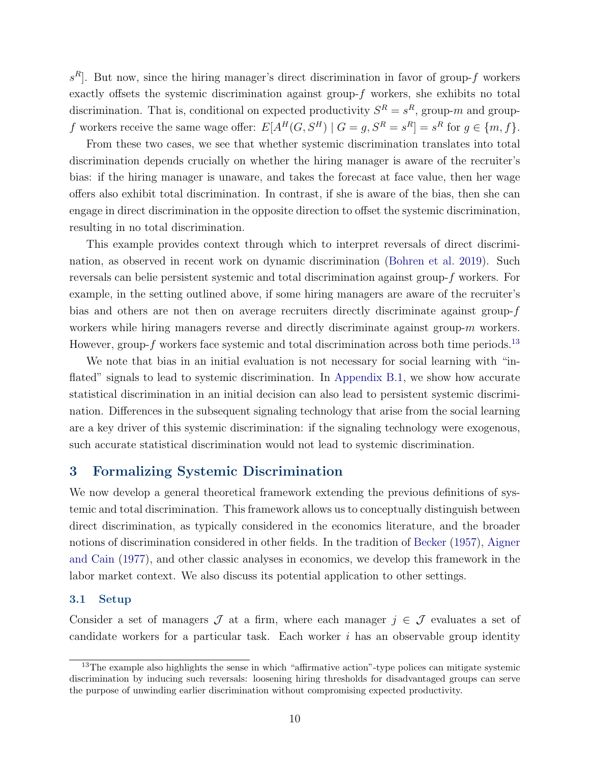$s^R$]. But now, since the hiring manager's direct discrimination in favor of group-$f$ workers exactly offsets the systemic discrimination against group-$f$ workers, she exhibits no total discrimination. That is, conditional on expected productivity $S^R = s^R$, group-$m$ and group-$f$ workers receive the same wage offer: $E[A^H(G, S^H) \mid G = g, S^R = s^R] = s^R$ for $g \in \{m, f\}$.

From these two cases, we see that whether systemic discrimination translates into total discrimination depends crucially on whether the hiring manager is aware of the recruiter's bias: if the hiring manager is unaware, and takes the forecast at face value, then her wage offers also exhibit total discrimination. In contrast, if she is aware of the bias, then she can engage in direct discrimination in the opposite direction to offset the systemic discrimination, resulting in no total discrimination.

This example provides context through which to interpret reversals of direct discrimination, as observed in recent work on dynamic discrimination (Bohren et al. 2019). Such reversals can belie persistent systemic and total discrimination against group-$f$ workers. For example, in the setting outlined above, if some hiring managers are aware of the recruiter's bias and others are not then on average recruiters directly discriminate against group-$f$ workers while hiring managers reverse and directly discriminate against group-$m$ workers. However, group-$f$ workers face systemic and total discrimination across both time periods.[13]

We note that bias in an initial evaluation is not necessary for social learning with "inflated" signals to lead to systemic discrimination. In Appendix B.1, we show how accurate statistical discrimination in an initial decision can also lead to persistent systemic discrimination. Differences in the subsequent signaling technology that arise from the social learning are a key driver of this systemic discrimination: if the signaling technology were exogenous, such accurate statistical discrimination would not lead to systemic discrimination.

## 3 Formalizing Systemic Discrimination

We now develop a general theoretical framework extending the previous definitions of systemic and total discrimination. This framework allows us to conceptually distinguish between direct discrimination, as typically considered in the economics literature, and the broader notions of discrimination considered in other fields. In the tradition of Becker (1957), Aigner and Cain (1977), and other classic analyses in economics, we develop this framework in the labor market context. We also discuss its potential application to other settings.

### 3.1 Setup

Consider a set of managers $\mathcal{J}$ at a firm, where each manager $j \in \mathcal{J}$ evaluates a set of candidate workers for a particular task. Each worker $i$ has an observable group identity

[13]The example also highlights the sense in which "affirmative action"-type polices can mitigate systemic discrimination by inducing such reversals: loosening hiring thresholds for disadvantaged groups can serve the purpose of unwinding earlier discrimination without compromising expected productivity.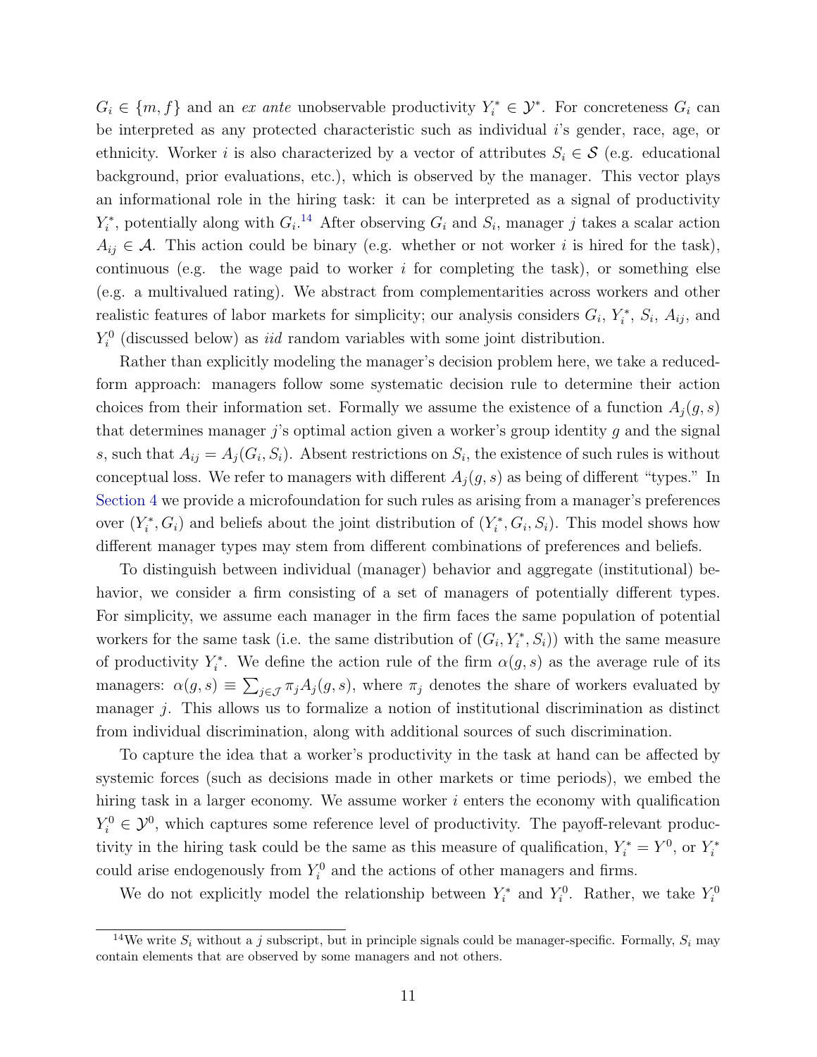$G_i \in \{m, f\}$ and an *ex ante* unobservable productivity $Y_i^* \in \mathcal{Y}^*$. For concreteness $G_i$ can be interpreted as any protected characteristic such as individual $i$'s gender, race, age, or ethnicity. Worker $i$ is also characterized by a vector of attributes $S_i \in \mathcal{S}$ (e.g. educational background, prior evaluations, etc.), which is observed by the manager. This vector plays an informational role in the hiring task: it can be interpreted as a signal of productivity $Y_i^*$, potentially along with $G_i$.[14] After observing $G_i$ and $S_i$, manager $j$ takes a scalar action $A_{ij} \in \mathcal{A}$. This action could be binary (e.g. whether or not worker $i$ is hired for the task), continuous (e.g. the wage paid to worker $i$ for completing the task), or something else (e.g. a multivalued rating). We abstract from complementarities across workers and other realistic features of labor markets for simplicity; our analysis considers $G_i$, $Y_i^*$, $S_i$, $A_{ij}$, and $Y_i^0$ (discussed below) as *iid* random variables with some joint distribution.

Rather than explicitly modeling the manager's decision problem here, we take a reduced-form approach: managers follow some systematic decision rule to determine their action choices from their information set. Formally we assume the existence of a function $A_j(g, s)$ that determines manager $j$'s optimal action given a worker's group identity $g$ and the signal $s$, such that $A_{ij} = A_j(G_i, S_i)$. Absent restrictions on $S_i$, the existence of such rules is without conceptual loss. We refer to managers with different $A_j(g, s)$ as being of different "types." In Section 4 we provide a microfoundation for such rules as arising from a manager's preferences over $(Y_i^*, G_i)$ and beliefs about the joint distribution of $(Y_i^*, G_i, S_i)$. This model shows how different manager types may stem from different combinations of preferences and beliefs.

To distinguish between individual (manager) behavior and aggregate (institutional) behavior, we consider a firm consisting of a set of managers of potentially different types. For simplicity, we assume each manager in the firm faces the same population of potential workers for the same task (i.e. the same distribution of $(G_i, Y_i^*, S_i)$) with the same measure of productivity $Y_i^*$. We define the action rule of the firm $\alpha(g, s)$ as the average rule of its managers: $\alpha(g, s) \equiv \sum_{j \in \mathcal{J}} \pi_j A_j(g, s)$, where $\pi_j$ denotes the share of workers evaluated by manager $j$. This allows us to formalize a notion of institutional discrimination as distinct from individual discrimination, along with additional sources of such discrimination.

To capture the idea that a worker's productivity in the task at hand can be affected by systemic forces (such as decisions made in other markets or time periods), we embed the hiring task in a larger economy. We assume worker $i$ enters the economy with qualification $Y_i^0 \in \mathcal{Y}^0$, which captures some reference level of productivity. The payoff-relevant productivity in the hiring task could be the same as this measure of qualification, $Y_i^* = Y^0$, or $Y_i^*$ could arise endogenously from $Y_i^0$ and the actions of other managers and firms.

We do not explicitly model the relationship between $Y_i^*$ and $Y_i^0$. Rather, we take $Y_i^0$

[14] We write $S_i$ without a $j$ subscript, but in principle signals could be manager-specific. Formally, $S_i$ may contain elements that are observed by some managers and not others.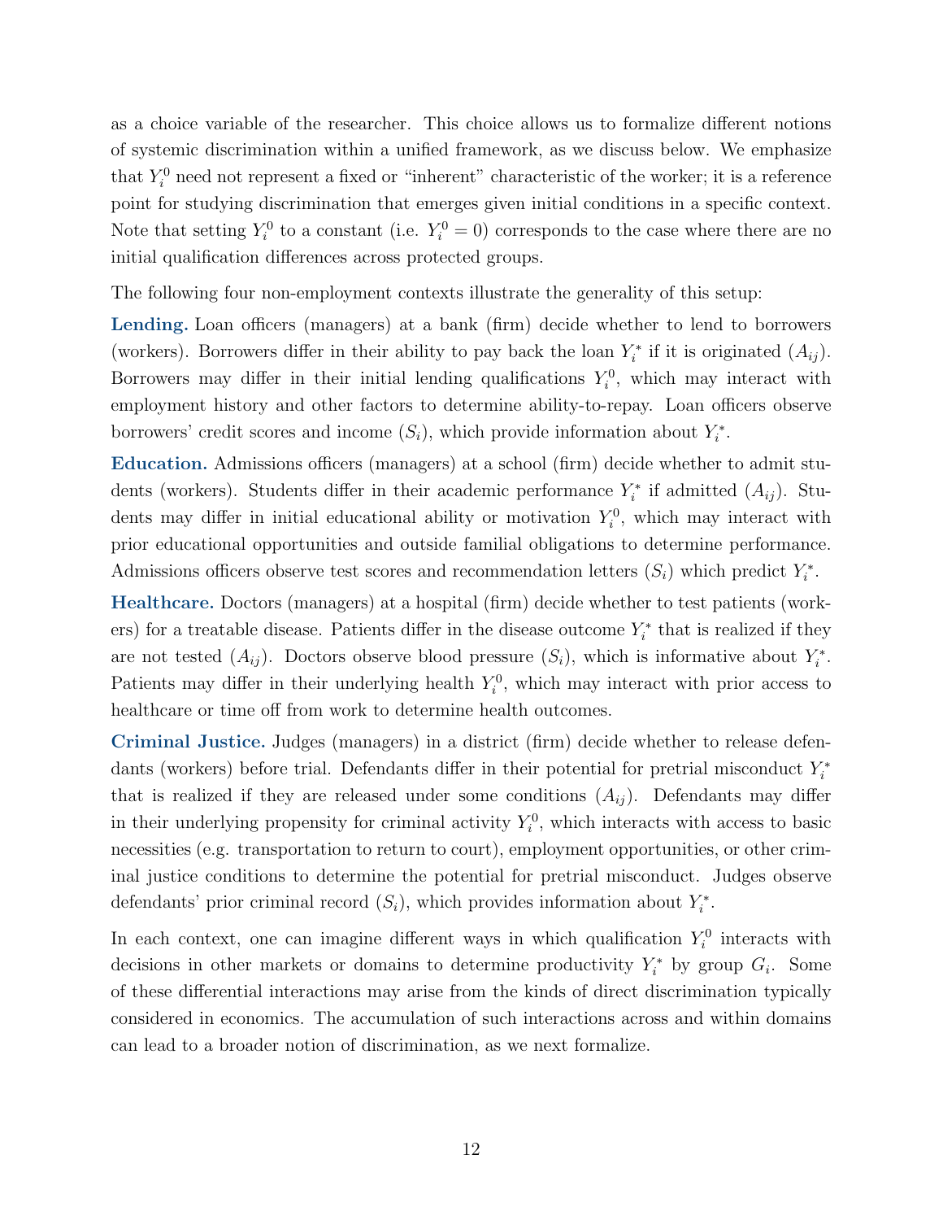as a choice variable of the researcher. This choice allows us to formalize different notions of systemic discrimination within a unified framework, as we discuss below. We emphasize that $Y_i^0$ need not represent a fixed or "inherent" characteristic of the worker; it is a reference point for studying discrimination that emerges given initial conditions in a specific context. Note that setting $Y_i^0$ to a constant (i.e. $Y_i^0 = 0$) corresponds to the case where there are no initial qualification differences across protected groups.

The following four non-employment contexts illustrate the generality of this setup:

**Lending.** Loan officers (managers) at a bank (firm) decide whether to lend to borrowers (workers). Borrowers differ in their ability to pay back the loan $Y_i^*$ if it is originated ($A_{ij}$). Borrowers may differ in their initial lending qualifications $Y_i^0$, which may interact with employment history and other factors to determine ability-to-repay. Loan officers observe borrowers' credit scores and income ($S_i$), which provide information about $Y_i^*$.

**Education.** Admissions officers (managers) at a school (firm) decide whether to admit students (workers). Students differ in their academic performance $Y_i^*$ if admitted ($A_{ij}$). Students may differ in initial educational ability or motivation $Y_i^0$, which may interact with prior educational opportunities and outside familial obligations to determine performance. Admissions officers observe test scores and recommendation letters ($S_i$) which predict $Y_i^*$.

**Healthcare.** Doctors (managers) at a hospital (firm) decide whether to test patients (workers) for a treatable disease. Patients differ in the disease outcome $Y_i^*$ that is realized if they are not tested ($A_{ij}$). Doctors observe blood pressure ($S_i$), which is informative about $Y_i^*$. Patients may differ in their underlying health $Y_i^0$, which may interact with prior access to healthcare or time off from work to determine health outcomes.

**Criminal Justice.** Judges (managers) in a district (firm) decide whether to release defendants (workers) before trial. Defendants differ in their potential for pretrial misconduct $Y_i^*$ that is realized if they are released under some conditions ($A_{ij}$). Defendants may differ in their underlying propensity for criminal activity $Y_i^0$, which interacts with access to basic necessities (e.g. transportation to return to court), employment opportunities, or other criminal justice conditions to determine the potential for pretrial misconduct. Judges observe defendants' prior criminal record ($S_i$), which provides information about $Y_i^*$.

In each context, one can imagine different ways in which qualification $Y_i^0$ interacts with decisions in other markets or domains to determine productivity $Y_i^*$ by group $G_i$. Some of these differential interactions may arise from the kinds of direct discrimination typically considered in economics. The accumulation of such interactions across and within domains can lead to a broader notion of discrimination, as we next formalize.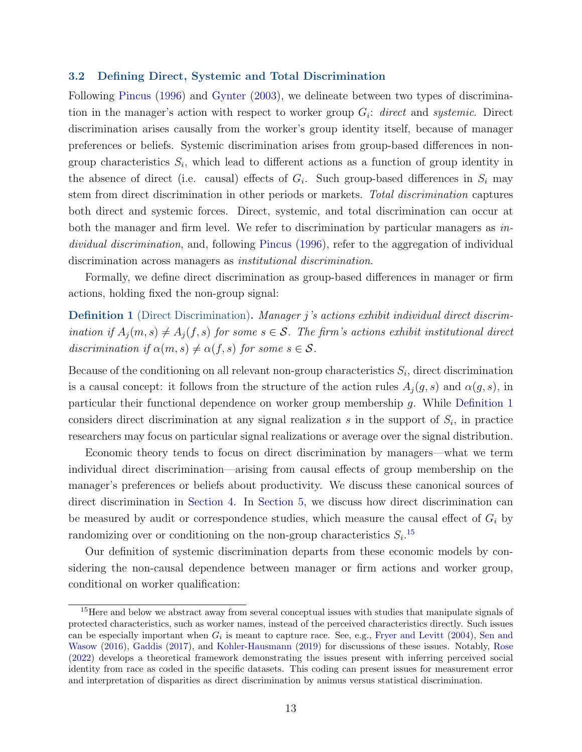### 3.2 Defining Direct, Systemic and Total Discrimination

Following Pincus (1996) and Gynter (2003), we delineate between two types of discrimination in the manager's action with respect to worker group $G_i$: *direct* and *systemic*. Direct discrimination arises causally from the worker's group identity itself, because of manager preferences or beliefs. Systemic discrimination arises from group-based differences in non-group characteristics $S_i$, which lead to different actions as a function of group identity in the absence of direct (i.e. causal) effects of $G_i$. Such group-based differences in $S_i$ may stem from direct discrimination in other periods or markets. *Total discrimination* captures both direct and systemic forces. Direct, systemic, and total discrimination can occur at both the manager and firm level. We refer to discrimination by particular managers as *individual discrimination*, and, following Pincus (1996), refer to the aggregation of individual discrimination across managers as *institutional discrimination*.

Formally, we define direct discrimination as group-based differences in manager or firm actions, holding fixed the non-group signal:

**Definition 1** (Direct Discrimination)**.** *Manager $j$'s actions exhibit individual direct discrimination if $A_j(m, s) \neq A_j(f, s)$ for some $s \in \mathcal{S}$. The firm's actions exhibit institutional direct discrimination if $\alpha(m, s) \neq \alpha(f, s)$ for some $s \in \mathcal{S}$.*

Because of the conditioning on all relevant non-group characteristics $S_i$, direct discrimination is a causal concept: it follows from the structure of the action rules $A_j(g, s)$ and $\alpha(g, s)$, in particular their functional dependence on worker group membership $g$. While Definition 1 considers direct discrimination at any signal realization $s$ in the support of $S_i$, in practice researchers may focus on particular signal realizations or average over the signal distribution.

Economic theory tends to focus on direct discrimination by managers—what we term individual direct discrimination—arising from causal effects of group membership on the manager's preferences or beliefs about productivity. We discuss these canonical sources of direct discrimination in Section 4. In Section 5, we discuss how direct discrimination can be measured by audit or correspondence studies, which measure the causal effect of $G_i$ by randomizing over or conditioning on the non-group characteristics $S_i$.[15]

Our definition of systemic discrimination departs from these economic models by considering the non-causal dependence between manager or firm actions and worker group, conditional on worker qualification:

[15] Here and below we abstract away from several conceptual issues with studies that manipulate signals of protected characteristics, such as worker names, instead of the perceived characteristics directly. Such issues can be especially important when $G_i$ is meant to capture race. See, e.g., Fryer and Levitt (2004), Sen and Wasow (2016), Gaddis (2017), and Kohler-Hausmann (2019) for discussions of these issues. Notably, Rose (2022) develops a theoretical framework demonstrating the issues present with inferring perceived social identity from race as coded in the specific datasets. This coding can present issues for measurement error and interpretation of disparities as direct discrimination by animus versus statistical discrimination.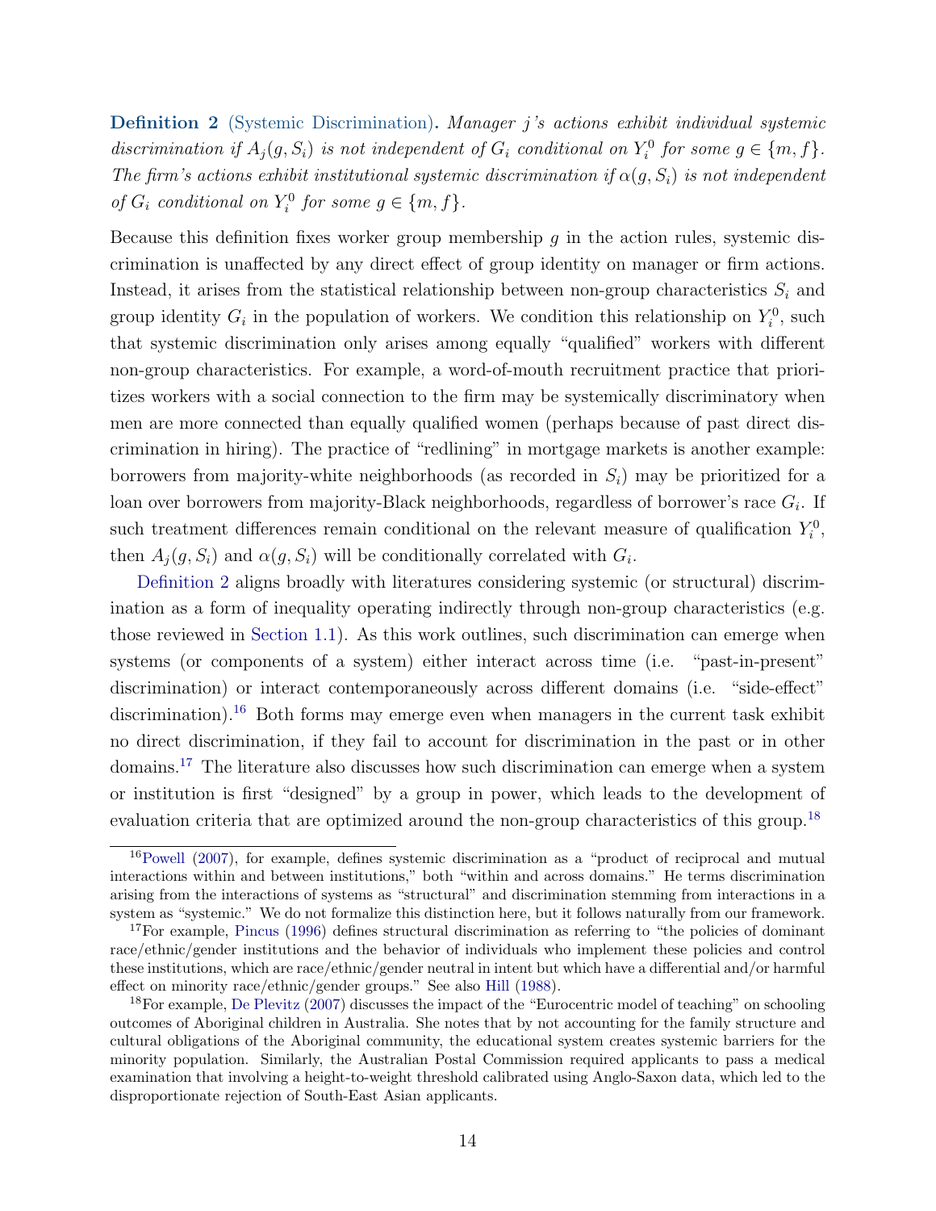**Definition 2** (Systemic Discrimination)**.** *Manager $j$'s actions exhibit individual systemic discrimination if $A_j(g, S_i)$ is not independent of $G_i$ conditional on $Y_i^0$ for some $g \in \{m, f\}$. The firm's actions exhibit institutional systemic discrimination if $\alpha(g, S_i)$ is not independent of $G_i$ conditional on $Y_i^0$ for some $g \in \{m, f\}$.*

Because this definition fixes worker group membership $g$ in the action rules, systemic discrimination is unaffected by any direct effect of group identity on manager or firm actions. Instead, it arises from the statistical relationship between non-group characteristics $S_i$ and group identity $G_i$ in the population of workers. We condition this relationship on $Y_i^0$, such that systemic discrimination only arises among equally "qualified" workers with different non-group characteristics. For example, a word-of-mouth recruitment practice that prioritizes workers with a social connection to the firm may be systemically discriminatory when men are more connected than equally qualified women (perhaps because of past direct discrimination in hiring). The practice of "redlining" in mortgage markets is another example: borrowers from majority-white neighborhoods (as recorded in $S_i$) may be prioritized for a loan over borrowers from majority-Black neighborhoods, regardless of borrower's race $G_i$. If such treatment differences remain conditional on the relevant measure of qualification $Y_i^0$, then $A_j(g, S_i)$ and $\alpha(g, S_i)$ will be conditionally correlated with $G_i$.

Definition 2 aligns broadly with literatures considering systemic (or structural) discrimination as a form of inequality operating indirectly through non-group characteristics (e.g. those reviewed in Section 1.1). As this work outlines, such discrimination can emerge when systems (or components of a system) either interact across time (i.e. "past-in-present" discrimination) or interact contemporaneously across different domains (i.e. "side-effect" discrimination).[16] Both forms may emerge even when managers in the current task exhibit no direct discrimination, if they fail to account for discrimination in the past or in other domains.[17] The literature also discusses how such discrimination can emerge when a system or institution is first "designed" by a group in power, which leads to the development of evaluation criteria that are optimized around the non-group characteristics of this group.[18]

---

[16] Powell (2007), for example, defines systemic discrimination as a "product of reciprocal and mutual interactions within and between institutions," both "within and across domains." He terms discrimination arising from the interactions of systems as "structural" and discrimination stemming from interactions in a system as "systemic." We do not formalize this distinction here, but it follows naturally from our framework.

[17] For example, Pincus (1996) defines structural discrimination as referring to "the policies of dominant race/ethnic/gender institutions and the behavior of individuals who implement these policies and control these institutions, which are race/ethnic/gender neutral in intent but which have a differential and/or harmful effect on minority race/ethnic/gender groups." See also Hill (1988).

[18] For example, De Plevitz (2007) discusses the impact of the "Eurocentric model of teaching" on schooling outcomes of Aboriginal children in Australia. She notes that by not accounting for the family structure and cultural obligations of the Aboriginal community, the educational system creates systemic barriers for the minority population. Similarly, the Australian Postal Commission required applicants to pass a medical examination that involving a height-to-weight threshold calibrated using Anglo-Saxon data, which led to the disproportionate rejection of South-East Asian applicants.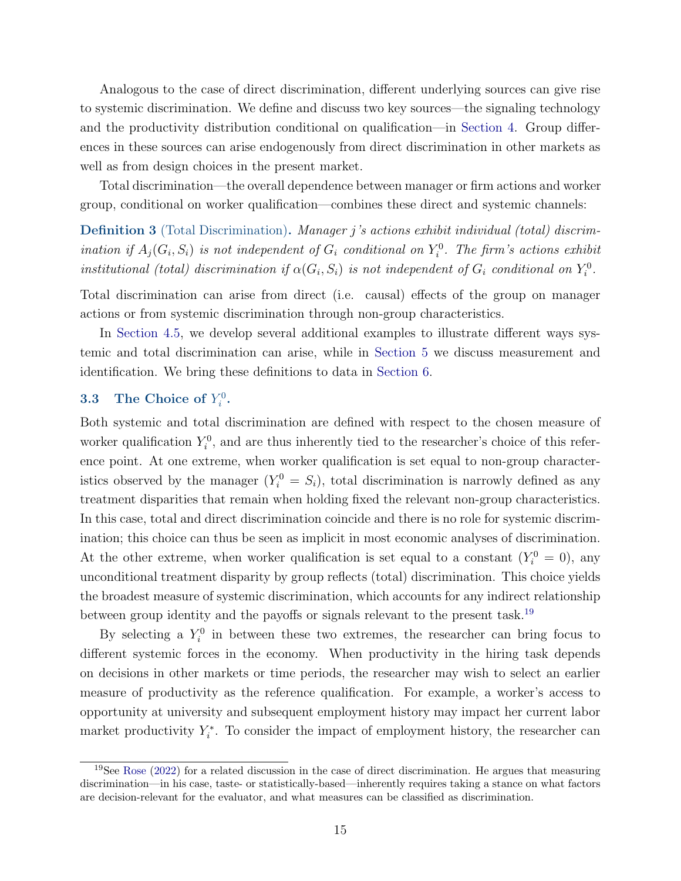Analogous to the case of direct discrimination, different underlying sources can give rise to systemic discrimination. We define and discuss two key sources—the signaling technology and the productivity distribution conditional on qualification—in Section 4. Group differences in these sources can arise endogenously from direct discrimination in other markets as well as from design choices in the present market.

Total discrimination—the overall dependence between manager or firm actions and worker group, conditional on worker qualification—combines these direct and systemic channels:

**Definition 3** (Total Discrimination)**.** *Manager j's actions exhibit individual (total) discrimination if $A_j(G_i, S_i)$ is not independent of $G_i$ conditional on $Y_i^0$. The firm's actions exhibit institutional (total) discrimination if $\alpha(G_i, S_i)$ is not independent of $G_i$ conditional on $Y_i^0$.*

Total discrimination can arise from direct (i.e. causal) effects of the group on manager actions or from systemic discrimination through non-group characteristics.

In Section 4.5, we develop several additional examples to illustrate different ways systemic and total discrimination can arise, while in Section 5 we discuss measurement and identification. We bring these definitions to data in Section 6.

### 3.3 The Choice of $Y_i^0$.

Both systemic and total discrimination are defined with respect to the chosen measure of worker qualification $Y_i^0$, and are thus inherently tied to the researcher's choice of this reference point. At one extreme, when worker qualification is set equal to non-group characteristics observed by the manager ($Y_i^0 = S_i$), total discrimination is narrowly defined as any treatment disparities that remain when holding fixed the relevant non-group characteristics. In this case, total and direct discrimination coincide and there is no role for systemic discrimination; this choice can thus be seen as implicit in most economic analyses of discrimination. At the other extreme, when worker qualification is set equal to a constant ($Y_i^0 = 0$), any unconditional treatment disparity by group reflects (total) discrimination. This choice yields the broadest measure of systemic discrimination, which accounts for any indirect relationship between group identity and the payoffs or signals relevant to the present task.[19]

By selecting a $Y_i^0$ in between these two extremes, the researcher can bring focus to different systemic forces in the economy. When productivity in the hiring task depends on decisions in other markets or time periods, the researcher may wish to select an earlier measure of productivity as the reference qualification. For example, a worker's access to opportunity at university and subsequent employment history may impact her current labor market productivity $Y_i^*$. To consider the impact of employment history, the researcher can

[19] See Rose (2022) for a related discussion in the case of direct discrimination. He argues that measuring discrimination—in his case, taste- or statistically-based—inherently requires taking a stance on what factors are decision-relevant for the evaluator, and what measures can be classified as discrimination.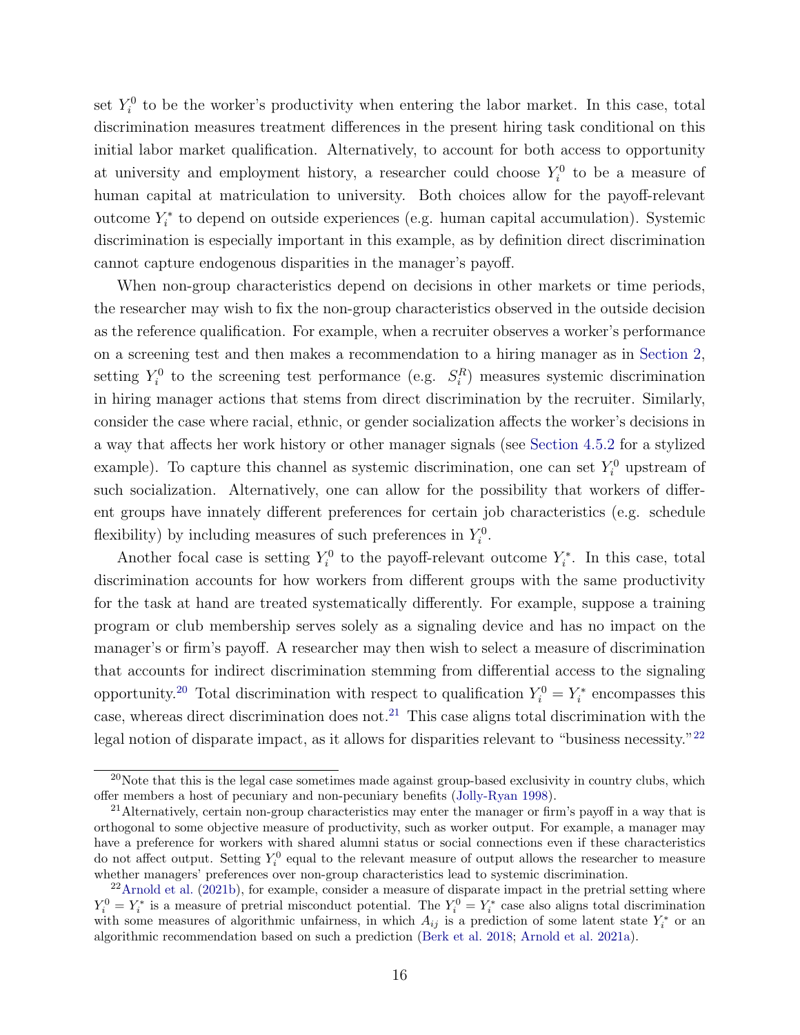set $Y_i^0$ to be the worker's productivity when entering the labor market. In this case, total discrimination measures treatment differences in the present hiring task conditional on this initial labor market qualification. Alternatively, to account for both access to opportunity at university and employment history, a researcher could choose $Y_i^0$ to be a measure of human capital at matriculation to university. Both choices allow for the payoff-relevant outcome $Y_i^*$ to depend on outside experiences (e.g. human capital accumulation). Systemic discrimination is especially important in this example, as by definition direct discrimination cannot capture endogenous disparities in the manager's payoff.

When non-group characteristics depend on decisions in other markets or time periods, the researcher may wish to fix the non-group characteristics observed in the outside decision as the reference qualification. For example, when a recruiter observes a worker's performance on a screening test and then makes a recommendation to a hiring manager as in Section 2, setting $Y_i^0$ to the screening test performance (e.g. $S_i^R$) measures systemic discrimination in hiring manager actions that stems from direct discrimination by the recruiter. Similarly, consider the case where racial, ethnic, or gender socialization affects the worker's decisions in a way that affects her work history or other manager signals (see Section 4.5.2 for a stylized example). To capture this channel as systemic discrimination, one can set $Y_i^0$ upstream of such socialization. Alternatively, one can allow for the possibility that workers of different groups have innately different preferences for certain job characteristics (e.g. schedule flexibility) by including measures of such preferences in $Y_i^0$.

Another focal case is setting $Y_i^0$ to the payoff-relevant outcome $Y_i^*$. In this case, total discrimination accounts for how workers from different groups with the same productivity for the task at hand are treated systematically differently. For example, suppose a training program or club membership serves solely as a signaling device and has no impact on the manager's or firm's payoff. A researcher may then wish to select a measure of discrimination that accounts for indirect discrimination stemming from differential access to the signaling opportunity.[20] Total discrimination with respect to qualification $Y_i^0 = Y_i^*$ encompasses this case, whereas direct discrimination does not.[21] This case aligns total discrimination with the legal notion of disparate impact, as it allows for disparities relevant to "business necessity."[22]

---

[20] Note that this is the legal case sometimes made against group-based exclusivity in country clubs, which offer members a host of pecuniary and non-pecuniary benefits (Jolly-Ryan 1998).

[21] Alternatively, certain non-group characteristics may enter the manager or firm's payoff in a way that is orthogonal to some objective measure of productivity, such as worker output. For example, a manager may have a preference for workers with shared alumni status or social connections even if these characteristics do not affect output. Setting $Y_i^0$ equal to the relevant measure of output allows the researcher to measure whether managers' preferences over non-group characteristics lead to systemic discrimination.

[22] Arnold et al. (2021b), for example, consider a measure of disparate impact in the pretrial setting where $Y_i^0 = Y_i^*$ is a measure of pretrial misconduct potential. The $Y_i^0 = Y_i^*$ case also aligns total discrimination with some measures of algorithmic unfairness, in which $A_{ij}$ is a prediction of some latent state $Y_i^*$ or an algorithmic recommendation based on such a prediction (Berk et al. 2018; Arnold et al. 2021a).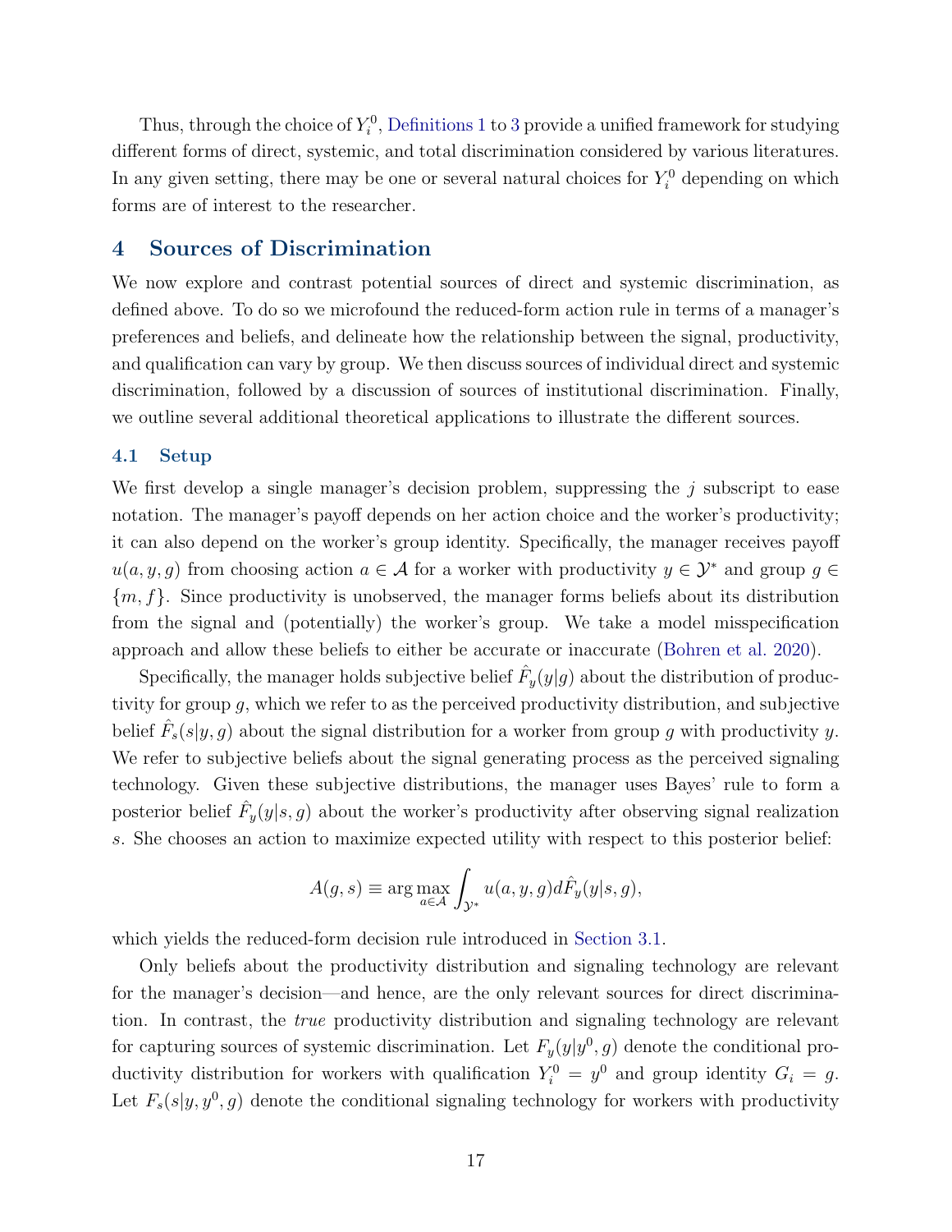Thus, through the choice of $Y_i^0$, Definitions 1 to 3 provide a unified framework for studying different forms of direct, systemic, and total discrimination considered by various literatures. In any given setting, there may be one or several natural choices for $Y_i^0$ depending on which forms are of interest to the researcher.

## 4 Sources of Discrimination

We now explore and contrast potential sources of direct and systemic discrimination, as defined above. To do so we microfound the reduced-form action rule in terms of a manager's preferences and beliefs, and delineate how the relationship between the signal, productivity, and qualification can vary by group. We then discuss sources of individual direct and systemic discrimination, followed by a discussion of sources of institutional discrimination. Finally, we outline several additional theoretical applications to illustrate the different sources.

### 4.1 Setup

We first develop a single manager's decision problem, suppressing the $j$ subscript to ease notation. The manager's payoff depends on her action choice and the worker's productivity; it can also depend on the worker's group identity. Specifically, the manager receives payoff $u(a, y, g)$ from choosing action $a \in \mathcal{A}$ for a worker with productivity $y \in \mathcal{Y}^*$ and group $g \in \{m, f\}$. Since productivity is unobserved, the manager forms beliefs about its distribution from the signal and (potentially) the worker's group. We take a model misspecification approach and allow these beliefs to either be accurate or inaccurate (Bohren et al. 2020).

Specifically, the manager holds subjective belief $\hat{F}_y(y|g)$ about the distribution of productivity for group $g$, which we refer to as the perceived productivity distribution, and subjective belief $\hat{F}_s(s|y, g)$ about the signal distribution for a worker from group $g$ with productivity $y$. We refer to subjective beliefs about the signal generating process as the perceived signaling technology. Given these subjective distributions, the manager uses Bayes' rule to form a posterior belief $\hat{F}_y(y|s, g)$ about the worker's productivity after observing signal realization $s$. She chooses an action to maximize expected utility with respect to this posterior belief:

$$A(g, s) \equiv \arg\max_{a \in \mathcal{A}} \int_{\mathcal{Y}^*} u(a, y, g) d\hat{F}_y(y|s, g),$$

which yields the reduced-form decision rule introduced in Section 3.1.

Only beliefs about the productivity distribution and signaling technology are relevant for the manager's decision—and hence, are the only relevant sources for direct discrimination. In contrast, the *true* productivity distribution and signaling technology are relevant for capturing sources of systemic discrimination. Let $F_y(y|y^0, g)$ denote the conditional productivity distribution for workers with qualification $Y_i^0 = y^0$ and group identity $G_i = g$. Let $F_s(s|y, y^0, g)$ denote the conditional signaling technology for workers with productivity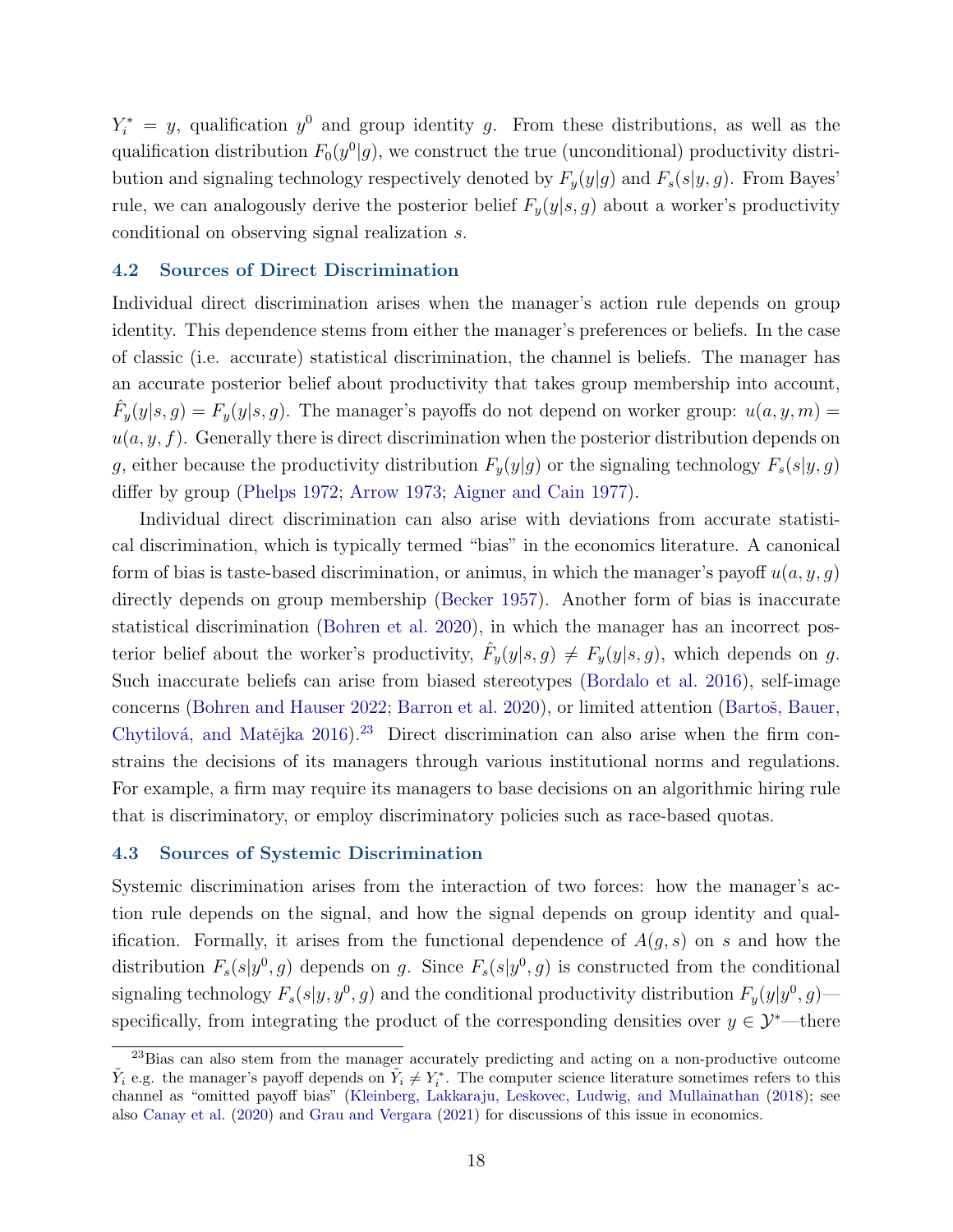$Y_i^* = y$, qualification $y^0$ and group identity $g$. From these distributions, as well as the qualification distribution $F_0(y^0|g)$, we construct the true (unconditional) productivity distribution and signaling technology respectively denoted by $F_y(y|g)$ and $F_s(s|y, g)$. From Bayes' rule, we can analogously derive the posterior belief $F_y(y|s, g)$ about a worker's productivity conditional on observing signal realization $s$.

### 4.2 Sources of Direct Discrimination

Individual direct discrimination arises when the manager's action rule depends on group identity. This dependence stems from either the manager's preferences or beliefs. In the case of classic (i.e. accurate) statistical discrimination, the channel is beliefs. The manager has an accurate posterior belief about productivity that takes group membership into account, $\hat{F}_y(y|s, g) = F_y(y|s, g)$. The manager's payoffs do not depend on worker group: $u(a, y, m) = u(a, y, f)$. Generally there is direct discrimination when the posterior distribution depends on $g$, either because the productivity distribution $F_y(y|g)$ or the signaling technology $F_s(s|y, g)$ differ by group (Phelps 1972; Arrow 1973; Aigner and Cain 1977).

Individual direct discrimination can also arise with deviations from accurate statistical discrimination, which is typically termed "bias" in the economics literature. A canonical form of bias is taste-based discrimination, or animus, in which the manager's payoff $u(a, y, g)$ directly depends on group membership (Becker 1957). Another form of bias is inaccurate statistical discrimination (Bohren et al. 2020), in which the manager has an incorrect posterior belief about the worker's productivity, $\hat{F}_y(y|s, g) \neq F_y(y|s, g)$, which depends on $g$. Such inaccurate beliefs can arise from biased stereotypes (Bordalo et al. 2016), self-image concerns (Bohren and Hauser 2022; Barron et al. 2020), or limited attention (Bartoš, Bauer, Chytilová, and Matějka 2016).[23] Direct discrimination can also arise when the firm constrains the decisions of its managers through various institutional norms and regulations. For example, a firm may require its managers to base decisions on an algorithmic hiring rule that is discriminatory, or employ discriminatory policies such as race-based quotas.

### 4.3 Sources of Systemic Discrimination

Systemic discrimination arises from the interaction of two forces: how the manager's action rule depends on the signal, and how the signal depends on group identity and qualification. Formally, it arises from the functional dependence of $A(g, s)$ on $s$ and how the distribution $F_s(s|y^0, g)$ depends on $g$. Since $F_s(s|y^0, g)$ is constructed from the conditional signaling technology $F_s(s|y, y^0, g)$ and the conditional productivity distribution $F_y(y|y^0, g)$—specifically, from integrating the product of the corresponding densities over $y \in \mathcal{Y}^*$—there

[23] Bias can also stem from the manager accurately predicting and acting on a non-productive outcome $\tilde{Y}_i$ e.g. the manager's payoff depends on $\tilde{Y}_i \neq Y_i^*$. The computer science literature sometimes refers to this channel as "omitted payoff bias" (Kleinberg, Lakkaraju, Leskovec, Ludwig, and Mullainathan (2018); see also Canay et al. (2020) and Grau and Vergara (2021) for discussions of this issue in economics.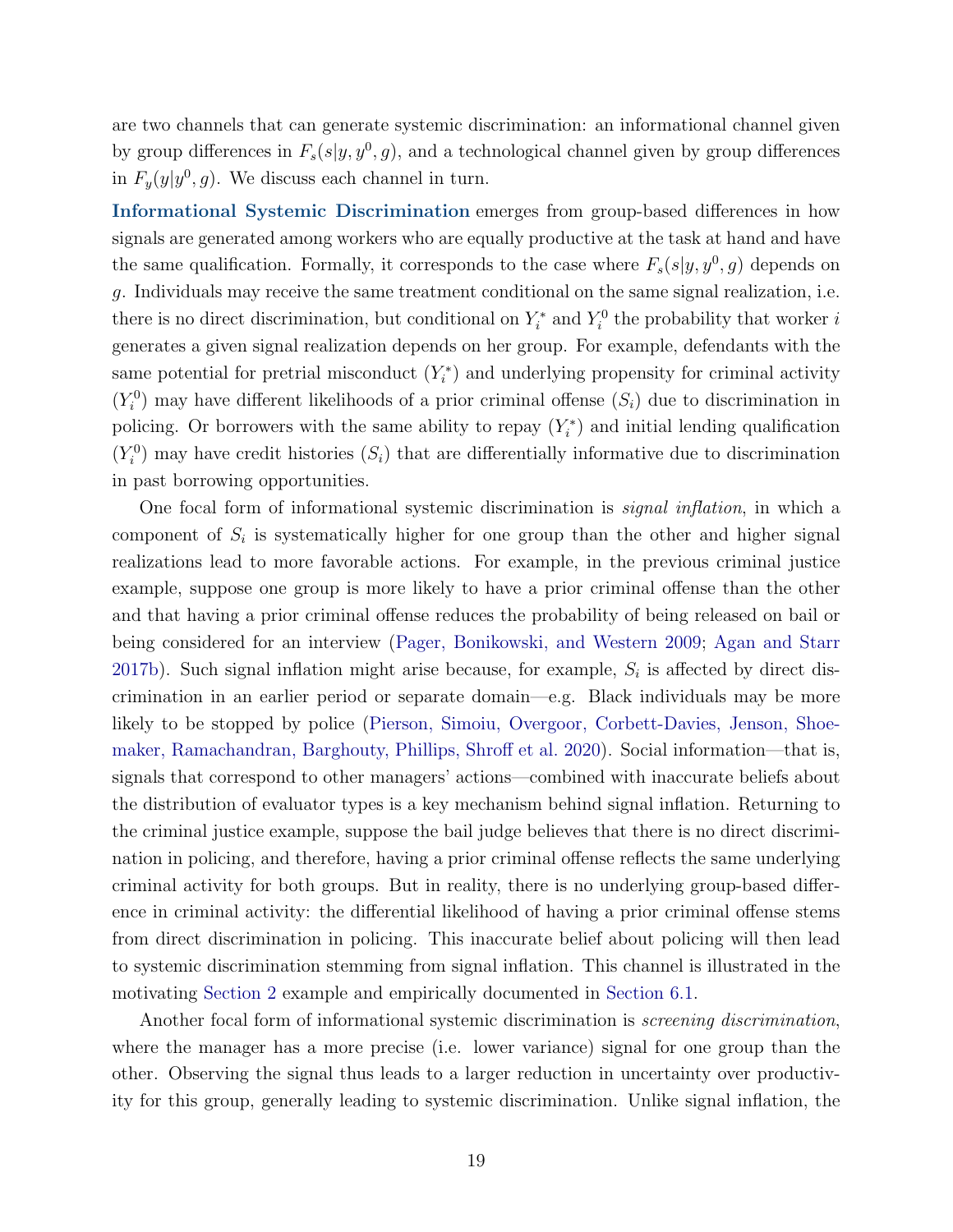are two channels that can generate systemic discrimination: an informational channel given by group differences in $F_s(s|y, y^0, g)$, and a technological channel given by group differences in $F_y(y|y^0, g)$. We discuss each channel in turn.

**Informational Systemic Discrimination** emerges from group-based differences in how signals are generated among workers who are equally productive at the task at hand and have the same qualification. Formally, it corresponds to the case where $F_s(s|y, y^0, g)$ depends on $g$. Individuals may receive the same treatment conditional on the same signal realization, i.e. there is no direct discrimination, but conditional on $Y_i^*$ and $Y_i^0$ the probability that worker $i$ generates a given signal realization depends on her group. For example, defendants with the same potential for pretrial misconduct ($Y_i^*$) and underlying propensity for criminal activity ($Y_i^0$) may have different likelihoods of a prior criminal offense ($S_i$) due to discrimination in policing. Or borrowers with the same ability to repay ($Y_i^*$) and initial lending qualification ($Y_i^0$) may have credit histories ($S_i$) that are differentially informative due to discrimination in past borrowing opportunities.

One focal form of informational systemic discrimination is *signal inflation*, in which a component of $S_i$ is systematically higher for one group than the other and higher signal realizations lead to more favorable actions. For example, in the previous criminal justice example, suppose one group is more likely to have a prior criminal offense than the other and that having a prior criminal offense reduces the probability of being released on bail or being considered for an interview (Pager, Bonikowski, and Western 2009; Agan and Starr 2017b). Such signal inflation might arise because, for example, $S_i$ is affected by direct discrimination in an earlier period or separate domain—e.g. Black individuals may be more likely to be stopped by police (Pierson, Simoiu, Overgoor, Corbett-Davies, Jenson, Shoemaker, Ramachandran, Barghouty, Phillips, Shroff et al. 2020). Social information—that is, signals that correspond to other managers' actions—combined with inaccurate beliefs about the distribution of evaluator types is a key mechanism behind signal inflation. Returning to the criminal justice example, suppose the bail judge believes that there is no direct discrimination in policing, and therefore, having a prior criminal offense reflects the same underlying criminal activity for both groups. But in reality, there is no underlying group-based difference in criminal activity: the differential likelihood of having a prior criminal offense stems from direct discrimination in policing. This inaccurate belief about policing will then lead to systemic discrimination stemming from signal inflation. This channel is illustrated in the motivating Section 2 example and empirically documented in Section 6.1.

Another focal form of informational systemic discrimination is *screening discrimination*, where the manager has a more precise (i.e. lower variance) signal for one group than the other. Observing the signal thus leads to a larger reduction in uncertainty over productivity for this group, generally leading to systemic discrimination. Unlike signal inflation, the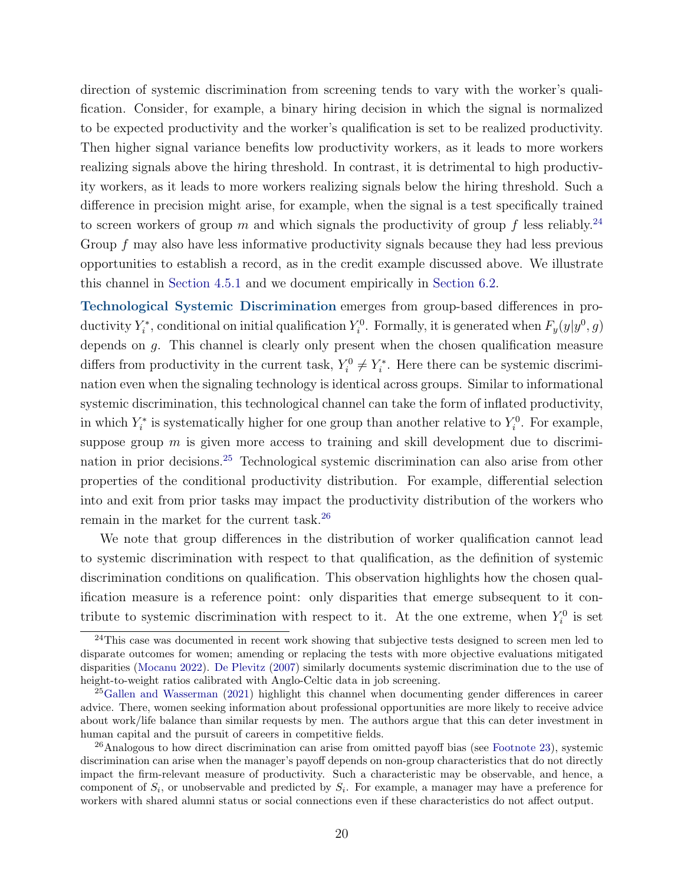direction of systemic discrimination from screening tends to vary with the worker's qualification. Consider, for example, a binary hiring decision in which the signal is normalized to be expected productivity and the worker's qualification is set to be realized productivity. Then higher signal variance benefits low productivity workers, as it leads to more workers realizing signals above the hiring threshold. In contrast, it is detrimental to high productivity workers, as it leads to more workers realizing signals below the hiring threshold. Such a difference in precision might arise, for example, when the signal is a test specifically trained to screen workers of group $m$ and which signals the productivity of group $f$ less reliably.[24] Group $f$ may also have less informative productivity signals because they had less previous opportunities to establish a record, as in the credit example discussed above. We illustrate this channel in Section 4.5.1 and we document empirically in Section 6.2.

**Technological Systemic Discrimination** emerges from group-based differences in productivity $Y_i^*$, conditional on initial qualification $Y_i^0$. Formally, it is generated when $F_y(y|y^0, g)$ depends on $g$. This channel is clearly only present when the chosen qualification measure differs from productivity in the current task, $Y_i^0 \neq Y_i^*$. Here there can be systemic discrimination even when the signaling technology is identical across groups. Similar to informational systemic discrimination, this technological channel can take the form of inflated productivity, in which $Y_i^*$ is systematically higher for one group than another relative to $Y_i^0$. For example, suppose group $m$ is given more access to training and skill development due to discrimination in prior decisions.[25] Technological systemic discrimination can also arise from other properties of the conditional productivity distribution. For example, differential selection into and exit from prior tasks may impact the productivity distribution of the workers who remain in the market for the current task.[26]

We note that group differences in the distribution of worker qualification cannot lead to systemic discrimination with respect to that qualification, as the definition of systemic discrimination conditions on qualification. This observation highlights how the chosen qualification measure is a reference point: only disparities that emerge subsequent to it contribute to systemic discrimination with respect to it. At the one extreme, when $Y_i^0$ is set

[24] This case was documented in recent work showing that subjective tests designed to screen men led to disparate outcomes for women; amending or replacing the tests with more objective evaluations mitigated disparities (Mocanu 2022). De Plevitz (2007) similarly documents systemic discrimination due to the use of height-to-weight ratios calibrated with Anglo-Celtic data in job screening.

[25] Gallen and Wasserman (2021) highlight this channel when documenting gender differences in career advice. There, women seeking information about professional opportunities are more likely to receive advice about work/life balance than similar requests by men. The authors argue that this can deter investment in human capital and the pursuit of careers in competitive fields.

[26] Analogous to how direct discrimination can arise from omitted payoff bias (see Footnote 23), systemic discrimination can arise when the manager's payoff depends on non-group characteristics that do not directly impact the firm-relevant measure of productivity. Such a characteristic may be observable, and hence, a component of $S_i$, or unobservable and predicted by $S_i$. For example, a manager may have a preference for workers with shared alumni status or social connections even if these characteristics do not affect output.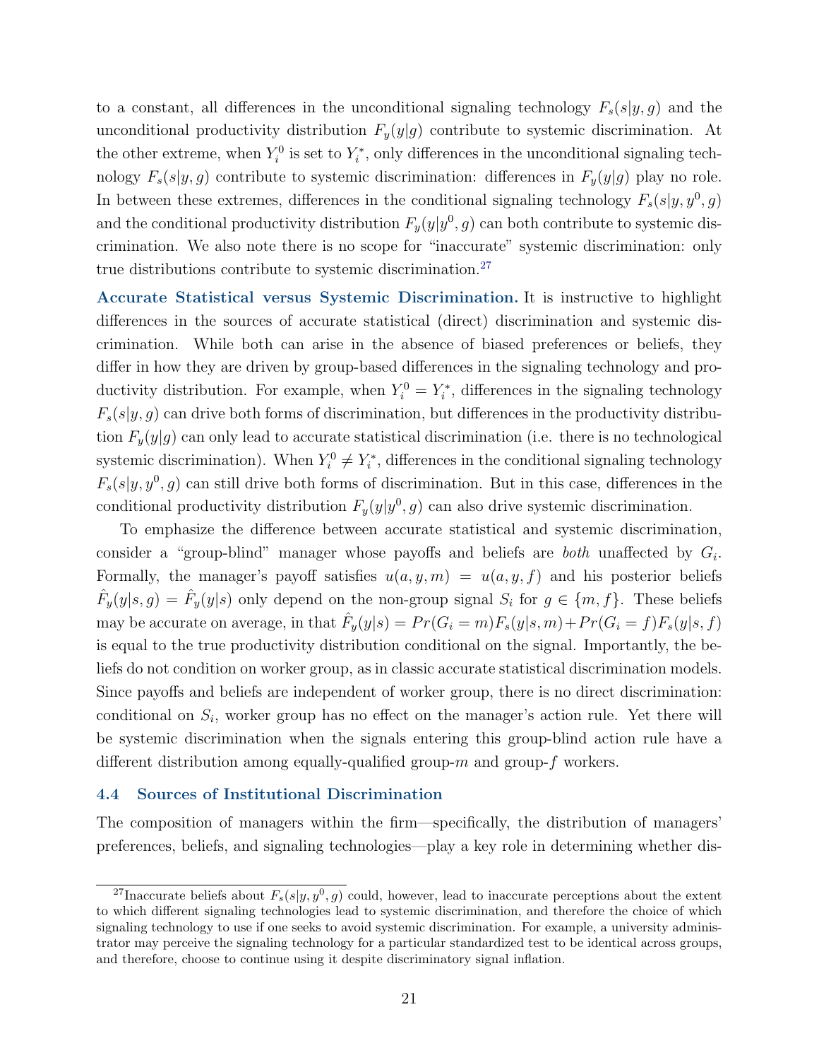to a constant, all differences in the unconditional signaling technology $F_s(s|y,g)$ and the unconditional productivity distribution $F_y(y|g)$ contribute to systemic discrimination. At the other extreme, when $Y_i^0$ is set to $Y_i^*$, only differences in the unconditional signaling technology $F_s(s|y,g)$ contribute to systemic discrimination: differences in $F_y(y|g)$ play no role. In between these extremes, differences in the conditional signaling technology $F_s(s|y,y^0,g)$ and the conditional productivity distribution $F_y(y|y^0,g)$ can both contribute to systemic discrimination. We also note there is no scope for "inaccurate" systemic discrimination: only true distributions contribute to systemic discrimination.[27]

**Accurate Statistical versus Systemic Discrimination.** It is instructive to highlight differences in the sources of accurate statistical (direct) discrimination and systemic discrimination. While both can arise in the absence of biased preferences or beliefs, they differ in how they are driven by group-based differences in the signaling technology and productivity distribution. For example, when $Y_i^0 = Y_i^*$, differences in the signaling technology $F_s(s|y,g)$ can drive both forms of discrimination, but differences in the productivity distribution $F_y(y|g)$ can only lead to accurate statistical discrimination (i.e. there is no technological systemic discrimination). When $Y_i^0 \neq Y_i^*$, differences in the conditional signaling technology $F_s(s|y,y^0,g)$ can still drive both forms of discrimination. But in this case, differences in the conditional productivity distribution $F_y(y|y^0,g)$ can also drive systemic discrimination.

To emphasize the difference between accurate statistical and systemic discrimination, consider a "group-blind" manager whose payoffs and beliefs are *both* unaffected by $G_i$. Formally, the manager's payoff satisfies $u(a,y,m) = u(a,y,f)$ and his posterior beliefs $\hat{F}_y(y|s,g) = \hat{F}_y(y|s)$ only depend on the non-group signal $S_i$ for $g \in \{m,f\}$. These beliefs may be accurate on average, in that $\hat{F}_y(y|s) = Pr(G_i = m)F_s(y|s,m) + Pr(G_i = f)F_s(y|s,f)$ is equal to the true productivity distribution conditional on the signal. Importantly, the beliefs do not condition on worker group, as in classic accurate statistical discrimination models. Since payoffs and beliefs are independent of worker group, there is no direct discrimination: conditional on $S_i$, worker group has no effect on the manager's action rule. Yet there will be systemic discrimination when the signals entering this group-blind action rule have a different distribution among equally-qualified group-$m$ and group-$f$ workers.

## 4.4 Sources of Institutional Discrimination

The composition of managers within the firm—specifically, the distribution of managers' preferences, beliefs, and signaling technologies—play a key role in determining whether dis-

[27] Inaccurate beliefs about $F_s(s|y,y^0,g)$ could, however, lead to inaccurate perceptions about the extent to which different signaling technologies lead to systemic discrimination, and therefore the choice of which signaling technology to use if one seeks to avoid systemic discrimination. For example, a university administrator may perceive the signaling technology for a particular standardized test to be identical across groups, and therefore, choose to continue using it despite discriminatory signal inflation.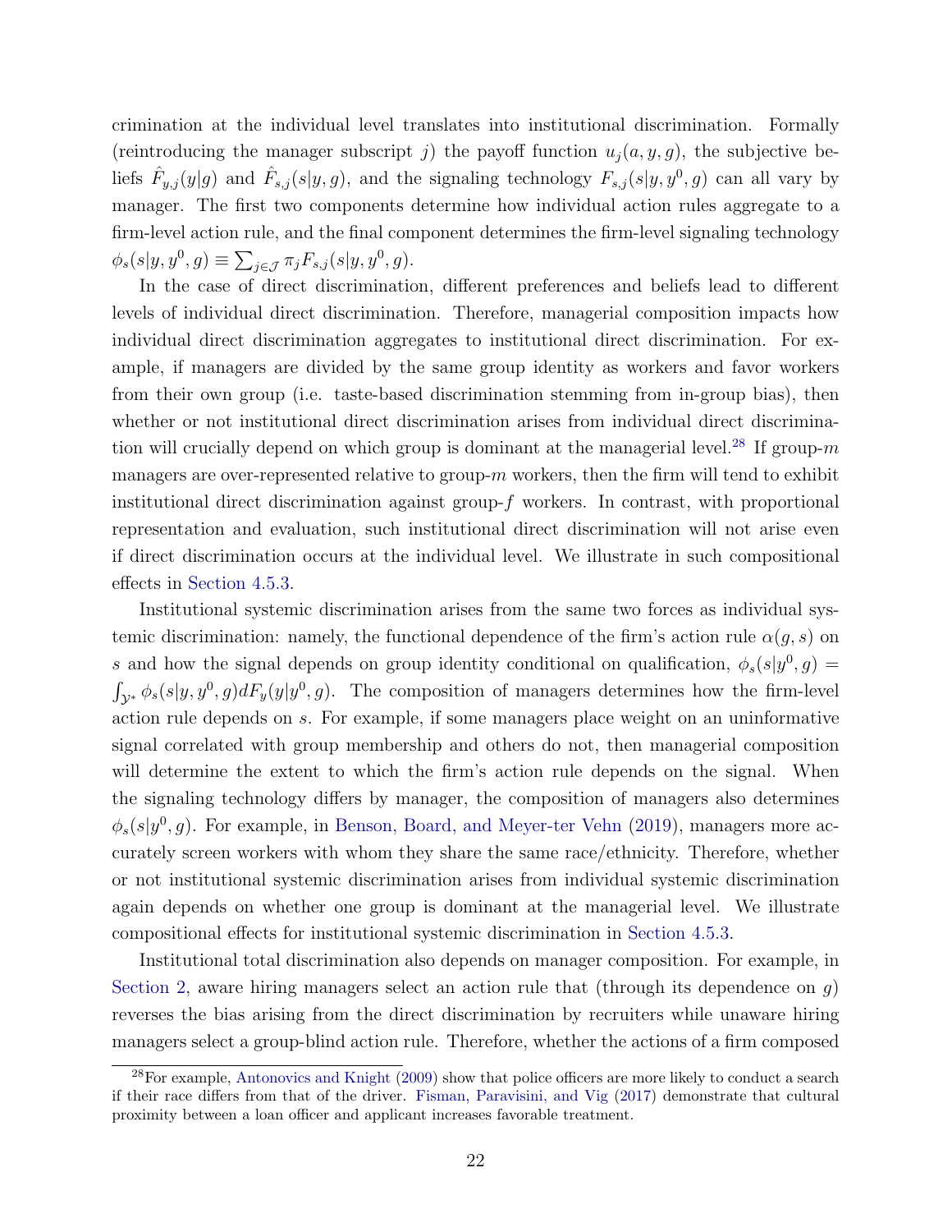crimination at the individual level translates into institutional discrimination. Formally (reintroducing the manager subscript $j$) the payoff function $u_j(a, y, g)$, the subjective beliefs $\hat{F}_{y,j}(y|g)$ and $\hat{F}_{s,j}(s|y, g)$, and the signaling technology $F_{s,j}(s|y, y^0, g)$ can all vary by manager. The first two components determine how individual action rules aggregate to a firm-level action rule, and the final component determines the firm-level signaling technology $\phi_s(s|y, y^0, g) \equiv \sum_{j \in \mathcal{J}} \pi_j F_{s,j}(s|y, y^0, g)$.

In the case of direct discrimination, different preferences and beliefs lead to different levels of individual direct discrimination. Therefore, managerial composition impacts how individual direct discrimination aggregates to institutional direct discrimination. For example, if managers are divided by the same group identity as workers and favor workers from their own group (i.e. taste-based discrimination stemming from in-group bias), then whether or not institutional direct discrimination arises from individual direct discrimination will crucially depend on which group is dominant at the managerial level.[28] If group-$m$ managers are over-represented relative to group-$m$ workers, then the firm will tend to exhibit institutional direct discrimination against group-$f$ workers. In contrast, with proportional representation and evaluation, such institutional direct discrimination will not arise even if direct discrimination occurs at the individual level. We illustrate in such compositional effects in Section 4.5.3.

Institutional systemic discrimination arises from the same two forces as individual systemic discrimination: namely, the functional dependence of the firm's action rule $\alpha(g, s)$ on $s$ and how the signal depends on group identity conditional on qualification, $\phi_s(s|y^0, g) = \int_{\mathcal{Y}^*} \phi_s(s|y, y^0, g) dF_y(y|y^0, g)$. The composition of managers determines how the firm-level action rule depends on $s$. For example, if some managers place weight on an uninformative signal correlated with group membership and others do not, then managerial composition will determine the extent to which the firm's action rule depends on the signal. When the signaling technology differs by manager, the composition of managers also determines $\phi_s(s|y^0, g)$. For example, in Benson, Board, and Meyer-ter Vehn (2019), managers more accurately screen workers with whom they share the same race/ethnicity. Therefore, whether or not institutional systemic discrimination arises from individual systemic discrimination again depends on whether one group is dominant at the managerial level. We illustrate compositional effects for institutional systemic discrimination in Section 4.5.3.

Institutional total discrimination also depends on manager composition. For example, in Section 2, aware hiring managers select an action rule that (through its dependence on $g$) reverses the bias arising from the direct discrimination by recruiters while unaware hiring managers select a group-blind action rule. Therefore, whether the actions of a firm composed

[28] For example, Antonovics and Knight (2009) show that police officers are more likely to conduct a search if their race differs from that of the driver. Fisman, Paravisini, and Vig (2017) demonstrate that cultural proximity between a loan officer and applicant increases favorable treatment.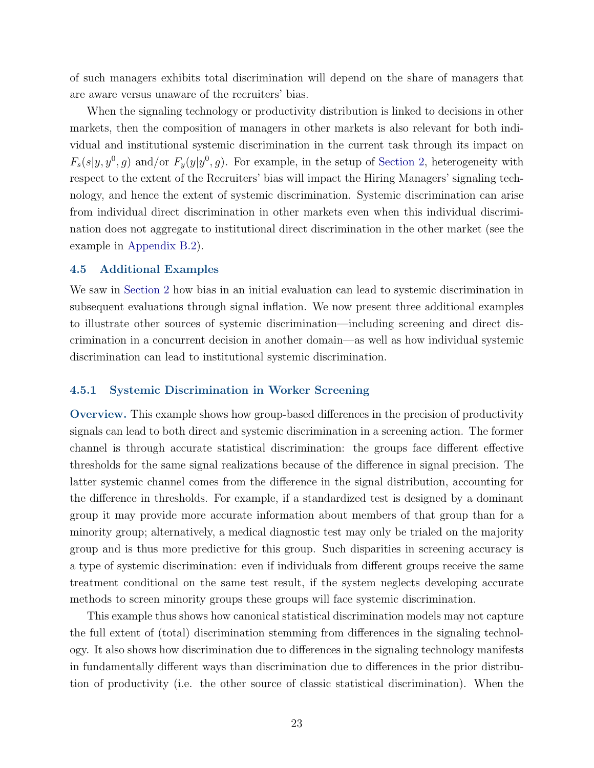of such managers exhibits total discrimination will depend on the share of managers that are aware versus unaware of the recruiters' bias.

When the signaling technology or productivity distribution is linked to decisions in other markets, then the composition of managers in other markets is also relevant for both individual and institutional systemic discrimination in the current task through its impact on $F_s(s|y, y^0, g)$ and/or $F_y(y|y^0, g)$. For example, in the setup of Section 2, heterogeneity with respect to the extent of the Recruiters' bias will impact the Hiring Managers' signaling technology, and hence the extent of systemic discrimination. Systemic discrimination can arise from individual direct discrimination in other markets even when this individual discrimination does not aggregate to institutional direct discrimination in the other market (see the example in Appendix B.2).

### 4.5 Additional Examples

We saw in Section 2 how bias in an initial evaluation can lead to systemic discrimination in subsequent evaluations through signal inflation. We now present three additional examples to illustrate other sources of systemic discrimination—including screening and direct discrimination in a concurrent decision in another domain—as well as how individual systemic discrimination can lead to institutional systemic discrimination.

#### 4.5.1 Systemic Discrimination in Worker Screening

**Overview.** This example shows how group-based differences in the precision of productivity signals can lead to both direct and systemic discrimination in a screening action. The former channel is through accurate statistical discrimination: the groups face different effective thresholds for the same signal realizations because of the difference in signal precision. The latter systemic channel comes from the difference in the signal distribution, accounting for the difference in thresholds. For example, if a standardized test is designed by a dominant group it may provide more accurate information about members of that group than for a minority group; alternatively, a medical diagnostic test may only be trialed on the majority group and is thus more predictive for this group. Such disparities in screening accuracy is a type of systemic discrimination: even if individuals from different groups receive the same treatment conditional on the same test result, if the system neglects developing accurate methods to screen minority groups these groups will face systemic discrimination.

This example thus shows how canonical statistical discrimination models may not capture the full extent of (total) discrimination stemming from differences in the signaling technology. It also shows how discrimination due to differences in the signaling technology manifests in fundamentally different ways than discrimination due to differences in the prior distribution of productivity (i.e. the other source of classic statistical discrimination). When the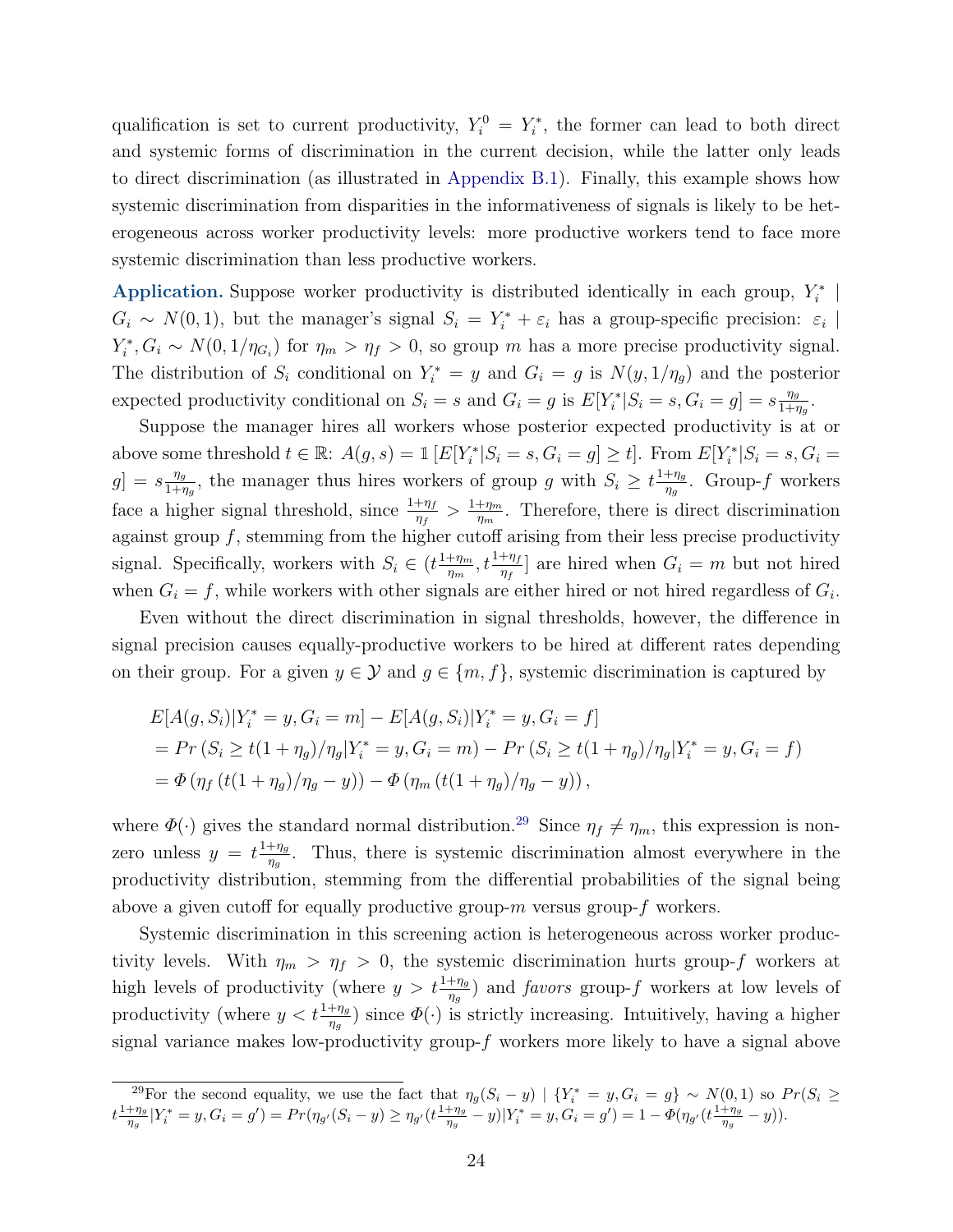qualification is set to current productivity, $Y_i^0 = Y_i^*$, the former can lead to both direct and systemic forms of discrimination in the current decision, while the latter only leads to direct discrimination (as illustrated in Appendix B.1). Finally, this example shows how systemic discrimination from disparities in the informativeness of signals is likely to be heterogeneous across worker productivity levels: more productive workers tend to face more systemic discrimination than less productive workers.

**Application.** Suppose worker productivity is distributed identically in each group, $Y_i^* \mid G_i \sim N(0,1)$, but the manager's signal $S_i = Y_i^* + \varepsilon_i$ has a group-specific precision: $\varepsilon_i \mid Y_i^*, G_i \sim N(0, 1/\eta_{G_i})$ for $\eta_m > \eta_f > 0$, so group $m$ has a more precise productivity signal. The distribution of $S_i$ conditional on $Y_i^* = y$ and $G_i = g$ is $N(y, 1/\eta_g)$ and the posterior expected productivity conditional on $S_i = s$ and $G_i = g$ is $E[Y_i^* | S_i = s, G_i = g] = s\frac{\eta_g}{1+\eta_g}$.

Suppose the manager hires all workers whose posterior expected productivity is at or above some threshold $t \in \mathbb{R}$: $A(g,s) = \mathbb{1}[E[Y_i^*|S_i = s, G_i = g] \geq t]$. From $E[Y_i^*|S_i = s, G_i = g] = s\frac{\eta_g}{1+\eta_g}$, the manager thus hires workers of group $g$ with $S_i \geq t\frac{1+\eta_g}{\eta_g}$. Group-$f$ workers face a higher signal threshold, since $\frac{1+\eta_f}{\eta_f} > \frac{1+\eta_m}{\eta_m}$. Therefore, there is direct discrimination against group $f$, stemming from the higher cutoff arising from their less precise productivity signal. Specifically, workers with $S_i \in (t\frac{1+\eta_m}{\eta_m}, t\frac{1+\eta_f}{\eta_f}]$ are hired when $G_i = m$ but not hired when $G_i = f$, while workers with other signals are either hired or not hired regardless of $G_i$.

Even without the direct discrimination in signal thresholds, however, the difference in signal precision causes equally-productive workers to be hired at different rates depending on their group. For a given $y \in \mathcal{Y}$ and $g \in \{m, f\}$, systemic discrimination is captured by

$$
\begin{aligned}
&E[A(g,S_i)|Y_i^* = y, G_i = m] - E[A(g,S_i)|Y_i^* = y, G_i = f] \\
&= Pr\left(S_i \geq t(1+\eta_g)/\eta_g | Y_i^* = y, G_i = m\right) - Pr\left(S_i \geq t(1+\eta_g)/\eta_g | Y_i^* = y, G_i = f\right) \\
&= \Phi\left(\eta_f\left(t(1+\eta_g)/\eta_g - y\right)\right) - \Phi\left(\eta_m\left(t(1+\eta_g)/\eta_g - y\right)\right),
\end{aligned}
$$

where $\Phi(\cdot)$ gives the standard normal distribution.[29] Since $\eta_f \neq \eta_m$, this expression is nonzero unless $y = t\frac{1+\eta_g}{\eta_g}$. Thus, there is systemic discrimination almost everywhere in the productivity distribution, stemming from the differential probabilities of the signal being above a given cutoff for equally productive group-$m$ versus group-$f$ workers.

Systemic discrimination in this screening action is heterogeneous across worker productivity levels. With $\eta_m > \eta_f > 0$, the systemic discrimination hurts group-$f$ workers at high levels of productivity (where $y > t\frac{1+\eta_g}{\eta_g}$) and *favors* group-$f$ workers at low levels of productivity (where $y < t\frac{1+\eta_g}{\eta_g}$) since $\Phi(\cdot)$ is strictly increasing. Intuitively, having a higher signal variance makes low-productivity group-$f$ workers more likely to have a signal above

[29] For the second equality, we use the fact that $\eta_g(S_i - y) \mid \{Y_i^* = y, G_i = g\} \sim N(0,1)$ so $Pr(S_i \geq t\frac{1+\eta_g}{\eta_g}|Y_i^* = y, G_i = g') = Pr(\eta_{g'}(S_i - y) \geq \eta_{g'}(t\frac{1+\eta_g}{\eta_g} - y)|Y_i^* = y, G_i = g') = 1 - \Phi(\eta_{g'}(t\frac{1+\eta_g}{\eta_g} - y))$.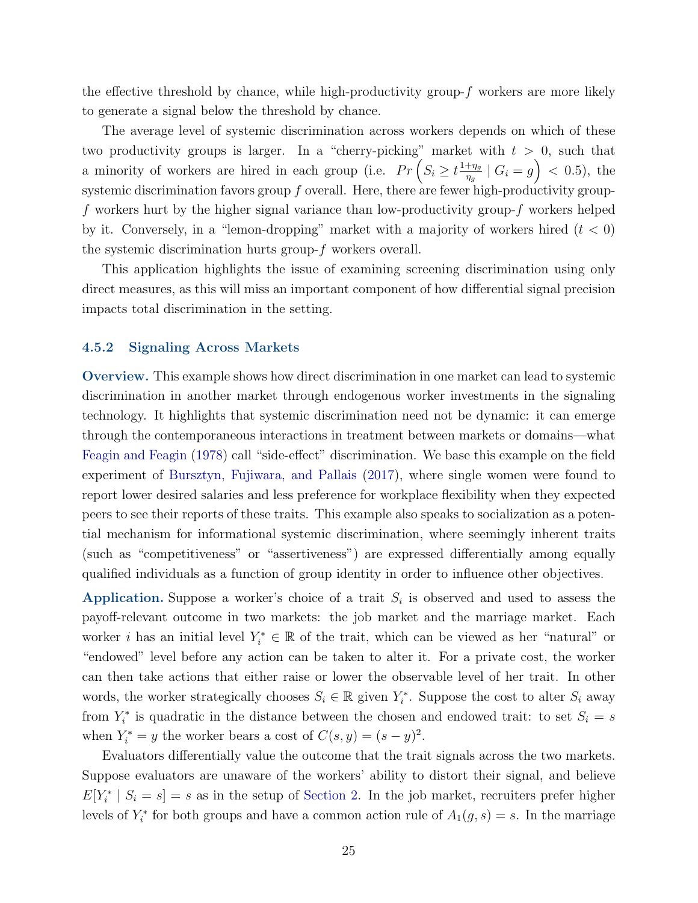the effective threshold by chance, while high-productivity group-$f$ workers are more likely to generate a signal below the threshold by chance.

The average level of systemic discrimination across workers depends on which of these two productivity groups is larger. In a "cherry-picking" market with $t > 0$, such that a minority of workers are hired in each group (i.e. $Pr\left(S_i \geq t\frac{1+\eta_g}{\eta_g} \mid G_i = g\right) < 0.5$), the systemic discrimination favors group $f$ overall. Here, there are fewer high-productivity group-$f$ workers hurt by the higher signal variance than low-productivity group-$f$ workers helped by it. Conversely, in a "lemon-dropping" market with a majority of workers hired ($t < 0$) the systemic discrimination hurts group-$f$ workers overall.

This application highlights the issue of examining screening discrimination using only direct measures, as this will miss an important component of how differential signal precision impacts total discrimination in the setting.

### 4.5.2 Signaling Across Markets

**Overview.** This example shows how direct discrimination in one market can lead to systemic discrimination in another market through endogenous worker investments in the signaling technology. It highlights that systemic discrimination need not be dynamic: it can emerge through the contemporaneous interactions in treatment between markets or domains—what Feagin and Feagin (1978) call "side-effect" discrimination. We base this example on the field experiment of Bursztyn, Fujiwara, and Pallais (2017), where single women were found to report lower desired salaries and less preference for workplace flexibility when they expected peers to see their reports of these traits. This example also speaks to socialization as a potential mechanism for informational systemic discrimination, where seemingly inherent traits (such as "competitiveness" or "assertiveness") are expressed differentially among equally qualified individuals as a function of group identity in order to influence other objectives.

**Application.** Suppose a worker's choice of a trait $S_i$ is observed and used to assess the payoff-relevant outcome in two markets: the job market and the marriage market. Each worker $i$ has an initial level $Y_i^* \in \mathbb{R}$ of the trait, which can be viewed as her "natural" or "endowed" level before any action can be taken to alter it. For a private cost, the worker can then take actions that either raise or lower the observable level of her trait. In other words, the worker strategically chooses $S_i \in \mathbb{R}$ given $Y_i^*$. Suppose the cost to alter $S_i$ away from $Y_i^*$ is quadratic in the distance between the chosen and endowed trait: to set $S_i = s$ when $Y_i^* = y$ the worker bears a cost of $C(s, y) = (s - y)^2$.

Evaluators differentially value the outcome that the trait signals across the two markets. Suppose evaluators are unaware of the workers' ability to distort their signal, and believe $E[Y_i^* \mid S_i = s] = s$ as in the setup of Section 2. In the job market, recruiters prefer higher levels of $Y_i^*$ for both groups and have a common action rule of $A_1(g, s) = s$. In the marriage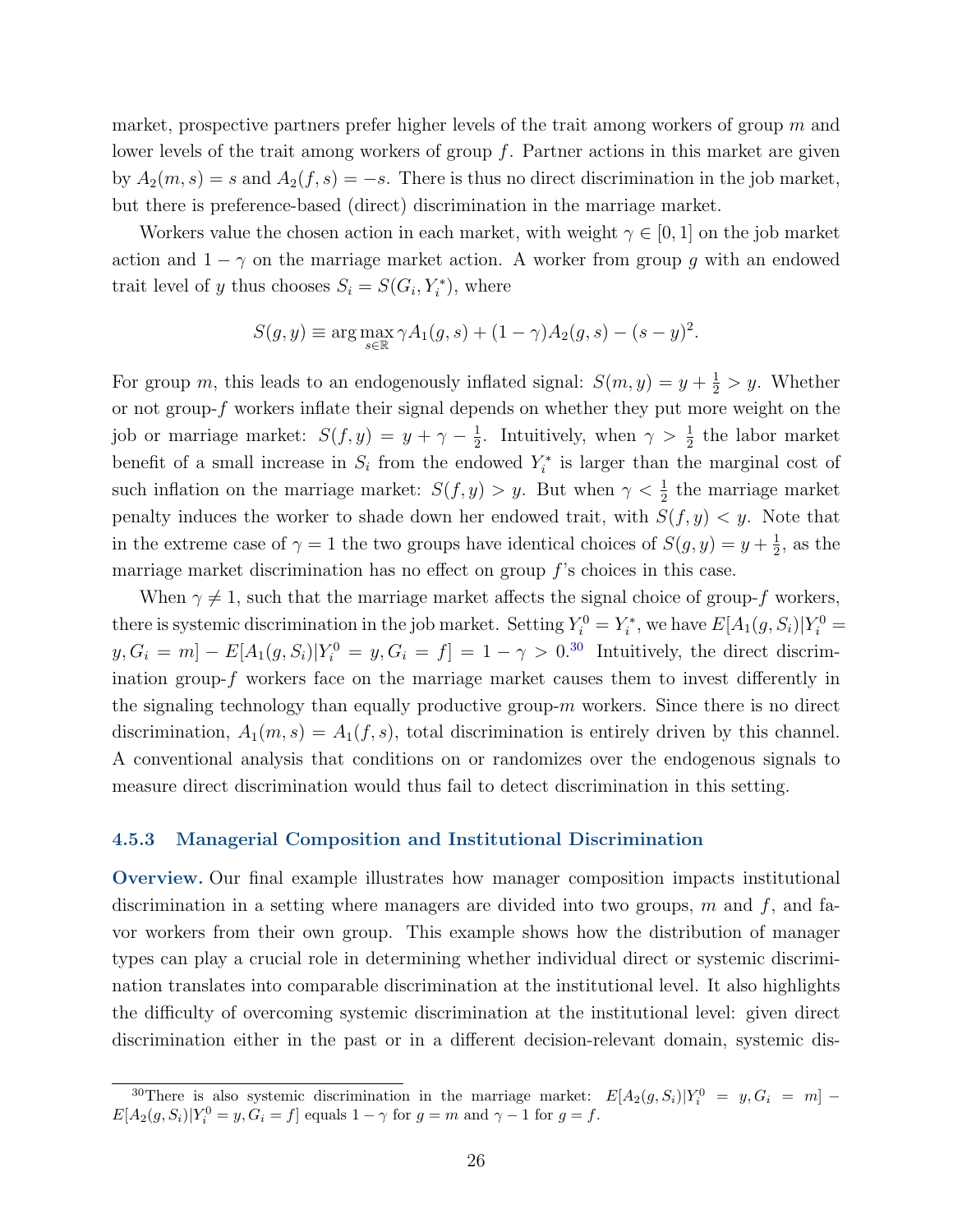market, prospective partners prefer higher levels of the trait among workers of group $m$ and lower levels of the trait among workers of group $f$. Partner actions in this market are given by $A_2(m, s) = s$ and $A_2(f, s) = -s$. There is thus no direct discrimination in the job market, but there is preference-based (direct) discrimination in the marriage market.

Workers value the chosen action in each market, with weight $\gamma \in [0, 1]$ on the job market action and $1 - \gamma$ on the marriage market action. A worker from group $g$ with an endowed trait level of $y$ thus chooses $S_i = S(G_i, Y_i^*)$, where

$$S(g, y) \equiv \arg\max_{s \in \mathbb{R}} \gamma A_1(g, s) + (1 - \gamma) A_2(g, s) - (s - y)^2.$$

For group $m$, this leads to an endogenously inflated signal: $S(m, y) = y + \frac{1}{2} > y$. Whether or not group-$f$ workers inflate their signal depends on whether they put more weight on the job or marriage market: $S(f, y) = y + \gamma - \frac{1}{2}$. Intuitively, when $\gamma > \frac{1}{2}$ the labor market benefit of a small increase in $S_i$ from the endowed $Y_i^*$ is larger than the marginal cost of such inflation on the marriage market: $S(f, y) > y$. But when $\gamma < \frac{1}{2}$ the marriage market penalty induces the worker to shade down her endowed trait, with $S(f, y) < y$. Note that in the extreme case of $\gamma = 1$ the two groups have identical choices of $S(g, y) = y + \frac{1}{2}$, as the marriage market discrimination has no effect on group $f$'s choices in this case.

When $\gamma \neq 1$, such that the marriage market affects the signal choice of group-$f$ workers, there is systemic discrimination in the job market. Setting $Y_i^0 = Y_i^*$, we have $E[A_1(g, S_i) | Y_i^0 = y, G_i = m] - E[A_1(g, S_i) | Y_i^0 = y, G_i = f] = 1 - \gamma > 0$.[30] Intuitively, the direct discrimination group-$f$ workers face on the marriage market causes them to invest differently in the signaling technology than equally productive group-$m$ workers. Since there is no direct discrimination, $A_1(m, s) = A_1(f, s)$, total discrimination is entirely driven by this channel. A conventional analysis that conditions on or randomizes over the endogenous signals to measure direct discrimination would thus fail to detect discrimination in this setting.

### 4.5.3 Managerial Composition and Institutional Discrimination

**Overview.** Our final example illustrates how manager composition impacts institutional discrimination in a setting where managers are divided into two groups, $m$ and $f$, and favor workers from their own group. This example shows how the distribution of manager types can play a crucial role in determining whether individual direct or systemic discrimination translates into comparable discrimination at the institutional level. It also highlights the difficulty of overcoming systemic discrimination at the institutional level: given direct discrimination either in the past or in a different decision-relevant domain, systemic dis-

[30] There is also systemic discrimination in the marriage market: $E[A_2(g, S_i) | Y_i^0 = y, G_i = m] - E[A_2(g, S_i) | Y_i^0 = y, G_i = f]$ equals $1 - \gamma$ for $g = m$ and $\gamma - 1$ for $g = f$.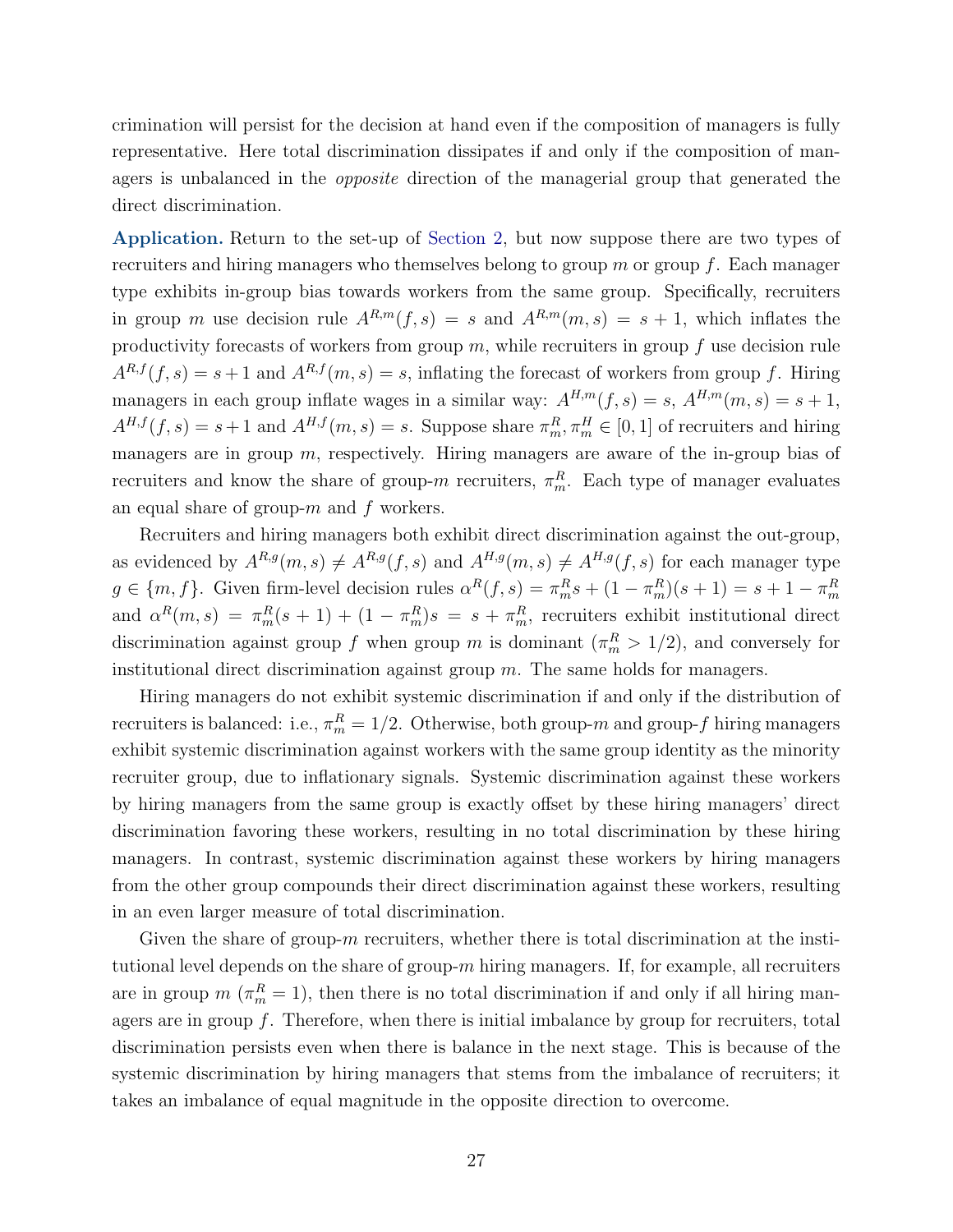crimination will persist for the decision at hand even if the composition of managers is fully representative. Here total discrimination dissipates if and only if the composition of managers is unbalanced in the *opposite* direction of the managerial group that generated the direct discrimination.

**Application.** Return to the set-up of Section 2, but now suppose there are two types of recruiters and hiring managers who themselves belong to group $m$ or group $f$. Each manager type exhibits in-group bias towards workers from the same group. Specifically, recruiters in group $m$ use decision rule $A^{R,m}(f, s) = s$ and $A^{R,m}(m, s) = s + 1$, which inflates the productivity forecasts of workers from group $m$, while recruiters in group $f$ use decision rule $A^{R,f}(f, s) = s+1$ and $A^{R,f}(m, s) = s$, inflating the forecast of workers from group $f$. Hiring managers in each group inflate wages in a similar way: $A^{H,m}(f, s) = s$, $A^{H,m}(m, s) = s + 1$, $A^{H,f}(f, s) = s+1$ and $A^{H,f}(m, s) = s$. Suppose share $\pi^R_m, \pi^H_m \in [0, 1]$ of recruiters and hiring managers are in group $m$, respectively. Hiring managers are aware of the in-group bias of recruiters and know the share of group-$m$ recruiters, $\pi^R_m$. Each type of manager evaluates an equal share of group-$m$ and $f$ workers.

Recruiters and hiring managers both exhibit direct discrimination against the out-group, as evidenced by $A^{R,g}(m, s) \neq A^{R,g}(f, s)$ and $A^{H,g}(m, s) \neq A^{H,g}(f, s)$ for each manager type $g \in \{m, f\}$. Given firm-level decision rules $\alpha^R(f, s) = \pi^R_m s + (1 - \pi^R_m)(s + 1) = s + 1 - \pi^R_m$ and $\alpha^R(m, s) = \pi^R_m(s + 1) + (1 - \pi^R_m)s = s + \pi^R_m$, recruiters exhibit institutional direct discrimination against group $f$ when group $m$ is dominant ($\pi^R_m > 1/2$), and conversely for institutional direct discrimination against group $m$. The same holds for managers.

Hiring managers do not exhibit systemic discrimination if and only if the distribution of recruiters is balanced: i.e., $\pi^R_m = 1/2$. Otherwise, both group-$m$ and group-$f$ hiring managers exhibit systemic discrimination against workers with the same group identity as the minority recruiter group, due to inflationary signals. Systemic discrimination against these workers by hiring managers from the same group is exactly offset by these hiring managers' direct discrimination favoring these workers, resulting in no total discrimination by these hiring managers. In contrast, systemic discrimination against these workers by hiring managers from the other group compounds their direct discrimination against these workers, resulting in an even larger measure of total discrimination.

Given the share of group-$m$ recruiters, whether there is total discrimination at the institutional level depends on the share of group-$m$ hiring managers. If, for example, all recruiters are in group $m$ ($\pi^R_m = 1$), then there is no total discrimination if and only if all hiring managers are in group $f$. Therefore, when there is initial imbalance by group for recruiters, total discrimination persists even when there is balance in the next stage. This is because of the systemic discrimination by hiring managers that stems from the imbalance of recruiters; it takes an imbalance of equal magnitude in the opposite direction to overcome.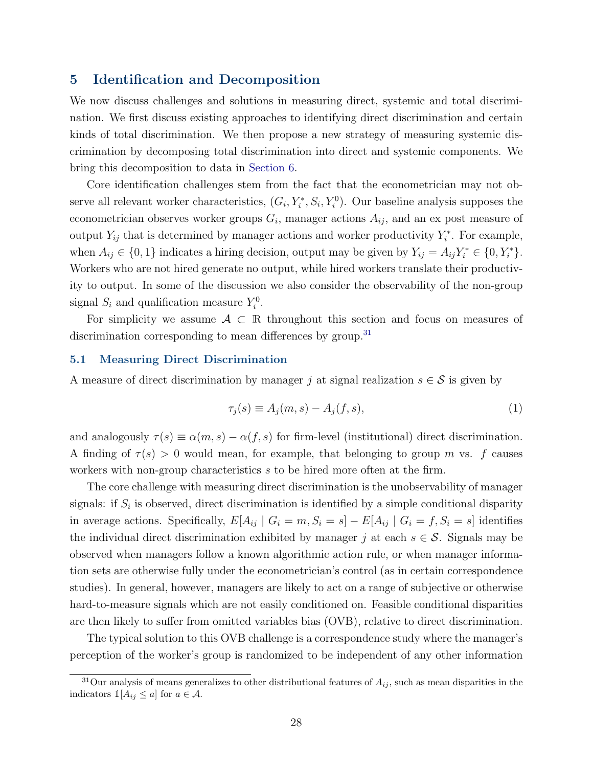## 5 Identification and Decomposition

We now discuss challenges and solutions in measuring direct, systemic and total discrimination. We first discuss existing approaches to identifying direct discrimination and certain kinds of total discrimination. We then propose a new strategy of measuring systemic discrimination by decomposing total discrimination into direct and systemic components. We bring this decomposition to data in Section 6.

Core identification challenges stem from the fact that the econometrician may not observe all relevant worker characteristics, $(G_i, Y_i^*, S_i, Y_i^0)$. Our baseline analysis supposes the econometrician observes worker groups $G_i$, manager actions $A_{ij}$, and an ex post measure of output $Y_{ij}$ that is determined by manager actions and worker productivity $Y_i^*$. For example, when $A_{ij} \in \{0, 1\}$ indicates a hiring decision, output may be given by $Y_{ij} = A_{ij}Y_i^* \in \{0, Y_i^*\}$. Workers who are not hired generate no output, while hired workers translate their productivity to output. In some of the discussion we also consider the observability of the non-group signal $S_i$ and qualification measure $Y_i^0$.

For simplicity we assume $\mathcal{A} \subset \mathbb{R}$ throughout this section and focus on measures of discrimination corresponding to mean differences by group.[31]

### 5.1 Measuring Direct Discrimination

A measure of direct discrimination by manager $j$ at signal realization $s \in \mathcal{S}$ is given by

$$\tau_j(s) \equiv A_j(m, s) - A_j(f, s), \tag{1}$$

and analogously $\tau(s) \equiv \alpha(m, s) - \alpha(f, s)$ for firm-level (institutional) direct discrimination. A finding of $\tau(s) > 0$ would mean, for example, that belonging to group $m$ vs. $f$ causes workers with non-group characteristics $s$ to be hired more often at the firm.

The core challenge with measuring direct discrimination is the unobservability of manager signals: if $S_i$ is observed, direct discrimination is identified by a simple conditional disparity in average actions. Specifically, $E[A_{ij} \mid G_i = m, S_i = s] - E[A_{ij} \mid G_i = f, S_i = s]$ identifies the individual direct discrimination exhibited by manager $j$ at each $s \in \mathcal{S}$. Signals may be observed when managers follow a known algorithmic action rule, or when manager information sets are otherwise fully under the econometrician's control (as in certain correspondence studies). In general, however, managers are likely to act on a range of subjective or otherwise hard-to-measure signals which are not easily conditioned on. Feasible conditional disparities are then likely to suffer from omitted variables bias (OVB), relative to direct discrimination.

The typical solution to this OVB challenge is a correspondence study where the manager's perception of the worker's group is randomized to be independent of any other information

[31] Our analysis of means generalizes to other distributional features of $A_{ij}$, such as mean disparities in the indicators $\mathbb{1}[A_{ij} \leq a]$ for $a \in \mathcal{A}$.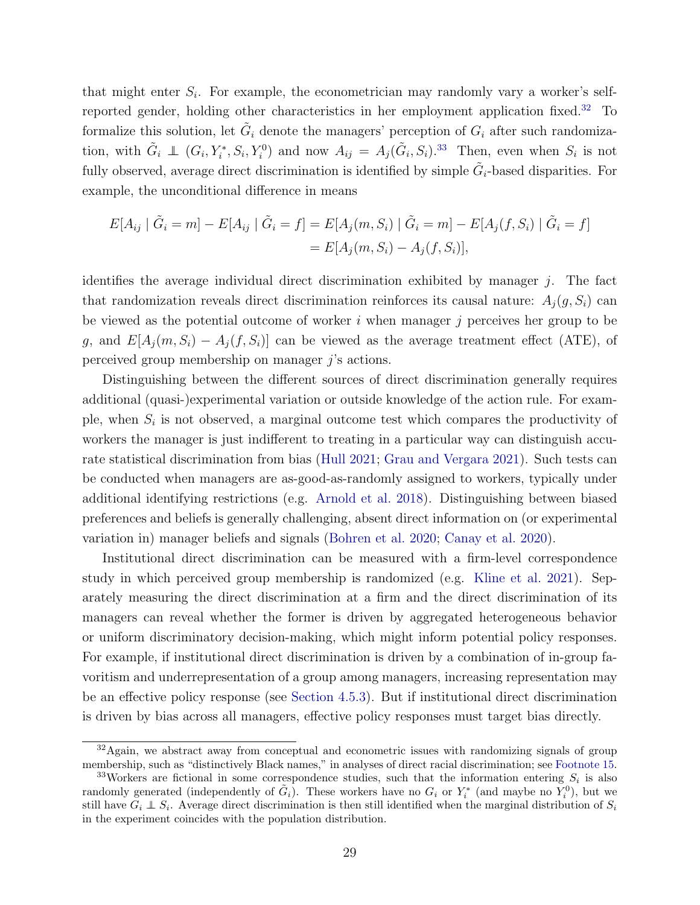that might enter $S_i$. For example, the econometrician may randomly vary a worker's self-reported gender, holding other characteristics in her employment application fixed.[32] To formalize this solution, let $\tilde{G}_i$ denote the managers' perception of $G_i$ after such randomization, with $\tilde{G}_i \perp\!\!\!\perp (G_i, Y_i^*, S_i, Y_i^0)$ and now $A_{ij} = A_j(\tilde{G}_i, S_i)$.[33] Then, even when $S_i$ is not fully observed, average direct discrimination is identified by simple $\tilde{G}_i$-based disparities. For example, the unconditional difference in means

$$
\begin{aligned}
E[A_{ij} \mid \tilde{G}_i = m] - E[A_{ij} \mid \tilde{G}_i = f] &= E[A_j(m, S_i) \mid \tilde{G}_i = m] - E[A_j(f, S_i) \mid \tilde{G}_i = f] \\
&= E[A_j(m, S_i) - A_j(f, S_i)],
\end{aligned}
$$

identifies the average individual direct discrimination exhibited by manager $j$. The fact that randomization reveals direct discrimination reinforces its causal nature: $A_j(g, S_i)$ can be viewed as the potential outcome of worker $i$ when manager $j$ perceives her group to be $g$, and $E[A_j(m, S_i) - A_j(f, S_i)]$ can be viewed as the average treatment effect (ATE), of perceived group membership on manager $j$'s actions.

Distinguishing between the different sources of direct discrimination generally requires additional (quasi-)experimental variation or outside knowledge of the action rule. For example, when $S_i$ is not observed, a marginal outcome test which compares the productivity of workers the manager is just indifferent to treating in a particular way can distinguish accurate statistical discrimination from bias (Hull 2021; Grau and Vergara 2021). Such tests can be conducted when managers are as-good-as-randomly assigned to workers, typically under additional identifying restrictions (e.g. Arnold et al. 2018). Distinguishing between biased preferences and beliefs is generally challenging, absent direct information on (or experimental variation in) manager beliefs and signals (Bohren et al. 2020; Canay et al. 2020).

Institutional direct discrimination can be measured with a firm-level correspondence study in which perceived group membership is randomized (e.g. Kline et al. 2021). Separately measuring the direct discrimination at a firm and the direct discrimination of its managers can reveal whether the former is driven by aggregated heterogeneous behavior or uniform discriminatory decision-making, which might inform potential policy responses. For example, if institutional direct discrimination is driven by a combination of in-group favoritism and underrepresentation of a group among managers, increasing representation may be an effective policy response (see Section 4.5.3). But if institutional direct discrimination is driven by bias across all managers, effective policy responses must target bias directly.

[32] Again, we abstract away from conceptual and econometric issues with randomizing signals of group membership, such as "distinctively Black names," in analyses of direct racial discrimination; see Footnote 15.

[33] Workers are fictional in some correspondence studies, such that the information entering $S_i$ is also randomly generated (independently of $\tilde{G}_i$). These workers have no $G_i$ or $Y_i^*$ (and maybe no $Y_i^0$), but we still have $G_i \perp\!\!\!\perp S_i$. Average direct discrimination is then still identified when the marginal distribution of $S_i$ in the experiment coincides with the population distribution.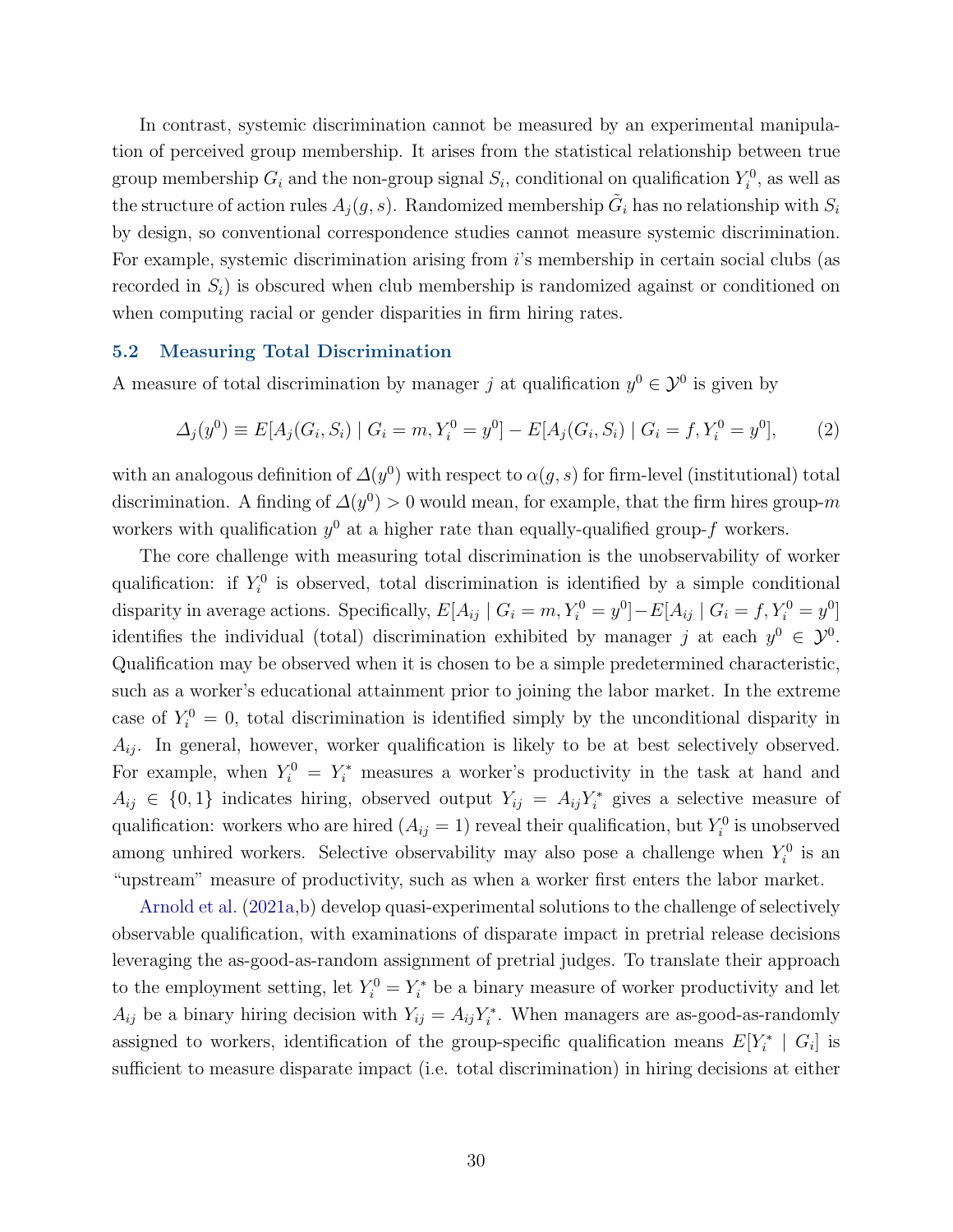In contrast, systemic discrimination cannot be measured by an experimental manipulation of perceived group membership. It arises from the statistical relationship between true group membership $G_i$ and the non-group signal $S_i$, conditional on qualification $Y_i^0$, as well as the structure of action rules $A_j(g, s)$. Randomized membership $\tilde{G}_i$ has no relationship with $S_i$ by design, so conventional correspondence studies cannot measure systemic discrimination. For example, systemic discrimination arising from $i$'s membership in certain social clubs (as recorded in $S_i$) is obscured when club membership is randomized against or conditioned on when computing racial or gender disparities in firm hiring rates.

### 5.2 Measuring Total Discrimination

A measure of total discrimination by manager $j$ at qualification $y^0 \in \mathcal{Y}^0$ is given by

$$\Delta_j(y^0) \equiv E[A_j(G_i, S_i) \mid G_i = m, Y_i^0 = y^0] - E[A_j(G_i, S_i) \mid G_i = f, Y_i^0 = y^0], \tag{2}$$

with an analogous definition of $\Delta(y^0)$ with respect to $\alpha(g, s)$ for firm-level (institutional) total discrimination. A finding of $\Delta(y^0) > 0$ would mean, for example, that the firm hires group-$m$ workers with qualification $y^0$ at a higher rate than equally-qualified group-$f$ workers.

The core challenge with measuring total discrimination is the unobservability of worker qualification: if $Y_i^0$ is observed, total discrimination is identified by a simple conditional disparity in average actions. Specifically, $E[A_{ij} \mid G_i = m, Y_i^0 = y^0] - E[A_{ij} \mid G_i = f, Y_i^0 = y^0]$ identifies the individual (total) discrimination exhibited by manager $j$ at each $y^0 \in \mathcal{Y}^0$. Qualification may be observed when it is chosen to be a simple predetermined characteristic, such as a worker's educational attainment prior to joining the labor market. In the extreme case of $Y_i^0 = 0$, total discrimination is identified simply by the unconditional disparity in $A_{ij}$. In general, however, worker qualification is likely to be at best selectively observed. For example, when $Y_i^0 = Y_i^*$ measures a worker's productivity in the task at hand and $A_{ij} \in \{0, 1\}$ indicates hiring, observed output $Y_{ij} = A_{ij} Y_i^*$ gives a selective measure of qualification: workers who are hired ($A_{ij} = 1$) reveal their qualification, but $Y_i^0$ is unobserved among unhired workers. Selective observability may also pose a challenge when $Y_i^0$ is an "upstream" measure of productivity, such as when a worker first enters the labor market.

Arnold et al. (2021a,b) develop quasi-experimental solutions to the challenge of selectively observable qualification, with examinations of disparate impact in pretrial release decisions leveraging the as-good-as-random assignment of pretrial judges. To translate their approach to the employment setting, let $Y_i^0 = Y_i^*$ be a binary measure of worker productivity and let $A_{ij}$ be a binary hiring decision with $Y_{ij} = A_{ij} Y_i^*$. When managers are as-good-as-randomly assigned to workers, identification of the group-specific qualification means $E[Y_i^* \mid G_i]$ is sufficient to measure disparate impact (i.e. total discrimination) in hiring decisions at either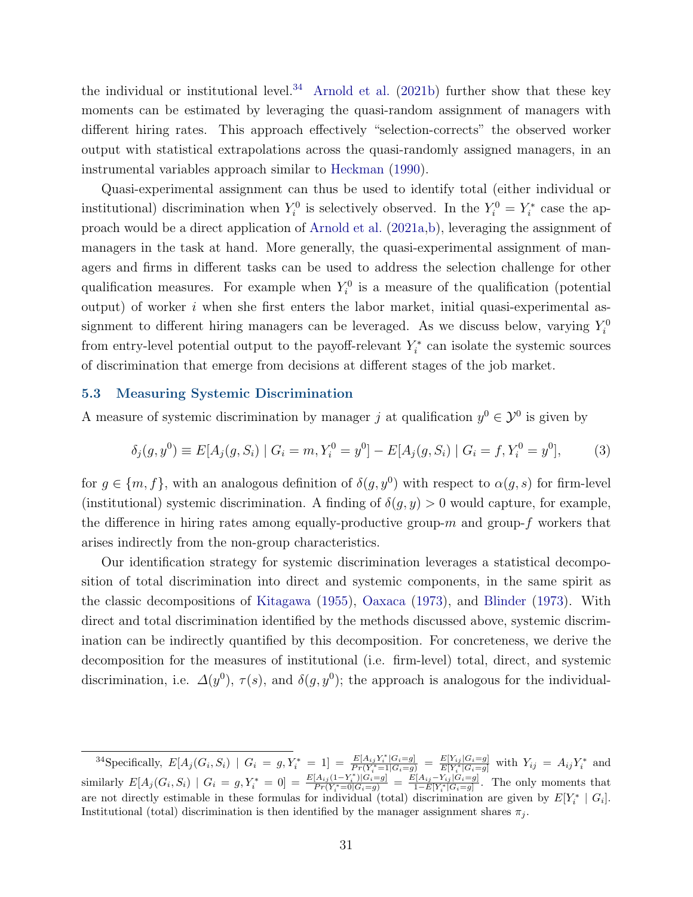the individual or institutional level.[34] Arnold et al. (2021b) further show that these key moments can be estimated by leveraging the quasi-random assignment of managers with different hiring rates. This approach effectively "selection-corrects" the observed worker output with statistical extrapolations across the quasi-randomly assigned managers, in an instrumental variables approach similar to Heckman (1990).

Quasi-experimental assignment can thus be used to identify total (either individual or institutional) discrimination when $Y_i^0$ is selectively observed. In the $Y_i^0 = Y_i^*$ case the approach would be a direct application of Arnold et al. (2021a,b), leveraging the assignment of managers in the task at hand. More generally, the quasi-experimental assignment of managers and firms in different tasks can be used to address the selection challenge for other qualification measures. For example when $Y_i^0$ is a measure of the qualification (potential output) of worker $i$ when she first enters the labor market, initial quasi-experimental assignment to different hiring managers can be leveraged. As we discuss below, varying $Y_i^0$ from entry-level potential output to the payoff-relevant $Y_i^*$ can isolate the systemic sources of discrimination that emerge from decisions at different stages of the job market.

## 5.3 Measuring Systemic Discrimination

A measure of systemic discrimination by manager $j$ at qualification $y^0 \in \mathcal{Y}^0$ is given by

$$\delta_j(g, y^0) \equiv E[A_j(g, S_i) \mid G_i = m, Y_i^0 = y^0] - E[A_j(g, S_i) \mid G_i = f, Y_i^0 = y^0], \qquad (3)$$

for $g \in \{m, f\}$, with an analogous definition of $\delta(g, y^0)$ with respect to $\alpha(g, s)$ for firm-level (institutional) systemic discrimination. A finding of $\delta(g, y) > 0$ would capture, for example, the difference in hiring rates among equally-productive group-$m$ and group-$f$ workers that arises indirectly from the non-group characteristics.

Our identification strategy for systemic discrimination leverages a statistical decomposition of total discrimination into direct and systemic components, in the same spirit as the classic decompositions of Kitagawa (1955), Oaxaca (1973), and Blinder (1973). With direct and total discrimination identified by the methods discussed above, systemic discrimination can be indirectly quantified by this decomposition. For concreteness, we derive the decomposition for the measures of institutional (i.e. firm-level) total, direct, and systemic discrimination, i.e. $\mathit{\Delta}(y^0)$, $\tau(s)$, and $\delta(g, y^0)$; the approach is analogous for the individual-

[34] Specifically, $E[A_j(G_i, S_i) \mid G_i = g, Y_i^* = 1] = \frac{E[A_{ij} Y_i^* | G_i = g]}{Pr(Y_i^* = 1 | G_i = g)} = \frac{E[Y_{ij} | G_i = g]}{E[Y_i^* | G_i = g]}$ with $Y_{ij} = A_{ij} Y_i^*$ and similarly $E[A_j(G_i, S_i) \mid G_i = g, Y_i^* = 0] = \frac{E[A_{ij}(1 - Y_i^*) | G_i = g]}{Pr(Y_i^* = 0 | G_i = g)} = \frac{E[A_{ij} - Y_{ij} | G_i = g]}{1 - E[Y_i^* | G_i = g]}$. The only moments that are not directly estimable in these formulas for individual (total) discrimination are given by $E[Y_i^* \mid G_i]$. Institutional (total) discrimination is then identified by the manager assignment shares $\pi_j$.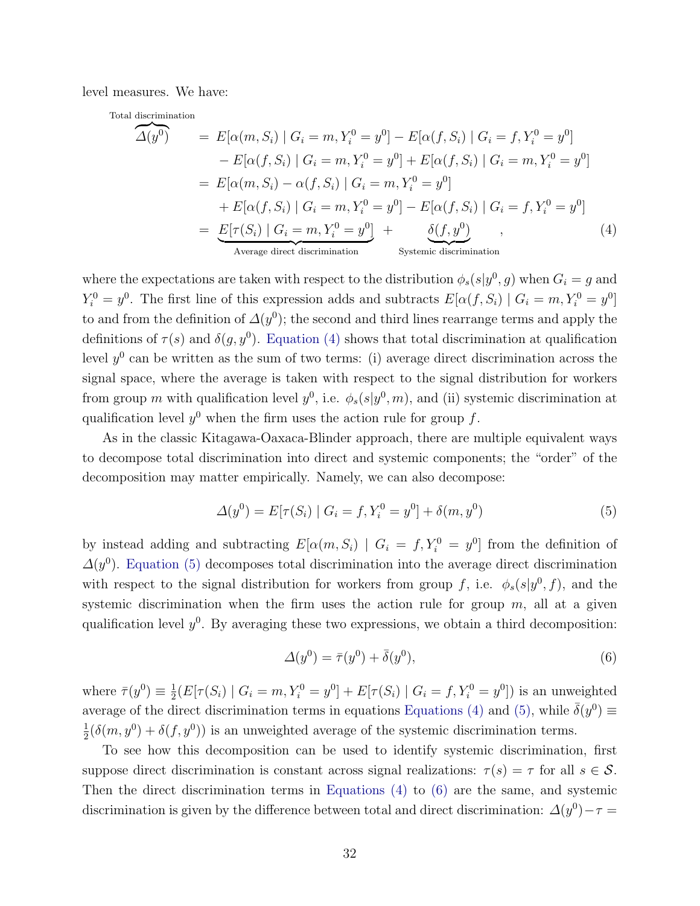level measures. We have:

$$
\begin{aligned}
\overbrace{\Delta(y^0)}^{\text{Total discrimination}} &= E[\alpha(m,S_i) \mid G_i = m, Y_i^0 = y^0] - E[\alpha(f,S_i) \mid G_i = f, Y_i^0 = y^0] \\
&\quad - E[\alpha(f,S_i) \mid G_i = m, Y_i^0 = y^0] + E[\alpha(f,S_i) \mid G_i = m, Y_i^0 = y^0] \\
&= E[\alpha(m,S_i) - \alpha(f,S_i) \mid G_i = m, Y_i^0 = y^0] \\
&\quad + E[\alpha(f,S_i) \mid G_i = m, Y_i^0 = y^0] - E[\alpha(f,S_i) \mid G_i = f, Y_i^0 = y^0] \\
&= \underbrace{E[\tau(S_i) \mid G_i = m, Y_i^0 = y^0]}_{\text{Average direct discrimination}} + \underbrace{\delta(f, y^0)}_{\text{Systemic discrimination}} \quad ,
\end{aligned} \tag{4}
$$

where the expectations are taken with respect to the distribution $\phi_s(s|y^0, g)$ when $G_i = g$ and $Y_i^0 = y^0$. The first line of this expression adds and subtracts $E[\alpha(f,S_i) \mid G_i = m, Y_i^0 = y^0]$ to and from the definition of $\Delta(y^0)$; the second and third lines rearrange terms and apply the definitions of $\tau(s)$ and $\delta(g, y^0)$. Equation (4) shows that total discrimination at qualification level $y^0$ can be written as the sum of two terms: (i) average direct discrimination across the signal space, where the average is taken with respect to the signal distribution for workers from group $m$ with qualification level $y^0$, i.e. $\phi_s(s|y^0, m)$, and (ii) systemic discrimination at qualification level $y^0$ when the firm uses the action rule for group $f$.

As in the classic Kitagawa-Oaxaca-Blinder approach, there are multiple equivalent ways to decompose total discrimination into direct and systemic components; the "order" of the decomposition may matter empirically. Namely, we can also decompose:

$$
\Delta(y^0) = E[\tau(S_i) \mid G_i = f, Y_i^0 = y^0] + \delta(m, y^0) \tag{5}
$$

by instead adding and subtracting $E[\alpha(m,S_i) \mid G_i = f, Y_i^0 = y^0]$ from the definition of $\Delta(y^0)$. Equation (5) decomposes total discrimination into the average direct discrimination with respect to the signal distribution for workers from group $f$, i.e. $\phi_s(s|y^0, f)$, and the systemic discrimination when the firm uses the action rule for group $m$, all at a given qualification level $y^0$. By averaging these two expressions, we obtain a third decomposition:

$$
\Delta(y^0) = \bar{\tau}(y^0) + \bar{\delta}(y^0), \tag{6}
$$

where $\bar{\tau}(y^0) \equiv \frac{1}{2}(E[\tau(S_i) \mid G_i = m, Y_i^0 = y^0] + E[\tau(S_i) \mid G_i = f, Y_i^0 = y^0])$ is an unweighted average of the direct discrimination terms in equations Equations (4) and (5), while $\bar{\delta}(y^0) \equiv \frac{1}{2}(\delta(m, y^0) + \delta(f, y^0))$ is an unweighted average of the systemic discrimination terms.

To see how this decomposition can be used to identify systemic discrimination, first suppose direct discrimination is constant across signal realizations: $\tau(s) = \tau$ for all $s \in \mathcal{S}$. Then the direct discrimination terms in Equations (4) to (6) are the same, and systemic discrimination is given by the difference between total and direct discrimination: $\Delta(y^0) - \tau =$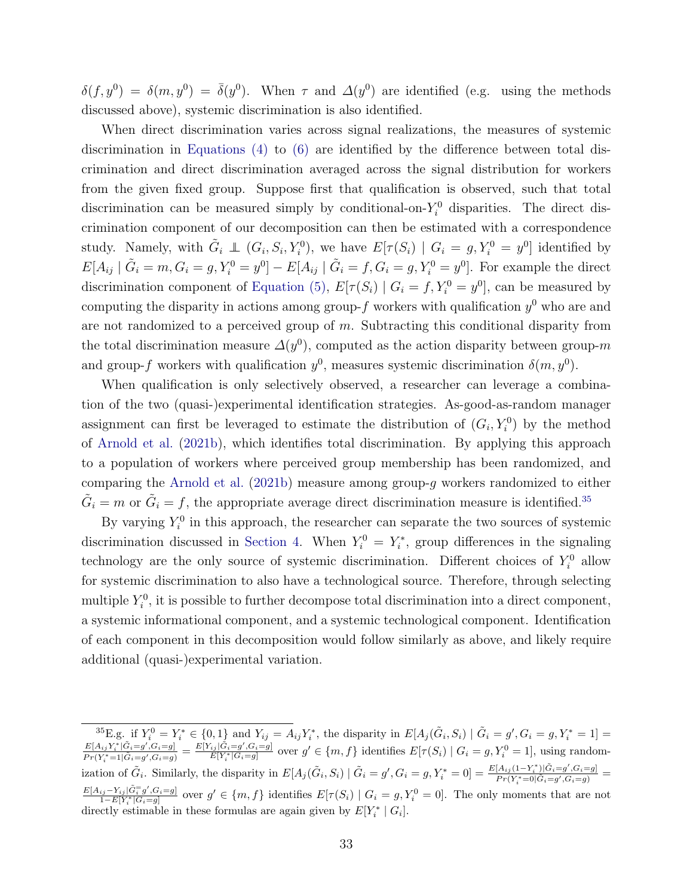$\delta(f, y^0) = \delta(m, y^0) = \bar{\delta}(y^0)$. When $\tau$ and $\Delta(y^0)$ are identified (e.g. using the methods discussed above), systemic discrimination is also identified.

When direct discrimination varies across signal realizations, the measures of systemic discrimination in Equations (4) to (6) are identified by the difference between total discrimination and direct discrimination averaged across the signal distribution for workers from the given fixed group. Suppose first that qualification is observed, such that total discrimination can be measured simply by conditional-on-$Y_i^0$ disparities. The direct discrimination component of our decomposition can then be estimated with a correspondence study. Namely, with $\tilde{G}_i \perp\!\!\!\perp (G_i, S_i, Y_i^0)$, we have $E[\tau(S_i) \mid G_i = g, Y_i^0 = y^0]$ identified by $E[A_{ij} \mid \tilde{G}_i = m, G_i = g, Y_i^0 = y^0] - E[A_{ij} \mid \tilde{G}_i = f, G_i = g, Y_i^0 = y^0]$. For example the direct discrimination component of Equation (5), $E[\tau(S_i) \mid G_i = f, Y_i^0 = y^0]$, can be measured by computing the disparity in actions among group-$f$ workers with qualification $y^0$ who are and are not randomized to a perceived group of $m$. Subtracting this conditional disparity from the total discrimination measure $\Delta(y^0)$, computed as the action disparity between group-$m$ and group-$f$ workers with qualification $y^0$, measures systemic discrimination $\delta(m, y^0)$.

When qualification is only selectively observed, a researcher can leverage a combination of the two (quasi-)experimental identification strategies. As-good-as-random manager assignment can first be leveraged to estimate the distribution of $(G_i, Y_i^0)$ by the method of Arnold et al. (2021b), which identifies total discrimination. By applying this approach to a population of workers where perceived group membership has been randomized, and comparing the Arnold et al. (2021b) measure among group-$g$ workers randomized to either $\tilde{G}_i = m$ or $\tilde{G}_i = f$, the appropriate average direct discrimination measure is identified.[35]

By varying $Y_i^0$ in this approach, the researcher can separate the two sources of systemic discrimination discussed in Section 4. When $Y_i^0 = Y_i^*$, group differences in the signaling technology are the only source of systemic discrimination. Different choices of $Y_i^0$ allow for systemic discrimination to also have a technological source. Therefore, through selecting multiple $Y_i^0$, it is possible to further decompose total discrimination into a direct component, a systemic informational component, and a systemic technological component. Identification of each component in this decomposition would follow similarly as above, and likely require additional (quasi-)experimental variation.

[35] E.g. if $Y_i^0 = Y_i^* \in \{0, 1\}$ and $Y_{ij} = A_{ij} Y_i^*$, the disparity in $E[A_j(\tilde{G}_i, S_i) \mid \tilde{G}_i = g', G_i = g, Y_i^* = 1] = \frac{E[A_{ij} Y_i^* \mid \tilde{G}_i = g', G_i = g]}{Pr(Y_i^* = 1 \mid \tilde{G}_i = g', G_i = g)} = \frac{E[Y_{ij} \mid \tilde{G}_i = g', G_i = g]}{E[Y_i^* \mid G_i = g]}$ over $g' \in \{m, f\}$ identifies $E[\tau(S_i) \mid G_i = g, Y_i^0 = 1]$, using randomization of $\tilde{G}_i$. Similarly, the disparity in $E[A_j(\tilde{G}_i, S_i) \mid \tilde{G}_i = g', G_i = g, Y_i^* = 0] = \frac{E[A_{ij}(1 - Y_i^*) \mid \tilde{G}_i = g', G_i = g]}{Pr(Y_i^* = 0 \mid \tilde{G}_i = g', G_i = g)} = \frac{E[A_{ij} - Y_{ij} \mid \tilde{G}_i = g', G_i = g]}{1 - E[Y_i^* \mid G_i = g]}$ over $g' \in \{m, f\}$ identifies $E[\tau(S_i) \mid G_i = g, Y_i^0 = 0]$. The only moments that are not directly estimable in these formulas are again given by $E[Y_i^* \mid G_i]$.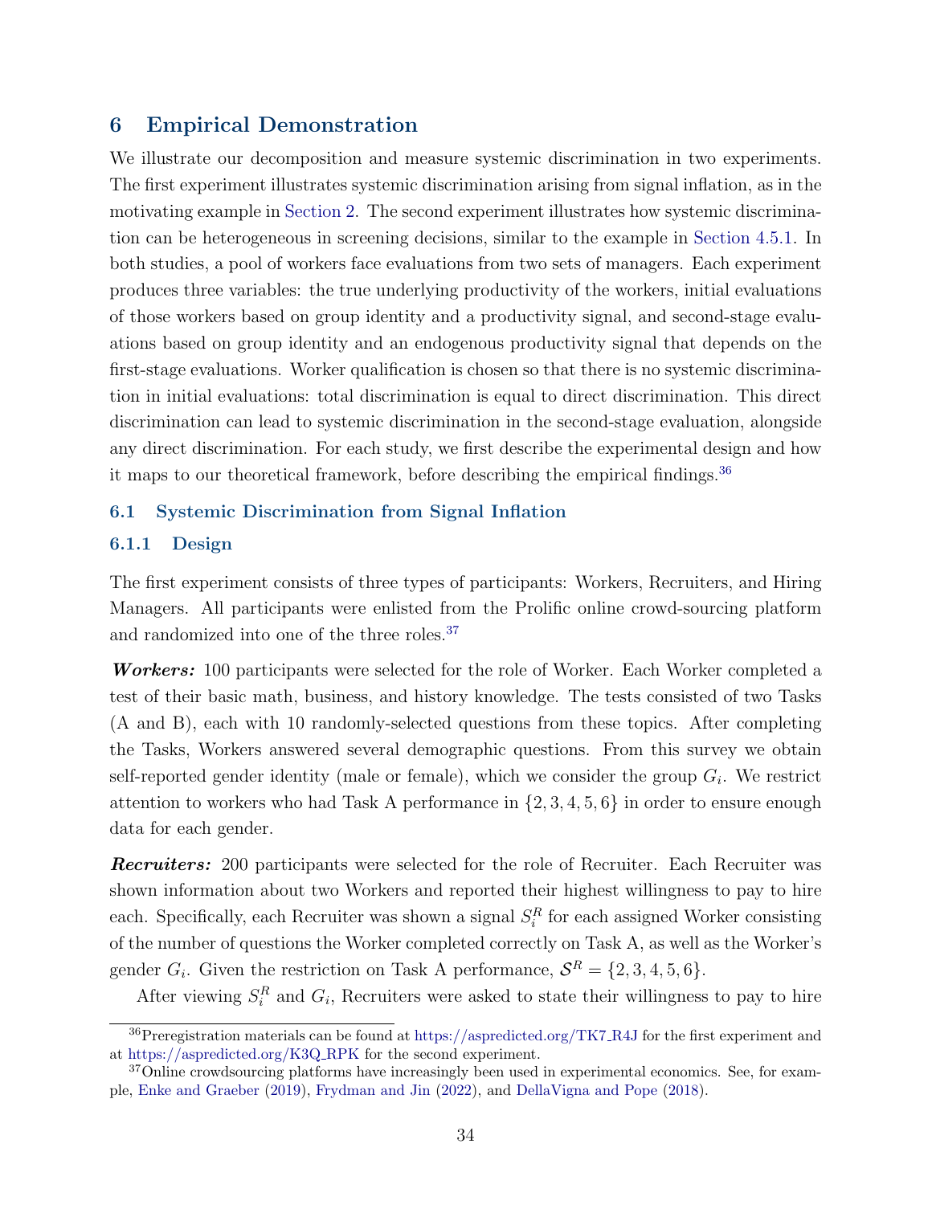## 6 Empirical Demonstration

We illustrate our decomposition and measure systemic discrimination in two experiments. The first experiment illustrates systemic discrimination arising from signal inflation, as in the motivating example in Section 2. The second experiment illustrates how systemic discrimination can be heterogeneous in screening decisions, similar to the example in Section 4.5.1. In both studies, a pool of workers face evaluations from two sets of managers. Each experiment produces three variables: the true underlying productivity of the workers, initial evaluations of those workers based on group identity and a productivity signal, and second-stage evaluations based on group identity and an endogenous productivity signal that depends on the first-stage evaluations. Worker qualification is chosen so that there is no systemic discrimination in initial evaluations: total discrimination is equal to direct discrimination. This direct discrimination can lead to systemic discrimination in the second-stage evaluation, alongside any direct discrimination. For each study, we first describe the experimental design and how it maps to our theoretical framework, before describing the empirical findings.[36]

### 6.1 Systemic Discrimination from Signal Inflation

#### 6.1.1 Design

The first experiment consists of three types of participants: Workers, Recruiters, and Hiring Managers. All participants were enlisted from the Prolific online crowd-sourcing platform and randomized into one of the three roles.[37]

***Workers:*** 100 participants were selected for the role of Worker. Each Worker completed a test of their basic math, business, and history knowledge. The tests consisted of two Tasks (A and B), each with 10 randomly-selected questions from these topics. After completing the Tasks, Workers answered several demographic questions. From this survey we obtain self-reported gender identity (male or female), which we consider the group $G_i$. We restrict attention to workers who had Task A performance in $\{2, 3, 4, 5, 6\}$ in order to ensure enough data for each gender.

***Recruiters:*** 200 participants were selected for the role of Recruiter. Each Recruiter was shown information about two Workers and reported their highest willingness to pay to hire each. Specifically, each Recruiter was shown a signal $S_i^R$ for each assigned Worker consisting of the number of questions the Worker completed correctly on Task A, as well as the Worker's gender $G_i$. Given the restriction on Task A performance, $\mathcal{S}^R = \{2, 3, 4, 5, 6\}$.

After viewing $S_i^R$ and $G_i$, Recruiters were asked to state their willingness to pay to hire

[36] Preregistration materials can be found at https://aspredicted.org/TK7_R4J for the first experiment and at https://aspredicted.org/K3Q_RPK for the second experiment.

[37] Online crowdsourcing platforms have increasingly been used in experimental economics. See, for example, Enke and Graeber (2019), Frydman and Jin (2022), and DellaVigna and Pope (2018).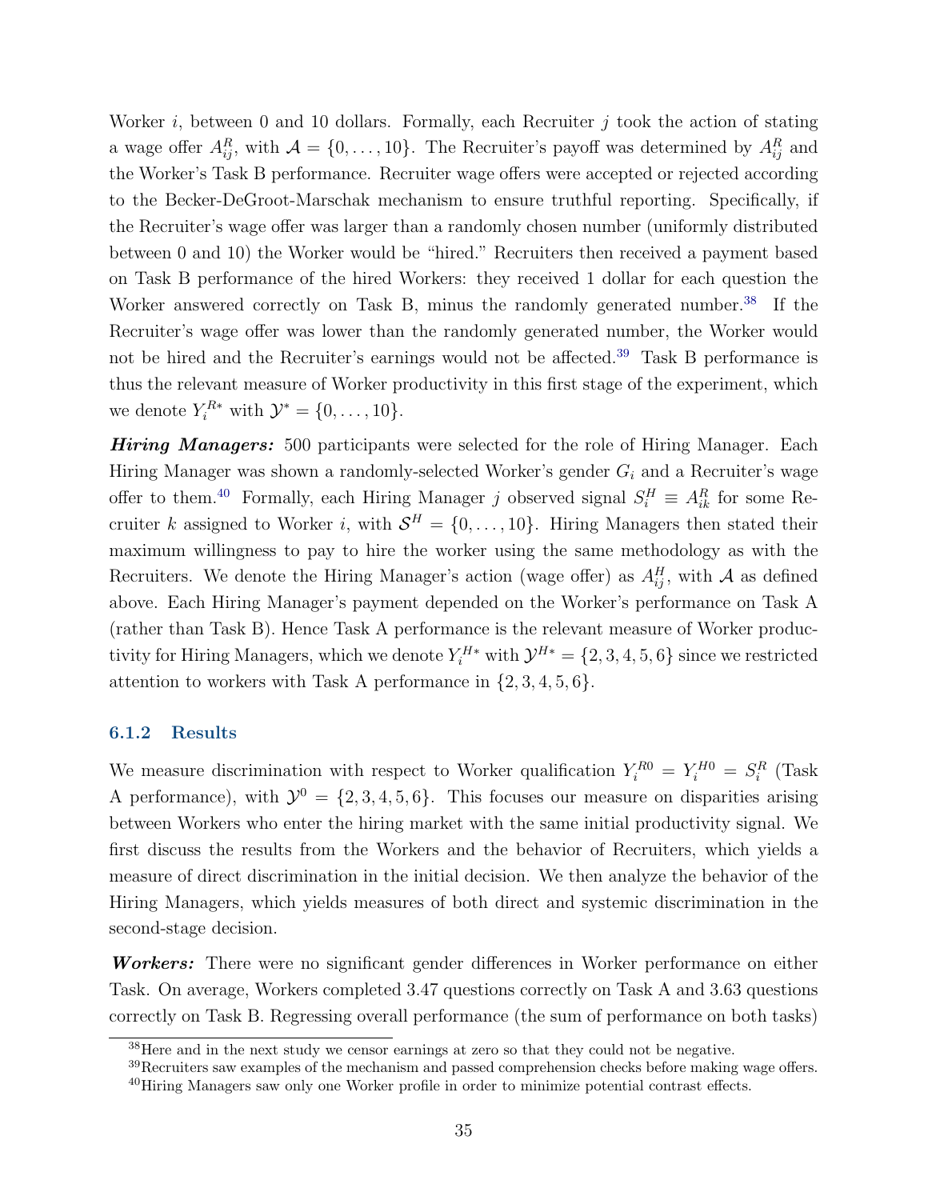Worker $i$, between 0 and 10 dollars. Formally, each Recruiter $j$ took the action of stating a wage offer $A^R_{ij}$, with $\mathcal{A} = \{0, \dots, 10\}$. The Recruiter's payoff was determined by $A^R_{ij}$ and the Worker's Task B performance. Recruiter wage offers were accepted or rejected according to the Becker-DeGroot-Marschak mechanism to ensure truthful reporting. Specifically, if the Recruiter's wage offer was larger than a randomly chosen number (uniformly distributed between 0 and 10) the Worker would be "hired." Recruiters then received a payment based on Task B performance of the hired Workers: they received 1 dollar for each question the Worker answered correctly on Task B, minus the randomly generated number.[38] If the Recruiter's wage offer was lower than the randomly generated number, the Worker would not be hired and the Recruiter's earnings would not be affected.[39] Task B performance is thus the relevant measure of Worker productivity in this first stage of the experiment, which we denote $Y^{R*}_i$ with $\mathcal{Y}^* = \{0, \dots, 10\}$.

***Hiring Managers:*** 500 participants were selected for the role of Hiring Manager. Each Hiring Manager was shown a randomly-selected Worker's gender $G_i$ and a Recruiter's wage offer to them.[40] Formally, each Hiring Manager $j$ observed signal $S^H_i \equiv A^R_{ik}$ for some Recruiter $k$ assigned to Worker $i$, with $\mathcal{S}^H = \{0, \dots, 10\}$. Hiring Managers then stated their maximum willingness to pay to hire the worker using the same methodology as with the Recruiters. We denote the Hiring Manager's action (wage offer) as $A^H_{ij}$, with $\mathcal{A}$ as defined above. Each Hiring Manager's payment depended on the Worker's performance on Task A (rather than Task B). Hence Task A performance is the relevant measure of Worker productivity for Hiring Managers, which we denote $Y^{H*}_i$ with $\mathcal{Y}^{H*} = \{2, 3, 4, 5, 6\}$ since we restricted attention to workers with Task A performance in $\{2, 3, 4, 5, 6\}$.

### 6.1.2 Results

We measure discrimination with respect to Worker qualification $Y^{R0}_i = Y^{H0}_i = S^R_i$ (Task A performance), with $\mathcal{Y}^0 = \{2, 3, 4, 5, 6\}$. This focuses our measure on disparities arising between Workers who enter the hiring market with the same initial productivity signal. We first discuss the results from the Workers and the behavior of Recruiters, which yields a measure of direct discrimination in the initial decision. We then analyze the behavior of the Hiring Managers, which yields measures of both direct and systemic discrimination in the second-stage decision.

***Workers:*** There were no significant gender differences in Worker performance on either Task. On average, Workers completed 3.47 questions correctly on Task A and 3.63 questions correctly on Task B. Regressing overall performance (the sum of performance on both tasks)

---

[38] Here and in the next study we censor earnings at zero so that they could not be negative.

[39] Recruiters saw examples of the mechanism and passed comprehension checks before making wage offers.

[40] Hiring Managers saw only one Worker profile in order to minimize potential contrast effects.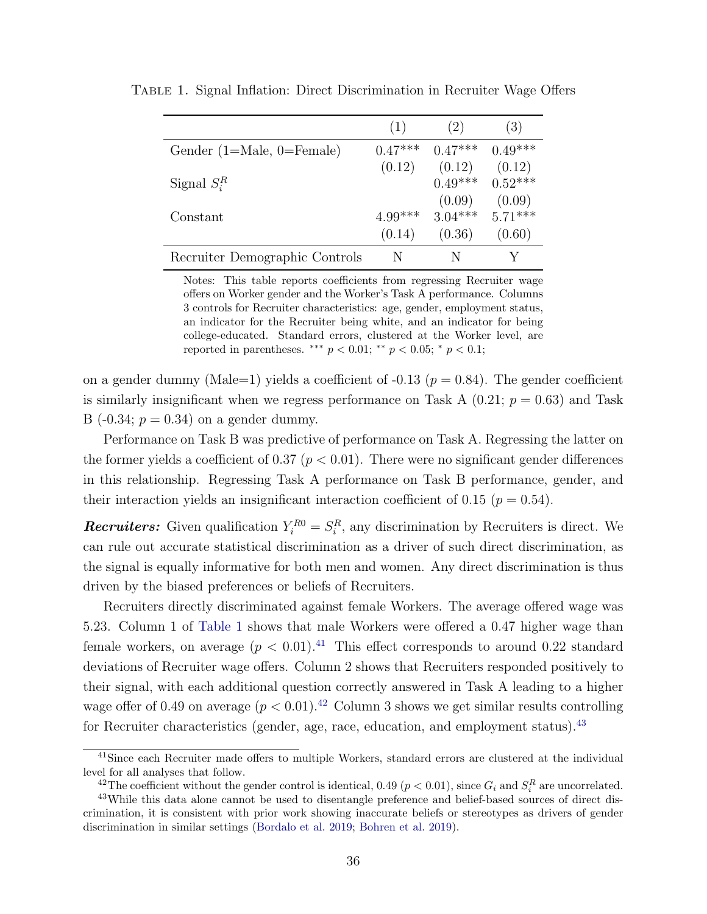Table 1. Signal Inflation: Direct Discrimination in Recruiter Wage Offers

| | (1) | (2) | (3) |
|---|---|---|---|
| Gender (1=Male, 0=Female) | 0.47*** | 0.47*** | 0.49*** |
| | (0.12) | (0.12) | (0.12) |
| Signal $S_i^R$ | | 0.49*** | 0.52*** |
| | | (0.09) | (0.09) |
| Constant | 4.99*** | 3.04*** | 5.71*** |
| | (0.14) | (0.36) | (0.60) |
| Recruiter Demographic Controls | N | N | Y |

Notes: This table reports coefficients from regressing Recruiter wage offers on Worker gender and the Worker's Task A performance. Columns 3 controls for Recruiter characteristics: age, gender, employment status, an indicator for the Recruiter being white, and an indicator for being college-educated. Standard errors, clustered at the Worker level, are reported in parentheses. *** $p < 0.01$; ** $p < 0.05$; * $p < 0.1$;

on a gender dummy (Male=1) yields a coefficient of -0.13 ($p = 0.84$). The gender coefficient is similarly insignificant when we regress performance on Task A (0.21; $p = 0.63$) and Task B (-0.34; $p = 0.34$) on a gender dummy.

Performance on Task B was predictive of performance on Task A. Regressing the latter on the former yields a coefficient of 0.37 ($p < 0.01$). There were no significant gender differences in this relationship. Regressing Task A performance on Task B performance, gender, and their interaction yields an insignificant interaction coefficient of 0.15 ($p = 0.54$).

***Recruiters:*** Given qualification $Y_i^{R0} = S_i^R$, any discrimination by Recruiters is direct. We can rule out accurate statistical discrimination as a driver of such direct discrimination, as the signal is equally informative for both men and women. Any direct discrimination is thus driven by the biased preferences or beliefs of Recruiters.

Recruiters directly discriminated against female Workers. The average offered wage was 5.23. Column 1 of Table 1 shows that male Workers were offered a 0.47 higher wage than female workers, on average ($p < 0.01$).[41] This effect corresponds to around 0.22 standard deviations of Recruiter wage offers. Column 2 shows that Recruiters responded positively to their signal, with each additional question correctly answered in Task A leading to a higher wage offer of 0.49 on average ($p < 0.01$).[42] Column 3 shows we get similar results controlling for Recruiter characteristics (gender, age, race, education, and employment status).[43]

[41] Since each Recruiter made offers to multiple Workers, standard errors are clustered at the individual level for all analyses that follow.

[42] The coefficient without the gender control is identical, 0.49 ($p < 0.01$), since $G_i$ and $S_i^R$ are uncorrelated.

[43] While this data alone cannot be used to disentangle preference and belief-based sources of direct discrimination, it is consistent with prior work showing inaccurate beliefs or stereotypes as drivers of gender discrimination in similar settings (Bordalo et al. 2019; Bohren et al. 2019).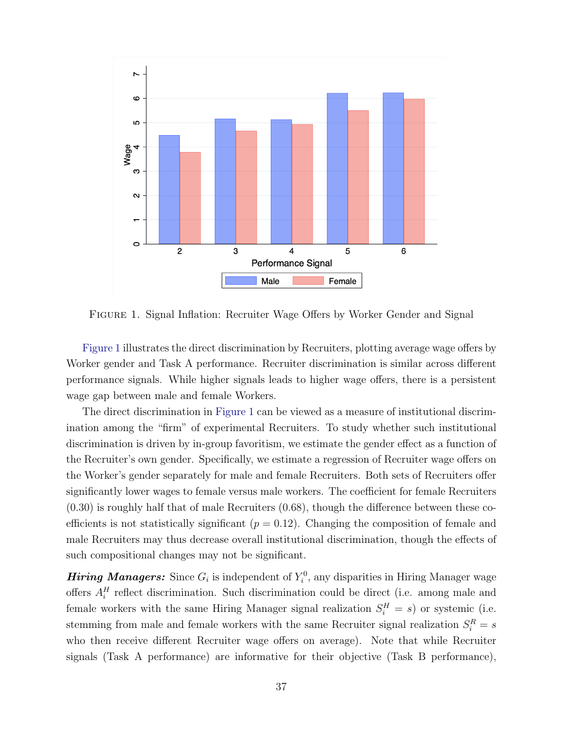Figure 1. Signal Inflation: Recruiter Wage Offers by Worker Gender and Signal

Figure 1 illustrates the direct discrimination by Recruiters, plotting average wage offers by Worker gender and Task A performance. Recruiter discrimination is similar across different performance signals. While higher signals leads to higher wage offers, there is a persistent wage gap between male and female Workers.

The direct discrimination in Figure 1 can be viewed as a measure of institutional discrimination among the "firm" of experimental Recruiters. To study whether such institutional discrimination is driven by in-group favoritism, we estimate the gender effect as a function of the Recruiter's own gender. Specifically, we estimate a regression of Recruiter wage offers on the Worker's gender separately for male and female Recruiters. Both sets of Recruiters offer significantly lower wages to female versus male workers. The coefficient for female Recruiters (0.30) is roughly half that of male Recruiters (0.68), though the difference between these coefficients is not statistically significant ($p = 0.12$). Changing the composition of female and male Recruiters may thus decrease overall institutional discrimination, though the effects of such compositional changes may not be significant.

***Hiring Managers:*** Since $G_i$ is independent of $Y_i^0$, any disparities in Hiring Manager wage offers $A_i^H$ reflect discrimination. Such discrimination could be direct (i.e. among male and female workers with the same Hiring Manager signal realization $S_i^H = s$) or systemic (i.e. stemming from male and female workers with the same Recruiter signal realization $S_i^R = s$ who then receive different Recruiter wage offers on average). Note that while Recruiter signals (Task A performance) are informative for their objective (Task B performance),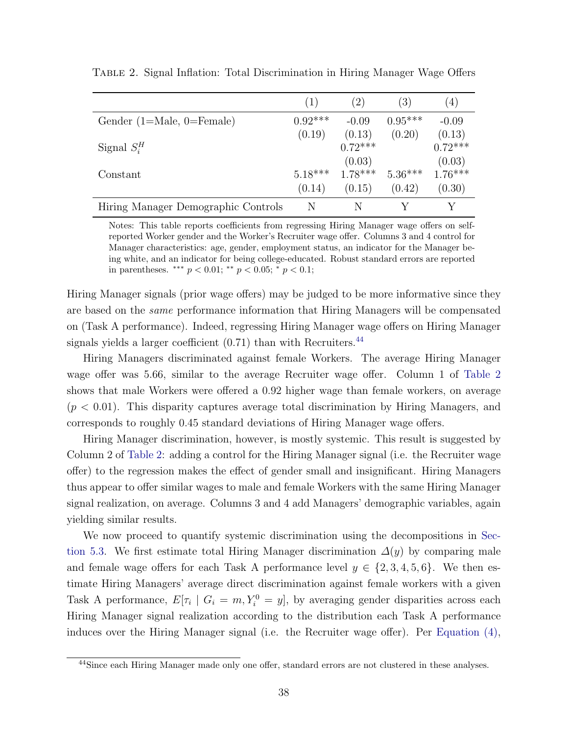Table 2. Signal Inflation: Total Discrimination in Hiring Manager Wage Offers

| | (1) | (2) | (3) | (4) |
|---|---|---|---|---|
| Gender (1=Male, 0=Female) | 0.92*** | -0.09 | 0.95*** | -0.09 |
| | (0.19) | (0.13) | (0.20) | (0.13) |
| Signal $S_i^H$ | | 0.72*** | | 0.72*** |
| | | (0.03) | | (0.03) |
| Constant | 5.18*** | 1.78*** | 5.36*** | 1.76*** |
| | (0.14) | (0.15) | (0.42) | (0.30) |
| Hiring Manager Demographic Controls | N | N | Y | Y |

Notes: This table reports coefficients from regressing Hiring Manager wage offers on self-reported Worker gender and the Worker's Recruiter wage offer. Columns 3 and 4 control for Manager characteristics: age, gender, employment status, an indicator for the Manager being white, and an indicator for being college-educated. Robust standard errors are reported in parentheses. *** $p < 0.01$; ** $p < 0.05$; * $p < 0.1$;

Hiring Manager signals (prior wage offers) may be judged to be more informative since they are based on the *same* performance information that Hiring Managers will be compensated on (Task A performance). Indeed, regressing Hiring Manager wage offers on Hiring Manager signals yields a larger coefficient (0.71) than with Recruiters.[44]

Hiring Managers discriminated against female Workers. The average Hiring Manager wage offer was 5.66, similar to the average Recruiter wage offer. Column 1 of Table 2 shows that male Workers were offered a 0.92 higher wage than female workers, on average ($p < 0.01$). This disparity captures average total discrimination by Hiring Managers, and corresponds to roughly 0.45 standard deviations of Hiring Manager wage offers.

Hiring Manager discrimination, however, is mostly systemic. This result is suggested by Column 2 of Table 2: adding a control for the Hiring Manager signal (i.e. the Recruiter wage offer) to the regression makes the effect of gender small and insignificant. Hiring Managers thus appear to offer similar wages to male and female Workers with the same Hiring Manager signal realization, on average. Columns 3 and 4 add Managers' demographic variables, again yielding similar results.

We now proceed to quantify systemic discrimination using the decompositions in Section 5.3. We first estimate total Hiring Manager discrimination $\Delta(y)$ by comparing male and female wage offers for each Task A performance level $y \in \{2, 3, 4, 5, 6\}$. We then estimate Hiring Managers' average direct discrimination against female workers with a given Task A performance, $E[\tau_i \mid G_i = m, Y_i^0 = y]$, by averaging gender disparities across each Hiring Manager signal realization according to the distribution each Task A performance induces over the Hiring Manager signal (i.e. the Recruiter wage offer). Per Equation (4),

[44] Since each Hiring Manager made only one offer, standard errors are not clustered in these analyses.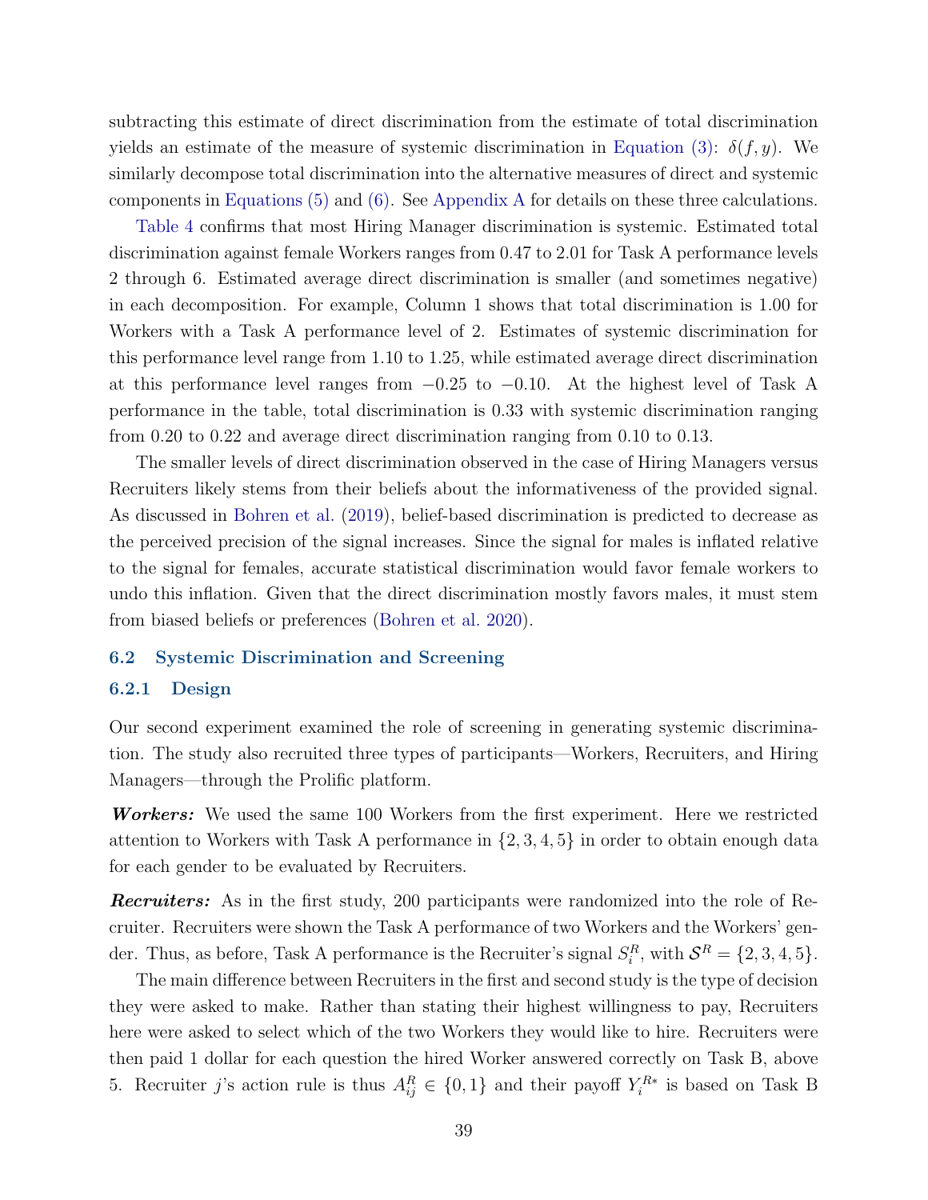subtracting this estimate of direct discrimination from the estimate of total discrimination yields an estimate of the measure of systemic discrimination in Equation (3): $\delta(f, y)$. We similarly decompose total discrimination into the alternative measures of direct and systemic components in Equations (5) and (6). See Appendix A for details on these three calculations.

Table 4 confirms that most Hiring Manager discrimination is systemic. Estimated total discrimination against female Workers ranges from 0.47 to 2.01 for Task A performance levels 2 through 6. Estimated average direct discrimination is smaller (and sometimes negative) in each decomposition. For example, Column 1 shows that total discrimination is 1.00 for Workers with a Task A performance level of 2. Estimates of systemic discrimination for this performance level range from 1.10 to 1.25, while estimated average direct discrimination at this performance level ranges from $-0.25$ to $-0.10$. At the highest level of Task A performance in the table, total discrimination is 0.33 with systemic discrimination ranging from 0.20 to 0.22 and average direct discrimination ranging from 0.10 to 0.13.

The smaller levels of direct discrimination observed in the case of Hiring Managers versus Recruiters likely stems from their beliefs about the informativeness of the provided signal. As discussed in Bohren et al. (2019), belief-based discrimination is predicted to decrease as the perceived precision of the signal increases. Since the signal for males is inflated relative to the signal for females, accurate statistical discrimination would favor female workers to undo this inflation. Given that the direct discrimination mostly favors males, it must stem from biased beliefs or preferences (Bohren et al. 2020).

### 6.2 Systemic Discrimination and Screening

#### 6.2.1 Design

Our second experiment examined the role of screening in generating systemic discrimination. The study also recruited three types of participants—Workers, Recruiters, and Hiring Managers—through the Prolific platform.

***Workers:*** We used the same 100 Workers from the first experiment. Here we restricted attention to Workers with Task A performance in $\{2, 3, 4, 5\}$ in order to obtain enough data for each gender to be evaluated by Recruiters.

***Recruiters:*** As in the first study, 200 participants were randomized into the role of Recruiter. Recruiters were shown the Task A performance of two Workers and the Workers' gender. Thus, as before, Task A performance is the Recruiter's signal $S_i^R$, with $\mathcal{S}^R = \{2, 3, 4, 5\}$.

The main difference between Recruiters in the first and second study is the type of decision they were asked to make. Rather than stating their highest willingness to pay, Recruiters here were asked to select which of the two Workers they would like to hire. Recruiters were then paid 1 dollar for each question the hired Worker answered correctly on Task B, above 5. Recruiter $j$'s action rule is thus $A_{ij}^R \in \{0, 1\}$ and their payoff $Y_i^{R*}$ is based on Task B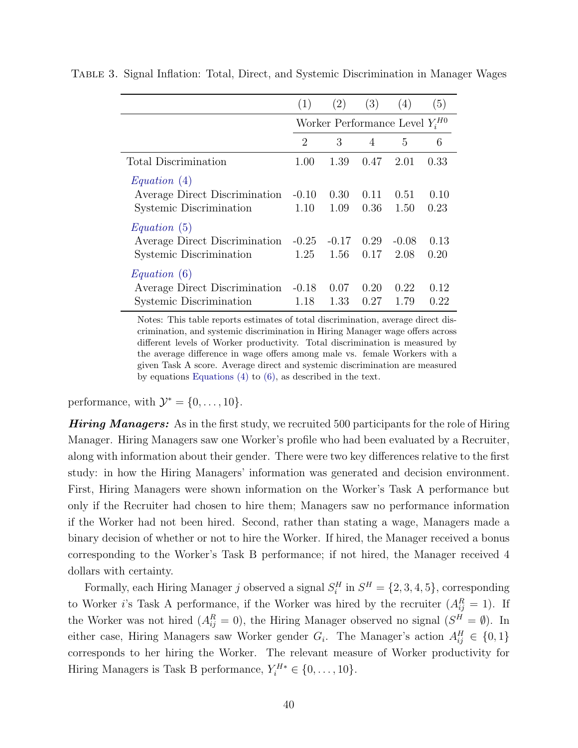TABLE 3. Signal Inflation: Total, Direct, and Systemic Discrimination in Manager Wages

| | (1) | (2) | (3) | (4) | (5) |
|---|---|---|---|---|---|
| | Worker Performance Level $Y_i^{H0}$ | | | | |
| | 2 | 3 | 4 | 5 | 6 |
| Total Discrimination | 1.00 | 1.39 | 0.47 | 2.01 | 0.33 |
| *Equation (4)* | | | | | |
| Average Direct Discrimination | -0.10 | 0.30 | 0.11 | 0.51 | 0.10 |
| Systemic Discrimination | 1.10 | 1.09 | 0.36 | 1.50 | 0.23 |
| *Equation (5)* | | | | | |
| Average Direct Discrimination | -0.25 | -0.17 | 0.29 | -0.08 | 0.13 |
| Systemic Discrimination | 1.25 | 1.56 | 0.17 | 2.08 | 0.20 |
| *Equation (6)* | | | | | |
| Average Direct Discrimination | -0.18 | 0.07 | 0.20 | 0.22 | 0.12 |
| Systemic Discrimination | 1.18 | 1.33 | 0.27 | 1.79 | 0.22 |

Notes: This table reports estimates of total discrimination, average direct discrimination, and systemic discrimination in Hiring Manager wage offers across different levels of Worker productivity. Total discrimination is measured by the average difference in wage offers among male vs. female Workers with a given Task A score. Average direct and systemic discrimination are measured by equations Equations (4) to (6), as described in the text.

performance, with $\mathcal{Y}^* = \{0, \ldots, 10\}$.

***Hiring Managers:*** As in the first study, we recruited 500 participants for the role of Hiring Manager. Hiring Managers saw one Worker's profile who had been evaluated by a Recruiter, along with information about their gender. There were two key differences relative to the first study: in how the Hiring Managers' information was generated and decision environment. First, Hiring Managers were shown information on the Worker's Task A performance but only if the Recruiter had chosen to hire them; Managers saw no performance information if the Worker had not been hired. Second, rather than stating a wage, Managers made a binary decision of whether or not to hire the Worker. If hired, the Manager received a bonus corresponding to the Worker's Task B performance; if not hired, the Manager received 4 dollars with certainty.

Formally, each Hiring Manager $j$ observed a signal $S_i^H$ in $S^H = \{2, 3, 4, 5\}$, corresponding to Worker $i$'s Task A performance, if the Worker was hired by the recruiter ($A_{ij}^R = 1$). If the Worker was not hired ($A_{ij}^R = 0$), the Hiring Manager observed no signal ($S^H = \emptyset$). In either case, Hiring Managers saw Worker gender $G_i$. The Manager's action $A_{ij}^H \in \{0, 1\}$ corresponds to her hiring the Worker. The relevant measure of Worker productivity for Hiring Managers is Task B performance, $Y_i^{H*} \in \{0, \ldots, 10\}$.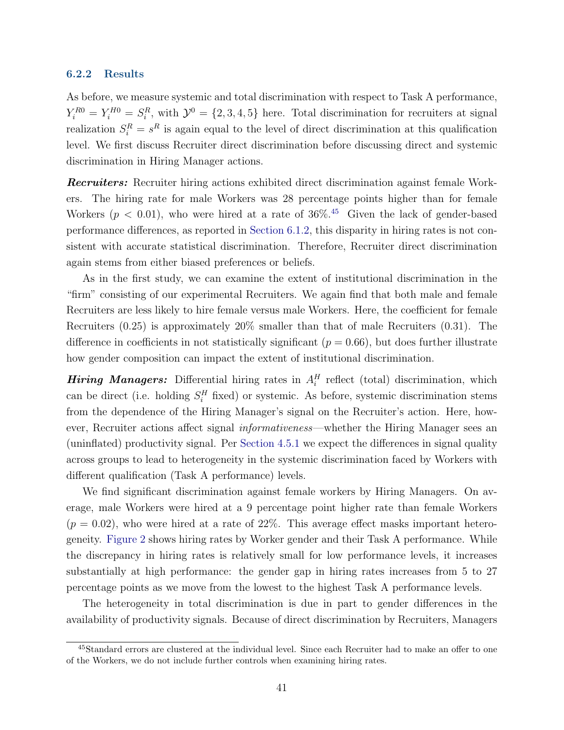### 6.2.2 Results

As before, we measure systemic and total discrimination with respect to Task A performance, $Y_i^{R0} = Y_i^{H0} = S_i^R$, with $\mathcal{Y}^0 = \{2, 3, 4, 5\}$ here. Total discrimination for recruiters at signal realization $S_i^R = s^R$ is again equal to the level of direct discrimination at this qualification level. We first discuss Recruiter direct discrimination before discussing direct and systemic discrimination in Hiring Manager actions.

***Recruiters:*** Recruiter hiring actions exhibited direct discrimination against female Workers. The hiring rate for male Workers was 28 percentage points higher than for female Workers ($p < 0.01$), who were hired at a rate of 36%.[45] Given the lack of gender-based performance differences, as reported in Section 6.1.2, this disparity in hiring rates is not consistent with accurate statistical discrimination. Therefore, Recruiter direct discrimination again stems from either biased preferences or beliefs.

As in the first study, we can examine the extent of institutional discrimination in the "firm" consisting of our experimental Recruiters. We again find that both male and female Recruiters are less likely to hire female versus male Workers. Here, the coefficient for female Recruiters (0.25) is approximately 20% smaller than that of male Recruiters (0.31). The difference in coefficients in not statistically significant ($p = 0.66$), but does further illustrate how gender composition can impact the extent of institutional discrimination.

***Hiring Managers:*** Differential hiring rates in $A_i^H$ reflect (total) discrimination, which can be direct (i.e. holding $S_i^H$ fixed) or systemic. As before, systemic discrimination stems from the dependence of the Hiring Manager's signal on the Recruiter's action. Here, however, Recruiter actions affect signal *informativeness*—whether the Hiring Manager sees an (uninflated) productivity signal. Per Section 4.5.1 we expect the differences in signal quality across groups to lead to heterogeneity in the systemic discrimination faced by Workers with different qualification (Task A performance) levels.

We find significant discrimination against female workers by Hiring Managers. On average, male Workers were hired at a 9 percentage point higher rate than female Workers ($p = 0.02$), who were hired at a rate of 22%. This average effect masks important heterogeneity. Figure 2 shows hiring rates by Worker gender and their Task A performance. While the discrepancy in hiring rates is relatively small for low performance levels, it increases substantially at high performance: the gender gap in hiring rates increases from 5 to 27 percentage points as we move from the lowest to the highest Task A performance levels.

The heterogeneity in total discrimination is due in part to gender differences in the availability of productivity signals. Because of direct discrimination by Recruiters, Managers

[45] Standard errors are clustered at the individual level. Since each Recruiter had to make an offer to one of the Workers, we do not include further controls when examining hiring rates.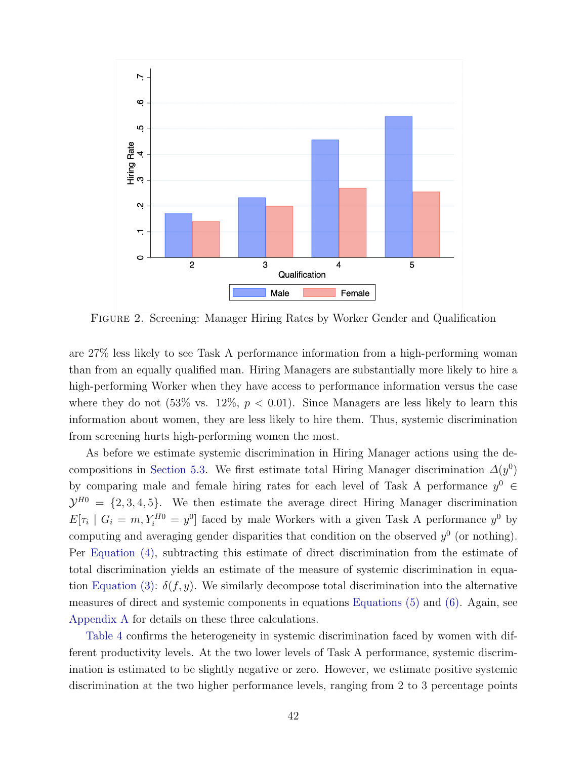Figure 2. Screening: Manager Hiring Rates by Worker Gender and Qualification

are 27% less likely to see Task A performance information from a high-performing woman than from an equally qualified man. Hiring Managers are substantially more likely to hire a high-performing Worker when they have access to performance information versus the case where they do not (53% vs. 12%, $p < 0.01$). Since Managers are less likely to learn this information about women, they are less likely to hire them. Thus, systemic discrimination from screening hurts high-performing women the most.

As before we estimate systemic discrimination in Hiring Manager actions using the decompositions in Section 5.3. We first estimate total Hiring Manager discrimination $\Delta(y^0)$ by comparing male and female hiring rates for each level of Task A performance $y^0 \in \mathcal{Y}^{H0} = \{2, 3, 4, 5\}$. We then estimate the average direct Hiring Manager discrimination $E[\tau_i \mid G_i = m, Y_i^{H0} = y^0]$ faced by male Workers with a given Task A performance $y^0$ by computing and averaging gender disparities that condition on the observed $y^0$ (or nothing). Per Equation (4), subtracting this estimate of direct discrimination from the estimate of total discrimination yields an estimate of the measure of systemic discrimination in equation Equation (3): $\delta(f, y)$. We similarly decompose total discrimination into the alternative measures of direct and systemic components in equations Equations (5) and (6). Again, see Appendix A for details on these three calculations.

Table 4 confirms the heterogeneity in systemic discrimination faced by women with different productivity levels. At the two lower levels of Task A performance, systemic discrimination is estimated to be slightly negative or zero. However, we estimate positive systemic discrimination at the two higher performance levels, ranging from 2 to 3 percentage points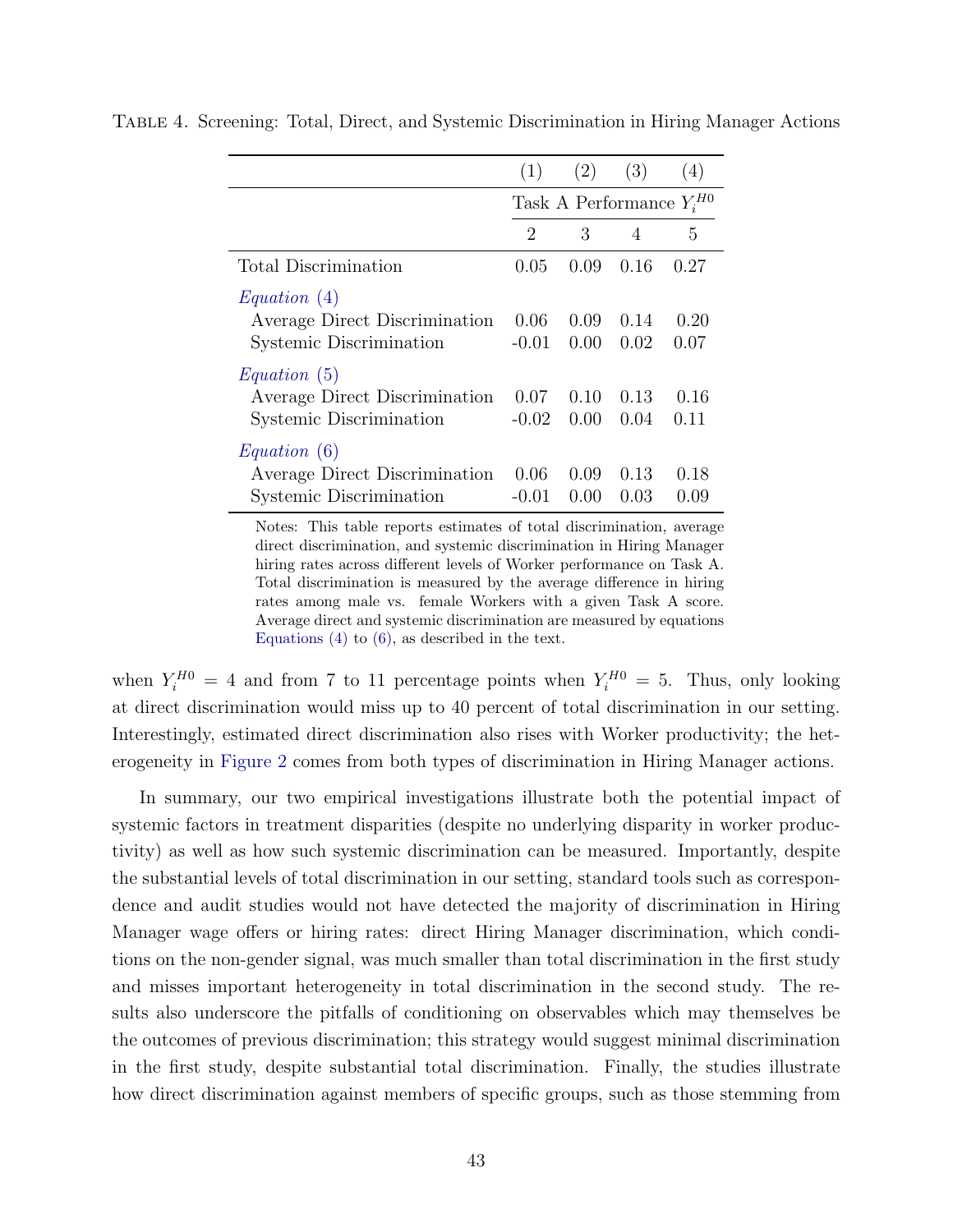Table 4. Screening: Total, Direct, and Systemic Discrimination in Hiring Manager Actions

| | (1) | (2) | (3) | (4) |
|---|---|---|---|---|
| | Task A Performance $Y_i^{H0}$ | | | |
| | 2 | 3 | 4 | 5 |
| Total Discrimination | 0.05 | 0.09 | 0.16 | 0.27 |
| *Equation (4)* | | | | |
| Average Direct Discrimination | 0.06 | 0.09 | 0.14 | 0.20 |
| Systemic Discrimination | -0.01 | 0.00 | 0.02 | 0.07 |
| *Equation (5)* | | | | |
| Average Direct Discrimination | 0.07 | 0.10 | 0.13 | 0.16 |
| Systemic Discrimination | -0.02 | 0.00 | 0.04 | 0.11 |
| *Equation (6)* | | | | |
| Average Direct Discrimination | 0.06 | 0.09 | 0.13 | 0.18 |
| Systemic Discrimination | -0.01 | 0.00 | 0.03 | 0.09 |

Notes: This table reports estimates of total discrimination, average direct discrimination, and systemic discrimination in Hiring Manager hiring rates across different levels of Worker performance on Task A. Total discrimination is measured by the average difference in hiring rates among male vs. female Workers with a given Task A score. Average direct and systemic discrimination are measured by equations Equations (4) to (6), as described in the text.

when $Y_i^{H0} = 4$ and from 7 to 11 percentage points when $Y_i^{H0} = 5$. Thus, only looking at direct discrimination would miss up to 40 percent of total discrimination in our setting. Interestingly, estimated direct discrimination also rises with Worker productivity; the heterogeneity in Figure 2 comes from both types of discrimination in Hiring Manager actions.

In summary, our two empirical investigations illustrate both the potential impact of systemic factors in treatment disparities (despite no underlying disparity in worker productivity) as well as how such systemic discrimination can be measured. Importantly, despite the substantial levels of total discrimination in our setting, standard tools such as correspondence and audit studies would not have detected the majority of discrimination in Hiring Manager wage offers or hiring rates: direct Hiring Manager discrimination, which conditions on the non-gender signal, was much smaller than total discrimination in the first study and misses important heterogeneity in total discrimination in the second study. The results also underscore the pitfalls of conditioning on observables which may themselves be the outcomes of previous discrimination; this strategy would suggest minimal discrimination in the first study, despite substantial total discrimination. Finally, the studies illustrate how direct discrimination against members of specific groups, such as those stemming from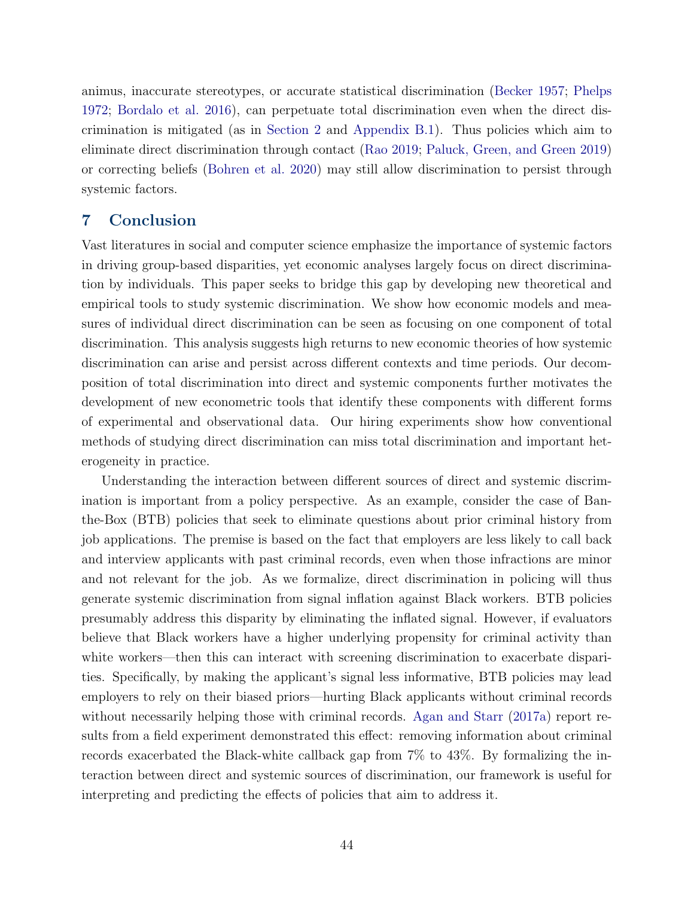animus, inaccurate stereotypes, or accurate statistical discrimination (Becker 1957; Phelps 1972; Bordalo et al. 2016), can perpetuate total discrimination even when the direct discrimination is mitigated (as in Section 2 and Appendix B.1). Thus policies which aim to eliminate direct discrimination through contact (Rao 2019; Paluck, Green, and Green 2019) or correcting beliefs (Bohren et al. 2020) may still allow discrimination to persist through systemic factors.

## 7 Conclusion

Vast literatures in social and computer science emphasize the importance of systemic factors in driving group-based disparities, yet economic analyses largely focus on direct discrimination by individuals. This paper seeks to bridge this gap by developing new theoretical and empirical tools to study systemic discrimination. We show how economic models and measures of individual direct discrimination can be seen as focusing on one component of total discrimination. This analysis suggests high returns to new economic theories of how systemic discrimination can arise and persist across different contexts and time periods. Our decomposition of total discrimination into direct and systemic components further motivates the development of new econometric tools that identify these components with different forms of experimental and observational data. Our hiring experiments show how conventional methods of studying direct discrimination can miss total discrimination and important heterogeneity in practice.

Understanding the interaction between different sources of direct and systemic discrimination is important from a policy perspective. As an example, consider the case of Ban-the-Box (BTB) policies that seek to eliminate questions about prior criminal history from job applications. The premise is based on the fact that employers are less likely to call back and interview applicants with past criminal records, even when those infractions are minor and not relevant for the job. As we formalize, direct discrimination in policing will thus generate systemic discrimination from signal inflation against Black workers. BTB policies presumably address this disparity by eliminating the inflated signal. However, if evaluators believe that Black workers have a higher underlying propensity for criminal activity than white workers—then this can interact with screening discrimination to exacerbate disparities. Specifically, by making the applicant's signal less informative, BTB policies may lead employers to rely on their biased priors—hurting Black applicants without criminal records without necessarily helping those with criminal records. Agan and Starr (2017a) report results from a field experiment demonstrated this effect: removing information about criminal records exacerbated the Black-white callback gap from 7% to 43%. By formalizing the interaction between direct and systemic sources of discrimination, our framework is useful for interpreting and predicting the effects of policies that aim to address it.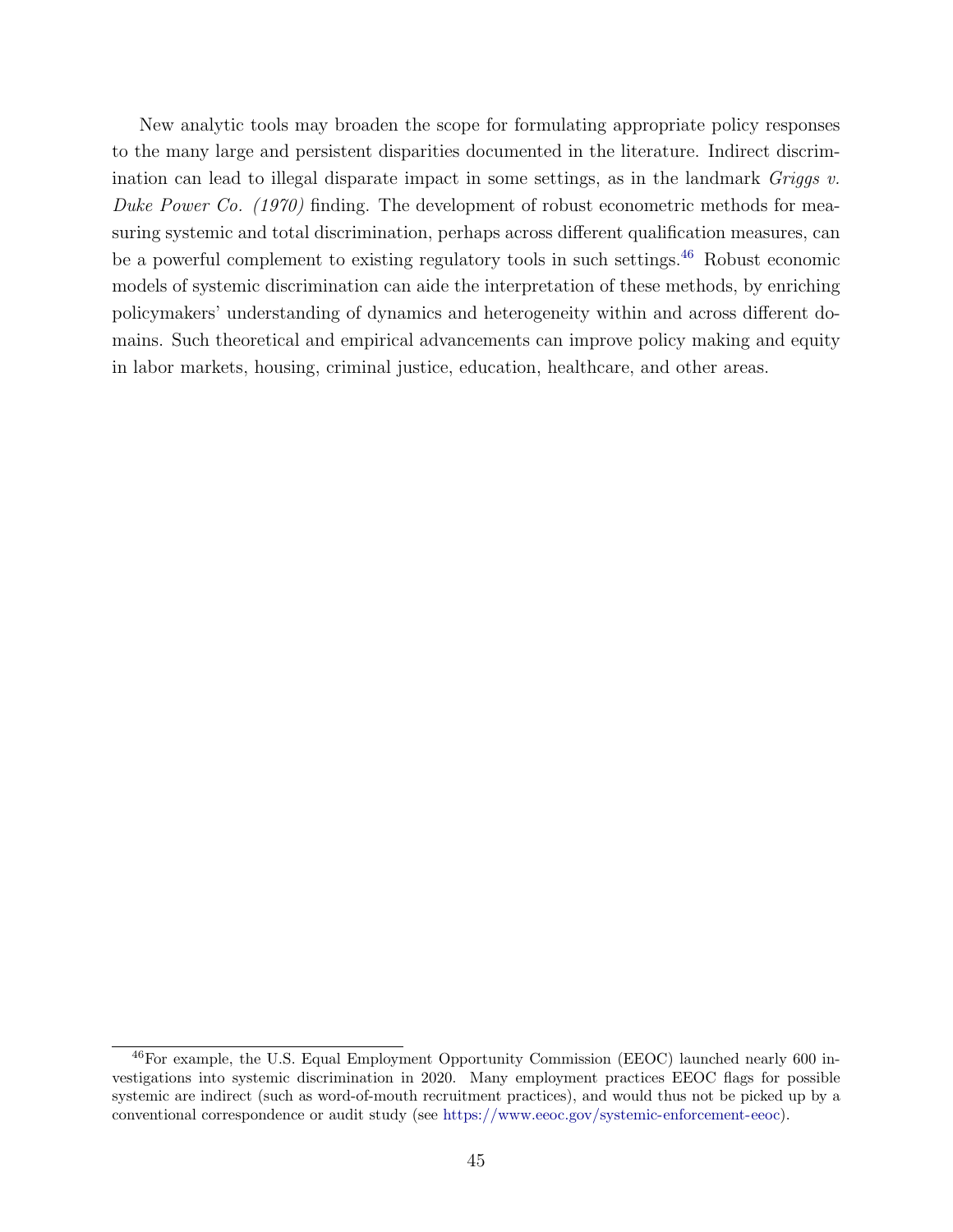New analytic tools may broaden the scope for formulating appropriate policy responses to the many large and persistent disparities documented in the literature. Indirect discrimination can lead to illegal disparate impact in some settings, as in the landmark *Griggs v. Duke Power Co. (1970)* finding. The development of robust econometric methods for measuring systemic and total discrimination, perhaps across different qualification measures, can be a powerful complement to existing regulatory tools in such settings.[46] Robust economic models of systemic discrimination can aide the interpretation of these methods, by enriching policymakers' understanding of dynamics and heterogeneity within and across different domains. Such theoretical and empirical advancements can improve policy making and equity in labor markets, housing, criminal justice, education, healthcare, and other areas.

[46]For example, the U.S. Equal Employment Opportunity Commission (EEOC) launched nearly 600 investigations into systemic discrimination in 2020. Many employment practices EEOC flags for possible systemic are indirect (such as word-of-mouth recruitment practices), and would thus not be picked up by a conventional correspondence or audit study (see https://www.eeoc.gov/systemic-enforcement-eeoc).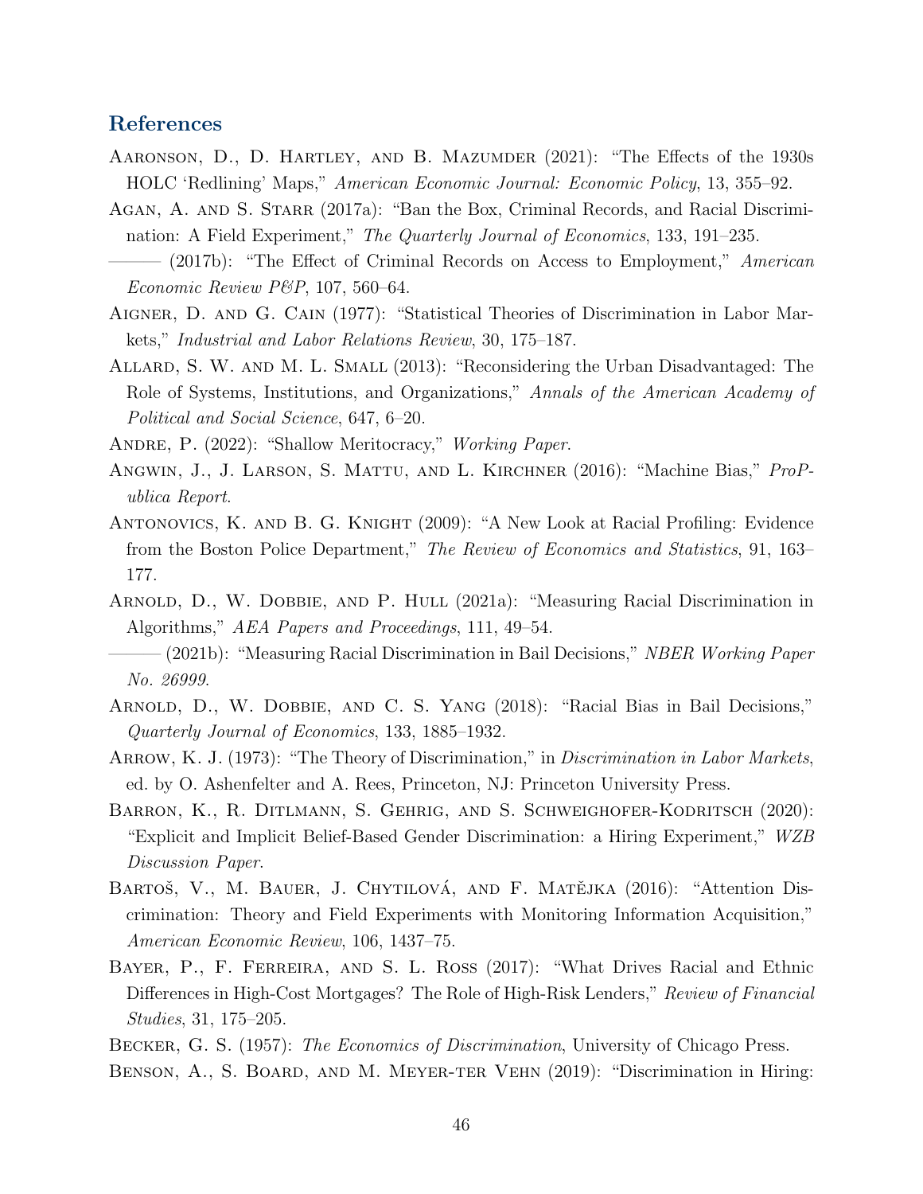## References

Aaronson, D., D. Hartley, and B. Mazumder (2021): "The Effects of the 1930s HOLC 'Redlining' Maps," *American Economic Journal: Economic Policy*, 13, 355–92.

Agan, A. and S. Starr (2017a): "Ban the Box, Criminal Records, and Racial Discrimination: A Field Experiment," *The Quarterly Journal of Economics*, 133, 191–235.

——— (2017b): "The Effect of Criminal Records on Access to Employment," *American Economic Review P&P*, 107, 560–64.

Aigner, D. and G. Cain (1977): "Statistical Theories of Discrimination in Labor Markets," *Industrial and Labor Relations Review*, 30, 175–187.

Allard, S. W. and M. L. Small (2013): "Reconsidering the Urban Disadvantaged: The Role of Systems, Institutions, and Organizations," *Annals of the American Academy of Political and Social Science*, 647, 6–20.

Andre, P. (2022): "Shallow Meritocracy," *Working Paper*.

Angwin, J., J. Larson, S. Mattu, and L. Kirchner (2016): "Machine Bias," *ProPublica Report*.

Antonovics, K. and B. G. Knight (2009): "A New Look at Racial Profiling: Evidence from the Boston Police Department," *The Review of Economics and Statistics*, 91, 163–177.

Arnold, D., W. Dobbie, and P. Hull (2021a): "Measuring Racial Discrimination in Algorithms," *AEA Papers and Proceedings*, 111, 49–54.

——— (2021b): "Measuring Racial Discrimination in Bail Decisions," *NBER Working Paper No. 26999*.

Arnold, D., W. Dobbie, and C. S. Yang (2018): "Racial Bias in Bail Decisions," *Quarterly Journal of Economics*, 133, 1885–1932.

Arrow, K. J. (1973): "The Theory of Discrimination," in *Discrimination in Labor Markets*, ed. by O. Ashenfelter and A. Rees, Princeton, NJ: Princeton University Press.

Barron, K., R. Ditlmann, S. Gehrig, and S. Schweighofer-Kodritsch (2020): "Explicit and Implicit Belief-Based Gender Discrimination: a Hiring Experiment," *WZB Discussion Paper*.

Bartoš, V., M. Bauer, J. Chytilová, and F. Matějka (2016): "Attention Discrimination: Theory and Field Experiments with Monitoring Information Acquisition," *American Economic Review*, 106, 1437–75.

Bayer, P., F. Ferreira, and S. L. Ross (2017): "What Drives Racial and Ethnic Differences in High-Cost Mortgages? The Role of High-Risk Lenders," *Review of Financial Studies*, 31, 175–205.

Becker, G. S. (1957): *The Economics of Discrimination*, University of Chicago Press.

Benson, A., S. Board, and M. Meyer-ter Vehn (2019): "Discrimination in Hiring: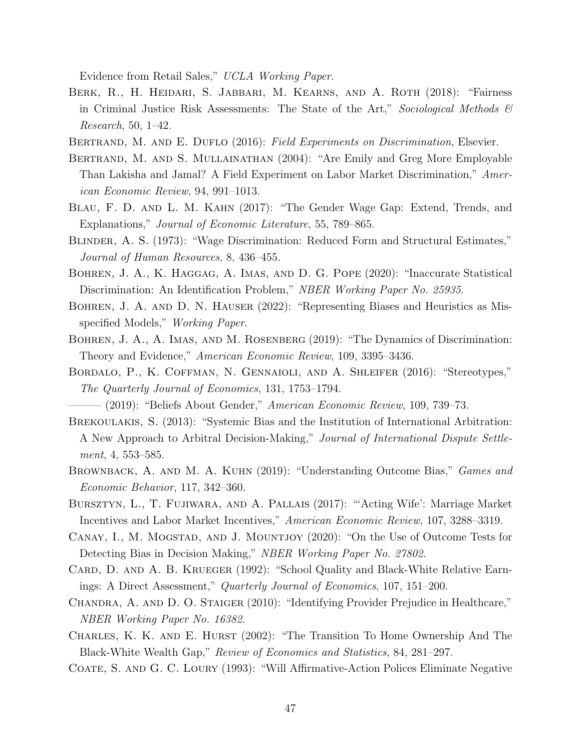Evidence from Retail Sales," *UCLA Working Paper*.

Berk, R., H. Heidari, S. Jabbari, M. Kearns, and A. Roth (2018): "Fairness in Criminal Justice Risk Assessments: The State of the Art," *Sociological Methods & Research*, 50, 1–42.

Bertrand, M. and E. Duflo (2016): *Field Experiments on Discrimination*, Elsevier.

Bertrand, M. and S. Mullainathan (2004): "Are Emily and Greg More Employable Than Lakisha and Jamal? A Field Experiment on Labor Market Discrimination," *American Economic Review*, 94, 991–1013.

Blau, F. D. and L. M. Kahn (2017): "The Gender Wage Gap: Extend, Trends, and Explanations," *Journal of Economic Literature*, 55, 789–865.

Blinder, A. S. (1973): "Wage Discrimination: Reduced Form and Structural Estimates," *Journal of Human Resources*, 8, 436–455.

Bohren, J. A., K. Haggag, A. Imas, and D. G. Pope (2020): "Inaccurate Statistical Discrimination: An Identification Problem," *NBER Working Paper No. 25935*.

Bohren, J. A. and D. N. Hauser (2022): "Representing Biases and Heuristics as Misspecified Models," *Working Paper*.

Bohren, J. A., A. Imas, and M. Rosenberg (2019): "The Dynamics of Discrimination: Theory and Evidence," *American Economic Review*, 109, 3395–3436.

Bordalo, P., K. Coffman, N. Gennaioli, and A. Shleifer (2016): "Stereotypes," *The Quarterly Journal of Economics*, 131, 1753–1794.

——— (2019): "Beliefs About Gender," *American Economic Review*, 109, 739–73.

Brekoulakis, S. (2013): "Systemic Bias and the Institution of International Arbitration: A New Approach to Arbitral Decision-Making," *Journal of International Dispute Settlement*, 4, 553–585.

Brownback, A. and M. A. Kuhn (2019): "Understanding Outcome Bias," *Games and Economic Behavior*, 117, 342–360.

Bursztyn, L., T. Fujiwara, and A. Pallais (2017): "'Acting Wife': Marriage Market Incentives and Labor Market Incentives," *American Economic Review*, 107, 3288–3319.

Canay, I., M. Mogstad, and J. Mountjoy (2020): "On the Use of Outcome Tests for Detecting Bias in Decision Making," *NBER Working Paper No. 27802*.

Card, D. and A. B. Krueger (1992): "School Quality and Black-White Relative Earnings: A Direct Assessment," *Quarterly Journal of Economics*, 107, 151–200.

Chandra, A. and D. O. Staiger (2010): "Identifying Provider Prejudice in Healthcare," *NBER Working Paper No. 16382*.

Charles, K. K. and E. Hurst (2002): "The Transition To Home Ownership And The Black-White Wealth Gap," *Review of Economics and Statistics*, 84, 281–297.

Coate, S. and G. C. Loury (1993): "Will Affirmative-Action Polices Eliminate Negative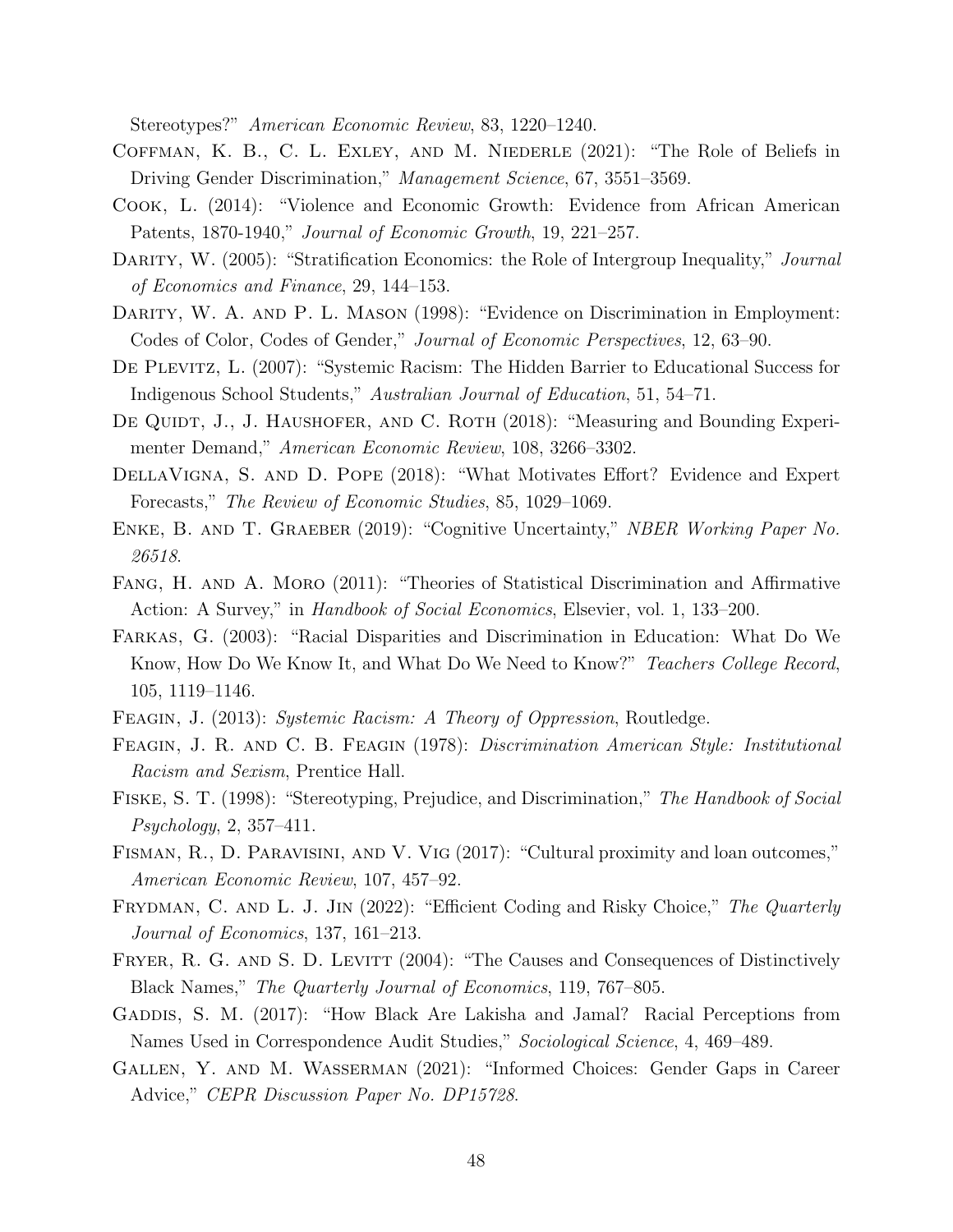Stereotypes?" *American Economic Review*, 83, 1220–1240.

Coffman, K. B., C. L. Exley, and M. Niederle (2021): "The Role of Beliefs in Driving Gender Discrimination," *Management Science*, 67, 3551–3569.

Cook, L. (2014): "Violence and Economic Growth: Evidence from African American Patents, 1870-1940," *Journal of Economic Growth*, 19, 221–257.

Darity, W. (2005): "Stratification Economics: the Role of Intergroup Inequality," *Journal of Economics and Finance*, 29, 144–153.

Darity, W. A. and P. L. Mason (1998): "Evidence on Discrimination in Employment: Codes of Color, Codes of Gender," *Journal of Economic Perspectives*, 12, 63–90.

De Plevitz, L. (2007): "Systemic Racism: The Hidden Barrier to Educational Success for Indigenous School Students," *Australian Journal of Education*, 51, 54–71.

De Quidt, J., J. Haushofer, and C. Roth (2018): "Measuring and Bounding Experimenter Demand," *American Economic Review*, 108, 3266–3302.

DellaVigna, S. and D. Pope (2018): "What Motivates Effort? Evidence and Expert Forecasts," *The Review of Economic Studies*, 85, 1029–1069.

Enke, B. and T. Graeber (2019): "Cognitive Uncertainty," *NBER Working Paper No. 26518*.

Fang, H. and A. Moro (2011): "Theories of Statistical Discrimination and Affirmative Action: A Survey," in *Handbook of Social Economics*, Elsevier, vol. 1, 133–200.

Farkas, G. (2003): "Racial Disparities and Discrimination in Education: What Do We Know, How Do We Know It, and What Do We Need to Know?" *Teachers College Record*, 105, 1119–1146.

Feagin, J. (2013): *Systemic Racism: A Theory of Oppression*, Routledge.

Feagin, J. R. and C. B. Feagin (1978): *Discrimination American Style: Institutional Racism and Sexism*, Prentice Hall.

Fiske, S. T. (1998): "Stereotyping, Prejudice, and Discrimination," *The Handbook of Social Psychology*, 2, 357–411.

Fisman, R., D. Paravisini, and V. Vig (2017): "Cultural proximity and loan outcomes," *American Economic Review*, 107, 457–92.

Frydman, C. and L. J. Jin (2022): "Efficient Coding and Risky Choice," *The Quarterly Journal of Economics*, 137, 161–213.

Fryer, R. G. and S. D. Levitt (2004): "The Causes and Consequences of Distinctively Black Names," *The Quarterly Journal of Economics*, 119, 767–805.

Gaddis, S. M. (2017): "How Black Are Lakisha and Jamal? Racial Perceptions from Names Used in Correspondence Audit Studies," *Sociological Science*, 4, 469–489.

Gallen, Y. and M. Wasserman (2021): "Informed Choices: Gender Gaps in Career Advice," *CEPR Discussion Paper No. DP15728*.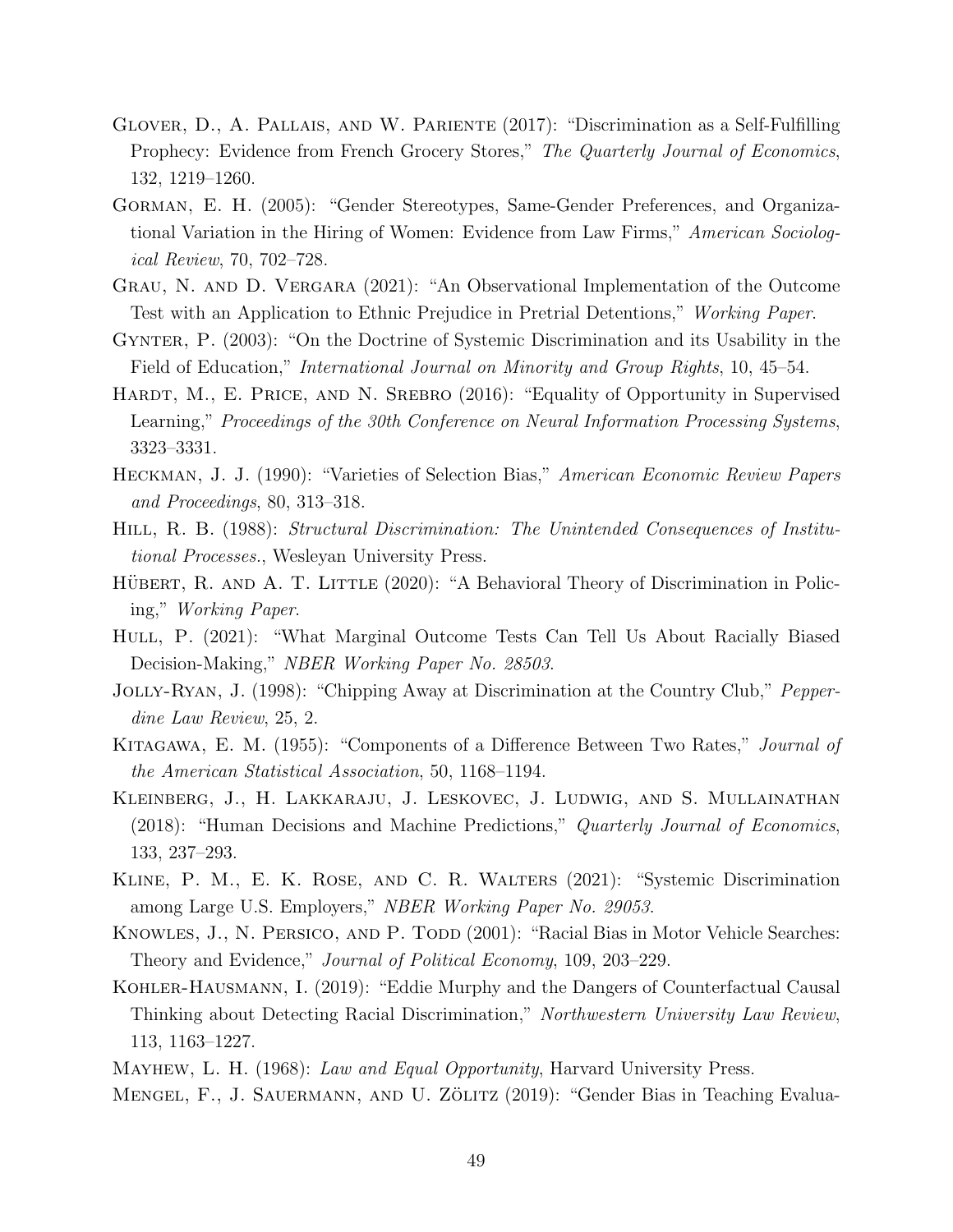Glover, D., A. Pallais, and W. Pariente (2017): "Discrimination as a Self-Fulfilling Prophecy: Evidence from French Grocery Stores," *The Quarterly Journal of Economics*, 132, 1219–1260.

Gorman, E. H. (2005): "Gender Stereotypes, Same-Gender Preferences, and Organizational Variation in the Hiring of Women: Evidence from Law Firms," *American Sociological Review*, 70, 702–728.

Grau, N. and D. Vergara (2021): "An Observational Implementation of the Outcome Test with an Application to Ethnic Prejudice in Pretrial Detentions," *Working Paper*.

Gynter, P. (2003): "On the Doctrine of Systemic Discrimination and its Usability in the Field of Education," *International Journal on Minority and Group Rights*, 10, 45–54.

Hardt, M., E. Price, and N. Srebro (2016): "Equality of Opportunity in Supervised Learning," *Proceedings of the 30th Conference on Neural Information Processing Systems*, 3323–3331.

Heckman, J. J. (1990): "Varieties of Selection Bias," *American Economic Review Papers and Proceedings*, 80, 313–318.

Hill, R. B. (1988): *Structural Discrimination: The Unintended Consequences of Institutional Processes.*, Wesleyan University Press.

Hübert, R. and A. T. Little (2020): "A Behavioral Theory of Discrimination in Policing," *Working Paper*.

Hull, P. (2021): "What Marginal Outcome Tests Can Tell Us About Racially Biased Decision-Making," *NBER Working Paper No. 28503*.

Jolly-Ryan, J. (1998): "Chipping Away at Discrimination at the Country Club," *Pepperdine Law Review*, 25, 2.

Kitagawa, E. M. (1955): "Components of a Difference Between Two Rates," *Journal of the American Statistical Association*, 50, 1168–1194.

Kleinberg, J., H. Lakkaraju, J. Leskovec, J. Ludwig, and S. Mullainathan (2018): "Human Decisions and Machine Predictions," *Quarterly Journal of Economics*, 133, 237–293.

Kline, P. M., E. K. Rose, and C. R. Walters (2021): "Systemic Discrimination among Large U.S. Employers," *NBER Working Paper No. 29053*.

Knowles, J., N. Persico, and P. Todd (2001): "Racial Bias in Motor Vehicle Searches: Theory and Evidence," *Journal of Political Economy*, 109, 203–229.

Kohler-Hausmann, I. (2019): "Eddie Murphy and the Dangers of Counterfactual Causal Thinking about Detecting Racial Discrimination," *Northwestern University Law Review*, 113, 1163–1227.

Mayhew, L. H. (1968): *Law and Equal Opportunity*, Harvard University Press.

Mengel, F., J. Sauermann, and U. Zölitz (2019): "Gender Bias in Teaching Evalua-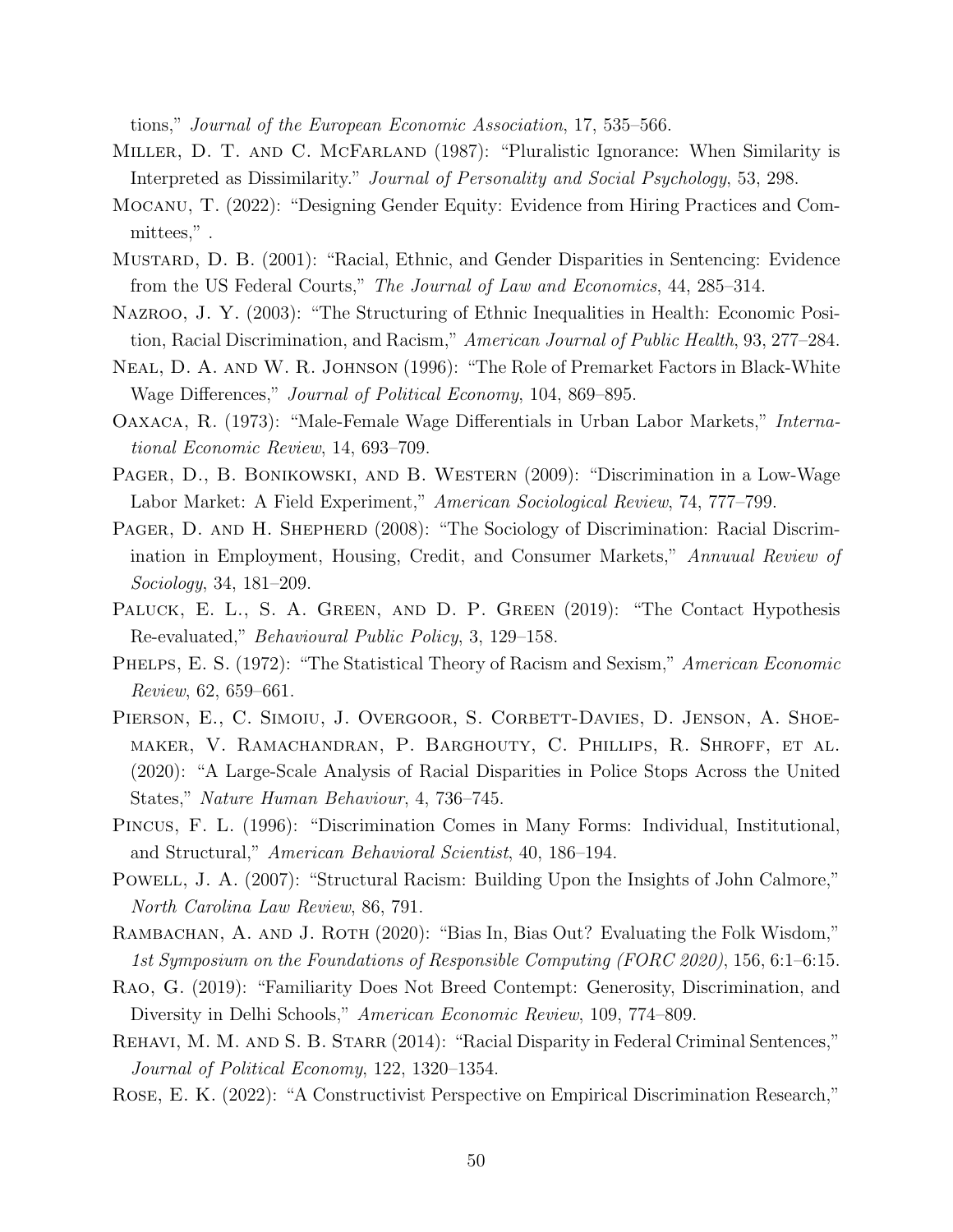tions," *Journal of the European Economic Association*, 17, 535–566.

Miller, D. T. and C. McFarland (1987): "Pluralistic Ignorance: When Similarity is Interpreted as Dissimilarity." *Journal of Personality and Social Psychology*, 53, 298.

Mocanu, T. (2022): "Designing Gender Equity: Evidence from Hiring Practices and Committees," .

Mustard, D. B. (2001): "Racial, Ethnic, and Gender Disparities in Sentencing: Evidence from the US Federal Courts," *The Journal of Law and Economics*, 44, 285–314.

Nazroo, J. Y. (2003): "The Structuring of Ethnic Inequalities in Health: Economic Position, Racial Discrimination, and Racism," *American Journal of Public Health*, 93, 277–284.

Neal, D. A. and W. R. Johnson (1996): "The Role of Premarket Factors in Black-White Wage Differences," *Journal of Political Economy*, 104, 869–895.

Oaxaca, R. (1973): "Male-Female Wage Differentials in Urban Labor Markets," *International Economic Review*, 14, 693–709.

Pager, D., B. Bonikowski, and B. Western (2009): "Discrimination in a Low-Wage Labor Market: A Field Experiment," *American Sociological Review*, 74, 777–799.

Pager, D. and H. Shepherd (2008): "The Sociology of Discrimination: Racial Discrimination in Employment, Housing, Credit, and Consumer Markets," *Annuual Review of Sociology*, 34, 181–209.

Paluck, E. L., S. A. Green, and D. P. Green (2019): "The Contact Hypothesis Re-evaluated," *Behavioural Public Policy*, 3, 129–158.

Phelps, E. S. (1972): "The Statistical Theory of Racism and Sexism," *American Economic Review*, 62, 659–661.

Pierson, E., C. Simoiu, J. Overgoor, S. Corbett-Davies, D. Jenson, A. Shoemaker, V. Ramachandran, P. Barghouty, C. Phillips, R. Shroff, et al. (2020): "A Large-Scale Analysis of Racial Disparities in Police Stops Across the United States," *Nature Human Behaviour*, 4, 736–745.

Pincus, F. L. (1996): "Discrimination Comes in Many Forms: Individual, Institutional, and Structural," *American Behavioral Scientist*, 40, 186–194.

Powell, J. A. (2007): "Structural Racism: Building Upon the Insights of John Calmore," *North Carolina Law Review*, 86, 791.

Rambachan, A. and J. Roth (2020): "Bias In, Bias Out? Evaluating the Folk Wisdom," *1st Symposium on the Foundations of Responsible Computing (FORC 2020)*, 156, 6:1–6:15.

Rao, G. (2019): "Familiarity Does Not Breed Contempt: Generosity, Discrimination, and Diversity in Delhi Schools," *American Economic Review*, 109, 774–809.

Rehavi, M. M. and S. B. Starr (2014): "Racial Disparity in Federal Criminal Sentences," *Journal of Political Economy*, 122, 1320–1354.

Rose, E. K. (2022): "A Constructivist Perspective on Empirical Discrimination Research,"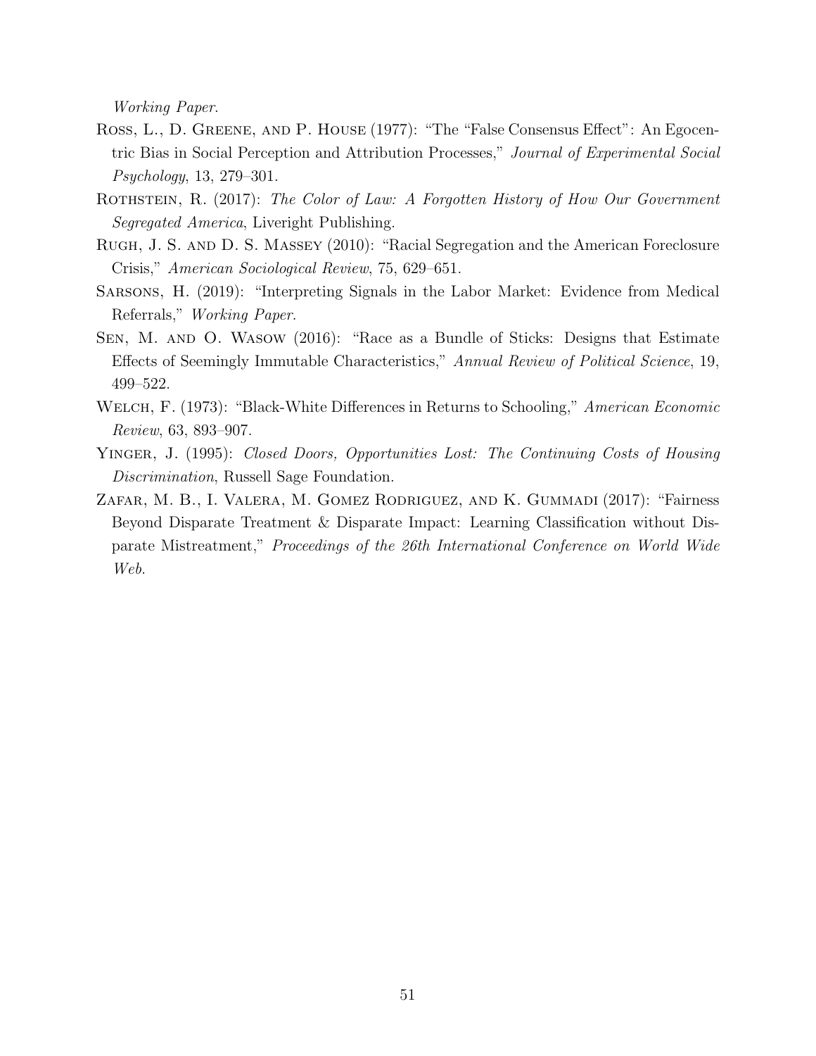*Working Paper*.

Ross, L., D. Greene, and P. House (1977): "The "False Consensus Effect": An Egocentric Bias in Social Perception and Attribution Processes," *Journal of Experimental Social Psychology*, 13, 279–301.

Rothstein, R. (2017): *The Color of Law: A Forgotten History of How Our Government Segregated America*, Liveright Publishing.

Rugh, J. S. and D. S. Massey (2010): "Racial Segregation and the American Foreclosure Crisis," *American Sociological Review*, 75, 629–651.

Sarsons, H. (2019): "Interpreting Signals in the Labor Market: Evidence from Medical Referrals," *Working Paper*.

Sen, M. and O. Wasow (2016): "Race as a Bundle of Sticks: Designs that Estimate Effects of Seemingly Immutable Characteristics," *Annual Review of Political Science*, 19, 499–522.

Welch, F. (1973): "Black-White Differences in Returns to Schooling," *American Economic Review*, 63, 893–907.

Yinger, J. (1995): *Closed Doors, Opportunities Lost: The Continuing Costs of Housing Discrimination*, Russell Sage Foundation.

Zafar, M. B., I. Valera, M. Gomez Rodriguez, and K. Gummadi (2017): "Fairness Beyond Disparate Treatment & Disparate Impact: Learning Classification without Disparate Mistreatment," *Proceedings of the 26th International Conference on World Wide Web*.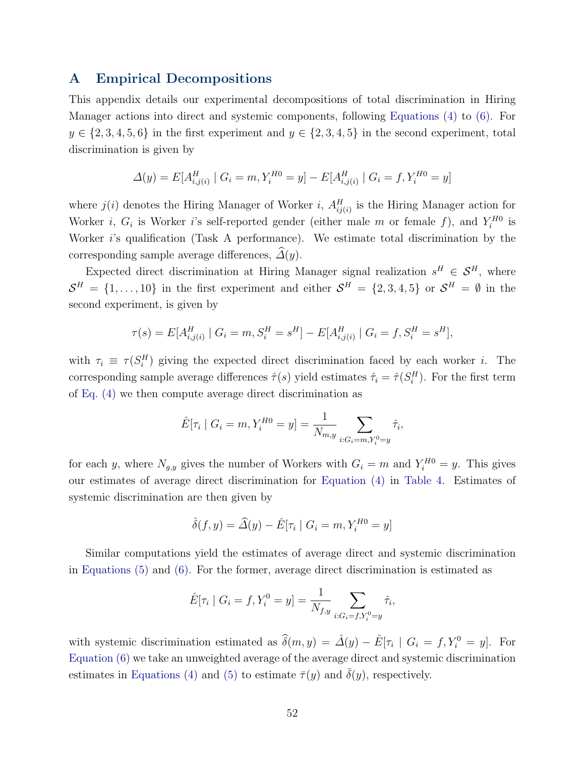## A Empirical Decompositions

This appendix details our experimental decompositions of total discrimination in Hiring Manager actions into direct and systemic components, following Equations (4) to (6). For $y \in \{2,3,4,5,6\}$ in the first experiment and $y \in \{2,3,4,5\}$ in the second experiment, total discrimination is given by

$$\Delta(y) = E[A^H_{i,j(i)} \mid G_i = m, Y_i^{H0} = y] - E[A^H_{i,j(i)} \mid G_i = f, Y_i^{H0} = y]$$

where $j(i)$ denotes the Hiring Manager of Worker $i$, $A^H_{ij(i)}$ is the Hiring Manager action for Worker $i$, $G_i$ is Worker $i$'s self-reported gender (either male $m$ or female $f$), and $Y_i^{H0}$ is Worker $i$'s qualification (Task A performance). We estimate total discrimination by the corresponding sample average differences, $\widehat{\Delta}(y)$.

Expected direct discrimination at Hiring Manager signal realization $s^H \in \mathcal{S}^H$, where $\mathcal{S}^H = \{1,\ldots,10\}$ in the first experiment and either $\mathcal{S}^H = \{2,3,4,5\}$ or $\mathcal{S}^H = \emptyset$ in the second experiment, is given by

$$\tau(s) = E[A^H_{i,j(i)} \mid G_i = m, S_i^H = s^H] - E[A^H_{i,j(i)} \mid G_i = f, S_i^H = s^H],$$

with $\tau_i \equiv \tau(S_i^H)$ giving the expected direct discrimination faced by each worker $i$. The corresponding sample average differences $\hat{\tau}(s)$ yield estimates $\hat{\tau}_i = \hat{\tau}(S_i^H)$. For the first term of Eq. (4) we then compute average direct discrimination as

$$\hat{E}[\tau_i \mid G_i = m, Y_i^{H0} = y] = \frac{1}{N_{m,y}} \sum_{i:G_i = m, Y_i^0 = y} \hat{\tau}_i,$$

for each $y$, where $N_{g,y}$ gives the number of Workers with $G_i = m$ and $Y_i^{H0} = y$. This gives our estimates of average direct discrimination for Equation (4) in Table 4. Estimates of systemic discrimination are then given by

$$\hat{\delta}(f,y) = \widehat{\Delta}(y) - \hat{E}[\tau_i \mid G_i = m, Y_i^{H0} = y]$$

Similar computations yield the estimates of average direct and systemic discrimination in Equations (5) and (6). For the former, average direct discrimination is estimated as

$$\hat{E}[\tau_i \mid G_i = f, Y_i^0 = y] = \frac{1}{N_{f,y}} \sum_{i:G_i = f, Y_i^0 = y} \hat{\tau}_i,$$

with systemic discrimination estimated as $\widehat{\delta}(m,y) = \hat{\Delta}(y) - \hat{E}[\tau_i \mid G_i = f, Y_i^0 = y]$. For Equation (6) we take an unweighted average of the average direct and systemic discrimination estimates in Equations (4) and (5) to estimate $\bar{\tau}(y)$ and $\bar{\delta}(y)$, respectively.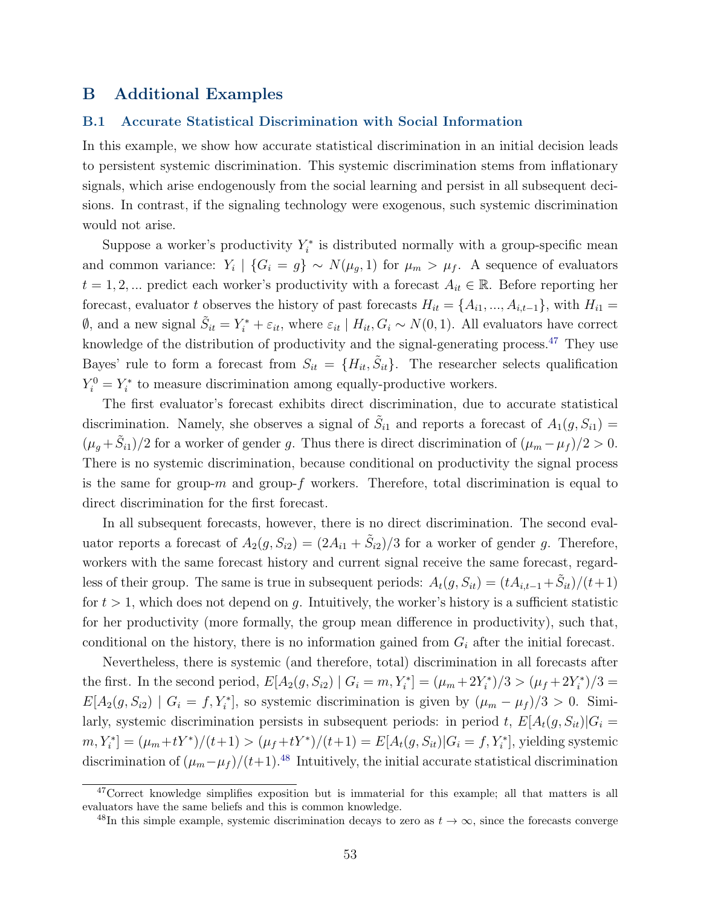# B Additional Examples

## B.1 Accurate Statistical Discrimination with Social Information

In this example, we show how accurate statistical discrimination in an initial decision leads to persistent systemic discrimination. This systemic discrimination stems from inflationary signals, which arise endogenously from the social learning and persist in all subsequent decisions. In contrast, if the signaling technology were exogenous, such systemic discrimination would not arise.

Suppose a worker's productivity $Y_i^*$ is distributed normally with a group-specific mean and common variance: $Y_i \mid \{G_i = g\} \sim N(\mu_g, 1)$ for $\mu_m > \mu_f$. A sequence of evaluators $t = 1, 2, ...$ predict each worker's productivity with a forecast $A_{it} \in \mathbb{R}$. Before reporting her forecast, evaluator $t$ observes the history of past forecasts $H_{it} = \{A_{i1}, ..., A_{i,t-1}\}$, with $H_{i1} = \emptyset$, and a new signal $\tilde{S}_{it} = Y_i^* + \varepsilon_{it}$, where $\varepsilon_{it} \mid H_{it}, G_i \sim N(0, 1)$. All evaluators have correct knowledge of the distribution of productivity and the signal-generating process.[47] They use Bayes' rule to form a forecast from $S_{it} = \{H_{it}, \tilde{S}_{it}\}$. The researcher selects qualification $Y_i^0 = Y_i^*$ to measure discrimination among equally-productive workers.

The first evaluator's forecast exhibits direct discrimination, due to accurate statistical discrimination. Namely, she observes a signal of $\tilde{S}_{i1}$ and reports a forecast of $A_1(g, S_{i1}) = (\mu_g + \tilde{S}_{i1})/2$ for a worker of gender $g$. Thus there is direct discrimination of $(\mu_m - \mu_f)/2 > 0$. There is no systemic discrimination, because conditional on productivity the signal process is the same for group-$m$ and group-$f$ workers. Therefore, total discrimination is equal to direct discrimination for the first forecast.

In all subsequent forecasts, however, there is no direct discrimination. The second evaluator reports a forecast of $A_2(g, S_{i2}) = (2A_{i1} + \tilde{S}_{i2})/3$ for a worker of gender $g$. Therefore, workers with the same forecast history and current signal receive the same forecast, regardless of their group. The same is true in subsequent periods: $A_t(g, S_{it}) = (tA_{i,t-1} + \tilde{S}_{it})/(t+1)$ for $t > 1$, which does not depend on $g$. Intuitively, the worker's history is a sufficient statistic for her productivity (more formally, the group mean difference in productivity), such that, conditional on the history, there is no information gained from $G_i$ after the initial forecast.

Nevertheless, there is systemic (and therefore, total) discrimination in all forecasts after the first. In the second period, $E[A_2(g, S_{i2}) \mid G_i = m, Y_i^*] = (\mu_m + 2Y_i^*)/3 > (\mu_f + 2Y_i^*)/3 = E[A_2(g, S_{i2}) \mid G_i = f, Y_i^*]$, so systemic discrimination is given by $(\mu_m - \mu_f)/3 > 0$. Similarly, systemic discrimination persists in subsequent periods: in period $t$, $E[A_t(g, S_{it}) | G_i = m, Y_i^*] = (\mu_m + tY^*)/(t+1) > (\mu_f + tY^*)/(t+1) = E[A_t(g, S_{it}) | G_i = f, Y_i^*]$, yielding systemic discrimination of $(\mu_m - \mu_f)/(t+1)$.[48] Intuitively, the initial accurate statistical discrimination

[47] Correct knowledge simplifies exposition but is immaterial for this example; all that matters is all evaluators have the same beliefs and this is common knowledge.

[48] In this simple example, systemic discrimination decays to zero as $t \to \infty$, since the forecasts converge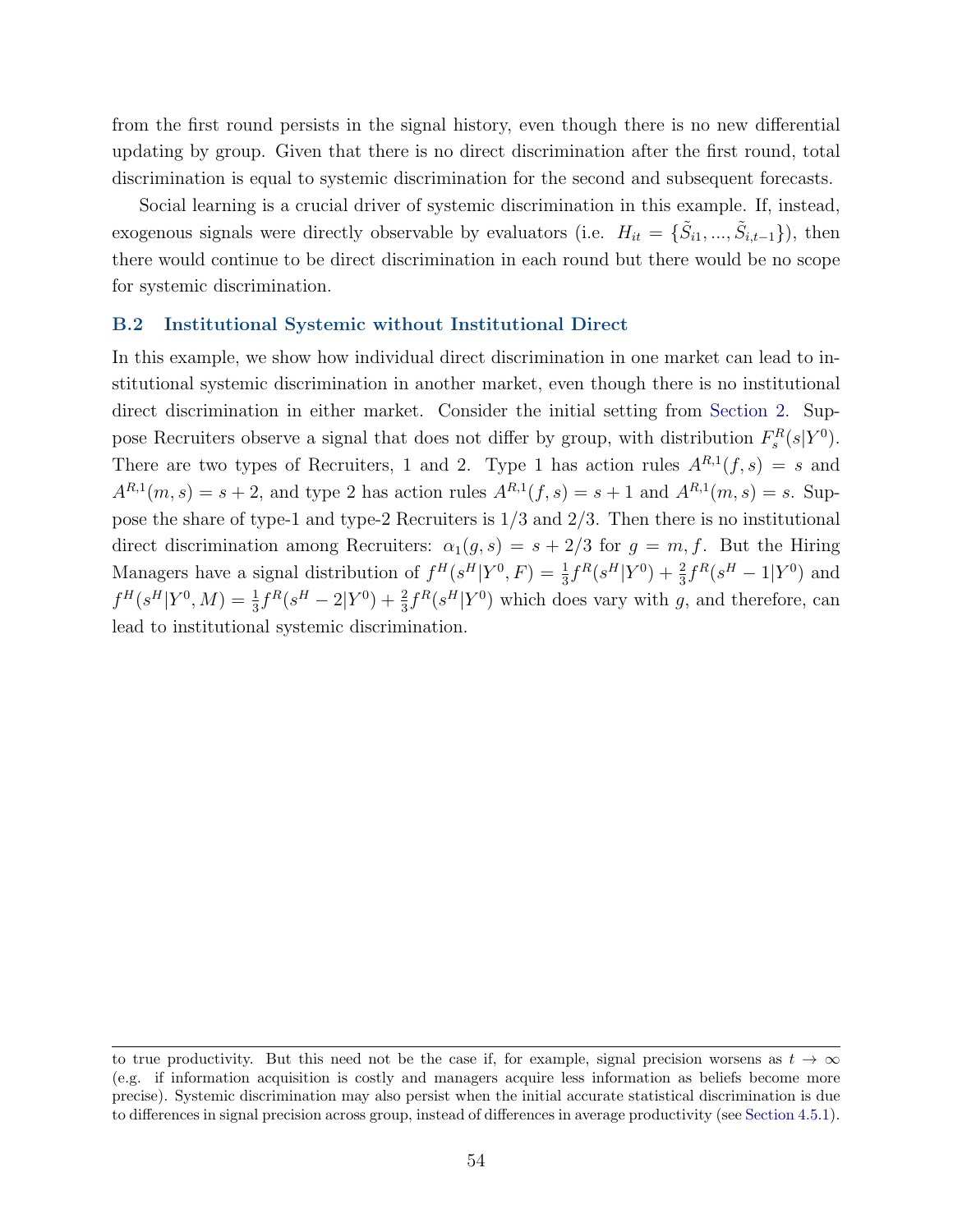from the first round persists in the signal history, even though there is no new differential updating by group. Given that there is no direct discrimination after the first round, total discrimination is equal to systemic discrimination for the second and subsequent forecasts.

Social learning is a crucial driver of systemic discrimination in this example. If, instead, exogenous signals were directly observable by evaluators (i.e. $H_{it} = \{\tilde{S}_{i1}, ..., \tilde{S}_{i,t-1}\}$), then there would continue to be direct discrimination in each round but there would be no scope for systemic discrimination.

## B.2 Institutional Systemic without Institutional Direct

In this example, we show how individual direct discrimination in one market can lead to institutional systemic discrimination in another market, even though there is no institutional direct discrimination in either market. Consider the initial setting from Section 2. Suppose Recruiters observe a signal that does not differ by group, with distribution $F_s^R(s|Y^0)$. There are two types of Recruiters, 1 and 2. Type 1 has action rules $A^{R,1}(f, s) = s$ and $A^{R,1}(m, s) = s + 2$, and type 2 has action rules $A^{R,1}(f, s) = s + 1$ and $A^{R,1}(m, s) = s$. Suppose the share of type-1 and type-2 Recruiters is 1/3 and 2/3. Then there is no institutional direct discrimination among Recruiters: $\alpha_1(g, s) = s + 2/3$ for $g = m, f$. But the Hiring Managers have a signal distribution of $f^H(s^H|Y^0, F) = \frac{1}{3}f^R(s^H|Y^0) + \frac{2}{3}f^R(s^H - 1|Y^0)$ and $f^H(s^H|Y^0, M) = \frac{1}{3}f^R(s^H - 2|Y^0) + \frac{2}{3}f^R(s^H|Y^0)$ which does vary with $g$, and therefore, can lead to institutional systemic discrimination.

---

to true productivity. But this need not be the case if, for example, signal precision worsens as $t \to \infty$ (e.g. if information acquisition is costly and managers acquire less information as beliefs become more precise). Systemic discrimination may also persist when the initial accurate statistical discrimination is due to differences in signal precision across group, instead of differences in average productivity (see Section 4.5.1).